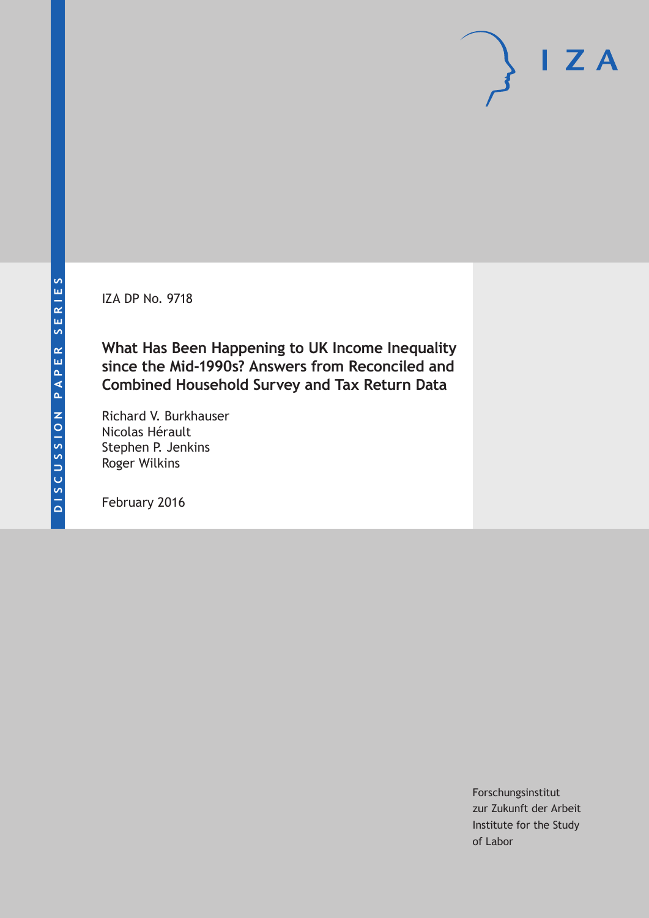DISCUSSION PAPER SERIES

IZA DP No. 9718

# What Has Been Happening to UK Income Inequality since the Mid-1990s? Answers from Reconciled and Combined Household Survey and Tax Return Data

Richard V. Burkhauser
Nicolas Hérault
Stephen P. Jenkins
Roger Wilkins

February 2016

Forschungsinstitut
zur Zukunft der Arbeit
Institute for the Study
of Labor

IZA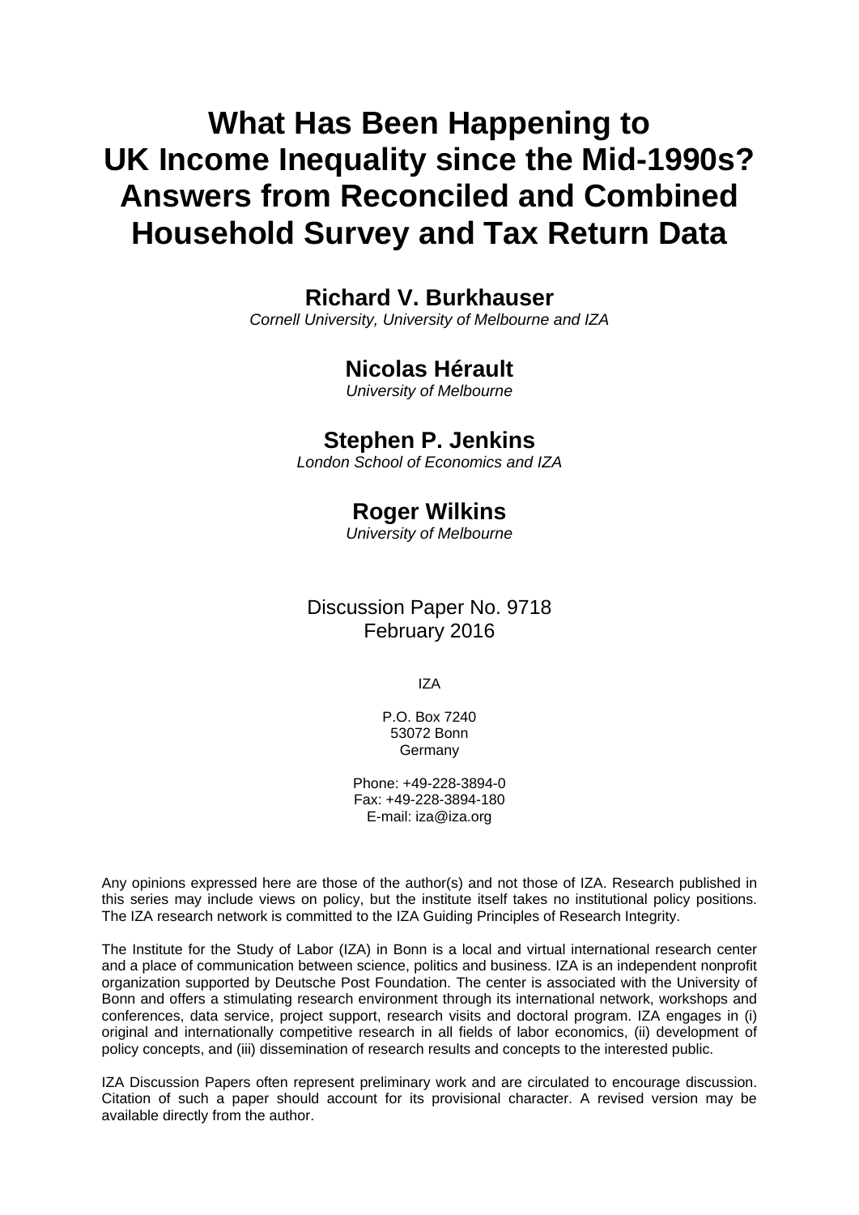# What Has Been Happening to UK Income Inequality since the Mid-1990s? Answers from Reconciled and Combined Household Survey and Tax Return Data

**Richard V. Burkhauser**
*Cornell University, University of Melbourne and IZA*

**Nicolas Hérault**
*University of Melbourne*

**Stephen P. Jenkins**
*London School of Economics and IZA*

**Roger Wilkins**
*University of Melbourne*

Discussion Paper No. 9718
February 2016

IZA

P.O. Box 7240
53072 Bonn
Germany

Phone: +49-228-3894-0
Fax: +49-228-3894-180
E-mail: iza@iza.org

Any opinions expressed here are those of the author(s) and not those of IZA. Research published in this series may include views on policy, but the institute itself takes no institutional policy positions. The IZA research network is committed to the IZA Guiding Principles of Research Integrity.

The Institute for the Study of Labor (IZA) in Bonn is a local and virtual international research center and a place of communication between science, politics and business. IZA is an independent nonprofit organization supported by Deutsche Post Foundation. The center is associated with the University of Bonn and offers a stimulating research environment through its international network, workshops and conferences, data service, project support, research visits and doctoral program. IZA engages in (i) original and internationally competitive research in all fields of labor economics, (ii) development of policy concepts, and (iii) dissemination of research results and concepts to the interested public.

IZA Discussion Papers often represent preliminary work and are circulated to encourage discussion. Citation of such a paper should account for its provisional character. A revised version may be available directly from the author.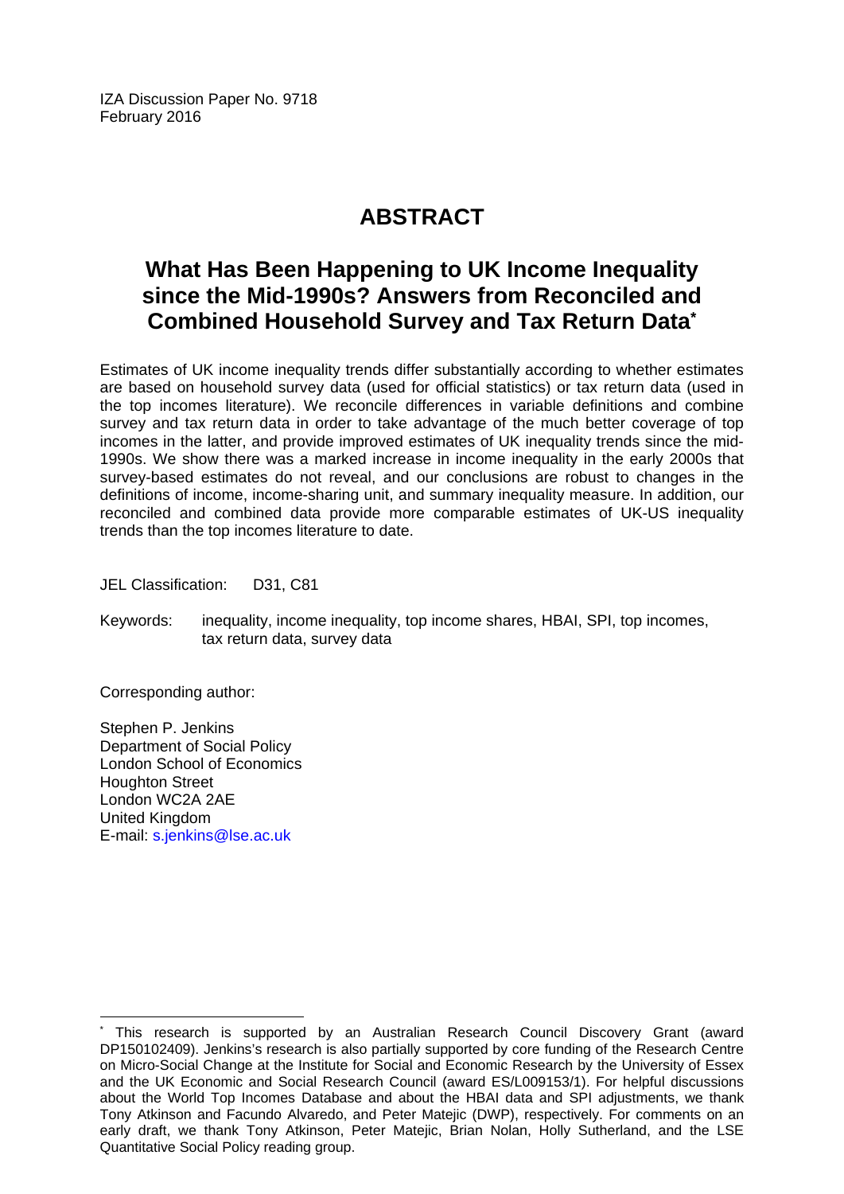IZA Discussion Paper No. 9718
February 2016

# ABSTRACT

## What Has Been Happening to UK Income Inequality since the Mid-1990s? Answers from Reconciled and Combined Household Survey and Tax Return Data*

Estimates of UK income inequality trends differ substantially according to whether estimates are based on household survey data (used for official statistics) or tax return data (used in the top incomes literature). We reconcile differences in variable definitions and combine survey and tax return data in order to take advantage of the much better coverage of top incomes in the latter, and provide improved estimates of UK inequality trends since the mid-1990s. We show there was a marked increase in income inequality in the early 2000s that survey-based estimates do not reveal, and our conclusions are robust to changes in the definitions of income, income-sharing unit, and summary inequality measure. In addition, our reconciled and combined data provide more comparable estimates of UK-US inequality trends than the top incomes literature to date.

JEL Classification: D31, C81

Keywords: inequality, income inequality, top income shares, HBAI, SPI, top incomes, tax return data, survey data

Corresponding author:

Stephen P. Jenkins
Department of Social Policy
London School of Economics
Houghton Street
London WC2A 2AE
United Kingdom
E-mail: s.jenkins@lse.ac.uk

---

* This research is supported by an Australian Research Council Discovery Grant (award DP150102409). Jenkins's research is also partially supported by core funding of the Research Centre on Micro-Social Change at the Institute for Social and Economic Research by the University of Essex and the UK Economic and Social Research Council (award ES/L009153/1). For helpful discussions about the World Top Incomes Database and about the HBAI data and SPI adjustments, we thank Tony Atkinson and Facundo Alvaredo, and Peter Matejic (DWP), respectively. For comments on an early draft, we thank Tony Atkinson, Peter Matejic, Brian Nolan, Holly Sutherland, and the LSE Quantitative Social Policy reading group.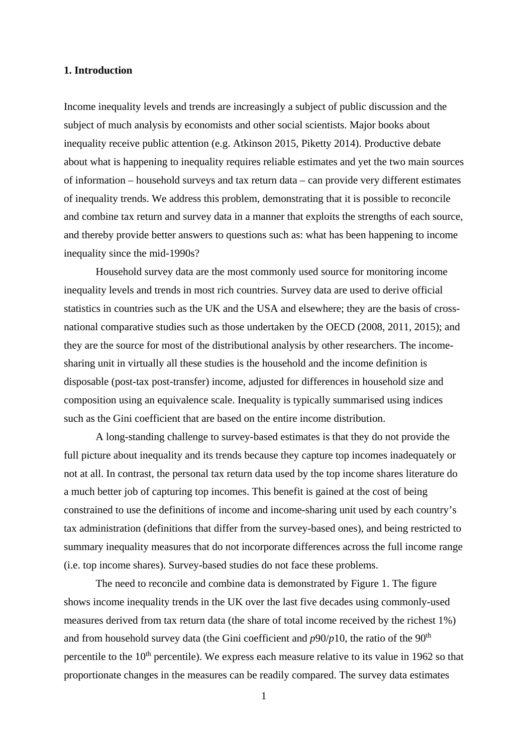## 1. Introduction

Income inequality levels and trends are increasingly a subject of public discussion and the subject of much analysis by economists and other social scientists. Major books about inequality receive public attention (e.g. Atkinson 2015, Piketty 2014). Productive debate about what is happening to inequality requires reliable estimates and yet the two main sources of information – household surveys and tax return data – can provide very different estimates of inequality trends. We address this problem, demonstrating that it is possible to reconcile and combine tax return and survey data in a manner that exploits the strengths of each source, and thereby provide better answers to questions such as: what has been happening to income inequality since the mid-1990s?

Household survey data are the most commonly used source for monitoring income inequality levels and trends in most rich countries. Survey data are used to derive official statistics in countries such as the UK and the USA and elsewhere; they are the basis of cross-national comparative studies such as those undertaken by the OECD (2008, 2011, 2015); and they are the source for most of the distributional analysis by other researchers. The income-sharing unit in virtually all these studies is the household and the income definition is disposable (post-tax post-transfer) income, adjusted for differences in household size and composition using an equivalence scale. Inequality is typically summarised using indices such as the Gini coefficient that are based on the entire income distribution.

A long-standing challenge to survey-based estimates is that they do not provide the full picture about inequality and its trends because they capture top incomes inadequately or not at all. In contrast, the personal tax return data used by the top income shares literature do a much better job of capturing top incomes. This benefit is gained at the cost of being constrained to use the definitions of income and income-sharing unit used by each country's tax administration (definitions that differ from the survey-based ones), and being restricted to summary inequality measures that do not incorporate differences across the full income range (i.e. top income shares). Survey-based studies do not face these problems.

The need to reconcile and combine data is demonstrated by Figure 1. The figure shows income inequality trends in the UK over the last five decades using commonly-used measures derived from tax return data (the share of total income received by the richest 1%) and from household survey data (the Gini coefficient and *p*90/*p*10, the ratio of the 90$^{th}$ percentile to the 10$^{th}$ percentile). We express each measure relative to its value in 1962 so that proportionate changes in the measures can be readily compared. The survey data estimates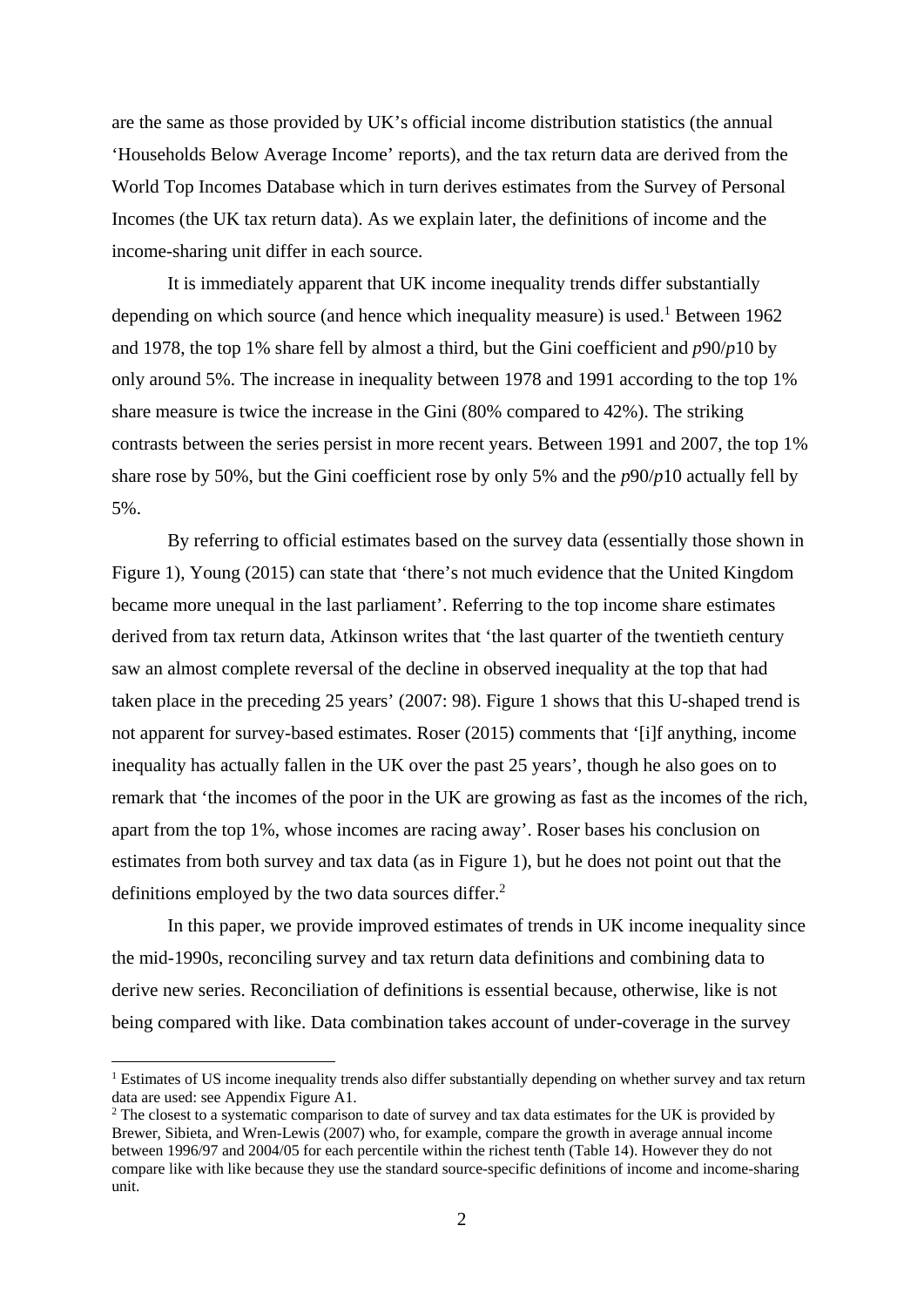are the same as those provided by UK's official income distribution statistics (the annual 'Households Below Average Income' reports), and the tax return data are derived from the World Top Incomes Database which in turn derives estimates from the Survey of Personal Incomes (the UK tax return data). As we explain later, the definitions of income and the income-sharing unit differ in each source.

It is immediately apparent that UK income inequality trends differ substantially depending on which source (and hence which inequality measure) is used.[1] Between 1962 and 1978, the top 1% share fell by almost a third, but the Gini coefficient and *p*90/*p*10 by only around 5%. The increase in inequality between 1978 and 1991 according to the top 1% share measure is twice the increase in the Gini (80% compared to 42%). The striking contrasts between the series persist in more recent years. Between 1991 and 2007, the top 1% share rose by 50%, but the Gini coefficient rose by only 5% and the *p*90/*p*10 actually fell by 5%.

By referring to official estimates based on the survey data (essentially those shown in Figure 1), Young (2015) can state that 'there's not much evidence that the United Kingdom became more unequal in the last parliament'. Referring to the top income share estimates derived from tax return data, Atkinson writes that 'the last quarter of the twentieth century saw an almost complete reversal of the decline in observed inequality at the top that had taken place in the preceding 25 years' (2007: 98). Figure 1 shows that this U-shaped trend is not apparent for survey-based estimates. Roser (2015) comments that '[i]f anything, income inequality has actually fallen in the UK over the past 25 years', though he also goes on to remark that 'the incomes of the poor in the UK are growing as fast as the incomes of the rich, apart from the top 1%, whose incomes are racing away'. Roser bases his conclusion on estimates from both survey and tax data (as in Figure 1), but he does not point out that the definitions employed by the two data sources differ.[2]

In this paper, we provide improved estimates of trends in UK income inequality since the mid-1990s, reconciling survey and tax return data definitions and combining data to derive new series. Reconciliation of definitions is essential because, otherwise, like is not being compared with like. Data combination takes account of under-coverage in the survey

[1] Estimates of US income inequality trends also differ substantially depending on whether survey and tax return data are used: see Appendix Figure A1.

[2] The closest to a systematic comparison to date of survey and tax data estimates for the UK is provided by Brewer, Sibieta, and Wren-Lewis (2007) who, for example, compare the growth in average annual income between 1996/97 and 2004/05 for each percentile within the richest tenth (Table 14). However they do not compare like with like because they use the standard source-specific definitions of income and income-sharing unit.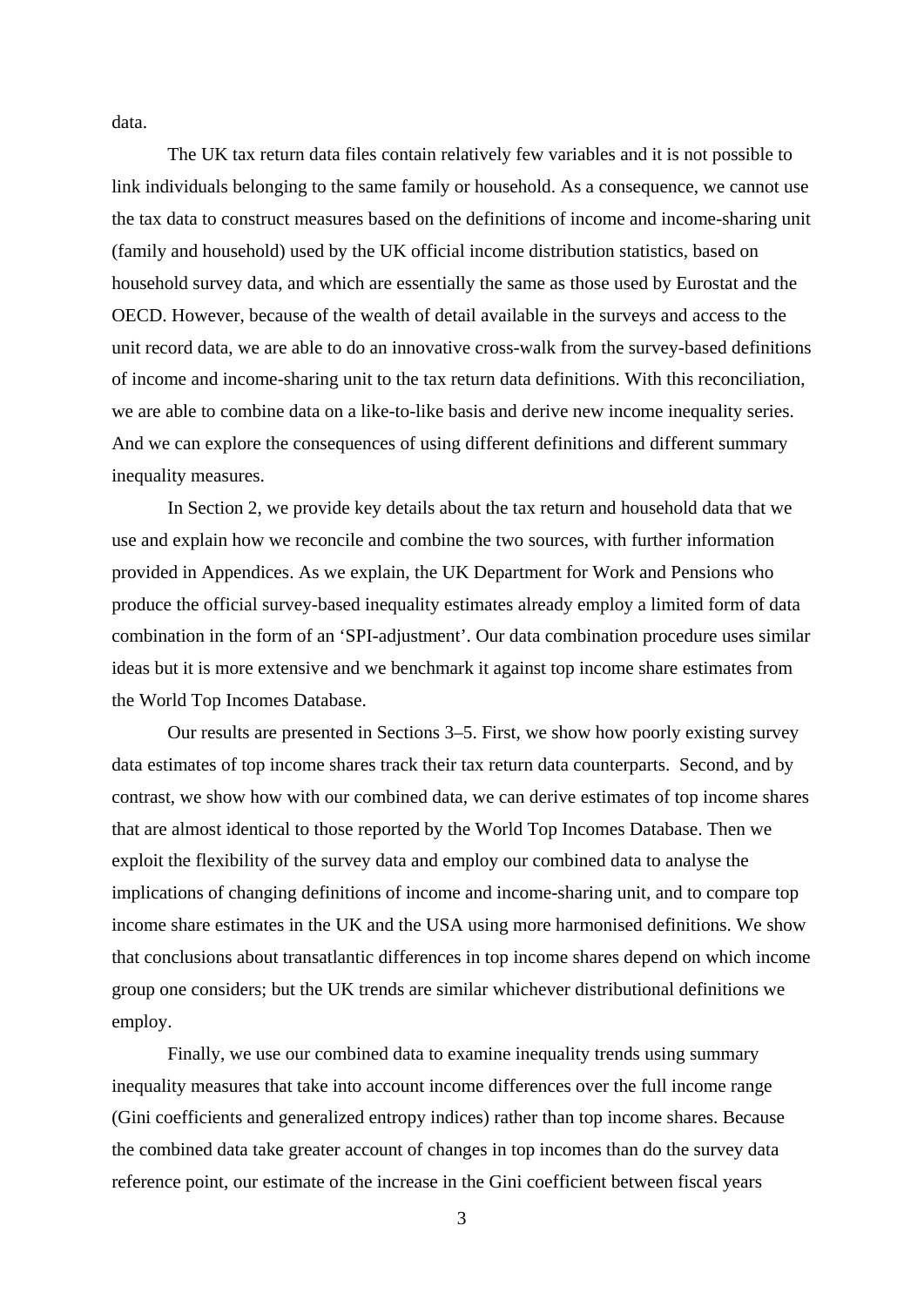data.

The UK tax return data files contain relatively few variables and it is not possible to link individuals belonging to the same family or household. As a consequence, we cannot use the tax data to construct measures based on the definitions of income and income-sharing unit (family and household) used by the UK official income distribution statistics, based on household survey data, and which are essentially the same as those used by Eurostat and the OECD. However, because of the wealth of detail available in the surveys and access to the unit record data, we are able to do an innovative cross-walk from the survey-based definitions of income and income-sharing unit to the tax return data definitions. With this reconciliation, we are able to combine data on a like-to-like basis and derive new income inequality series. And we can explore the consequences of using different definitions and different summary inequality measures.

In Section 2, we provide key details about the tax return and household data that we use and explain how we reconcile and combine the two sources, with further information provided in Appendices. As we explain, the UK Department for Work and Pensions who produce the official survey-based inequality estimates already employ a limited form of data combination in the form of an 'SPI-adjustment'. Our data combination procedure uses similar ideas but it is more extensive and we benchmark it against top income share estimates from the World Top Incomes Database.

Our results are presented in Sections 3–5. First, we show how poorly existing survey data estimates of top income shares track their tax return data counterparts. Second, and by contrast, we show how with our combined data, we can derive estimates of top income shares that are almost identical to those reported by the World Top Incomes Database. Then we exploit the flexibility of the survey data and employ our combined data to analyse the implications of changing definitions of income and income-sharing unit, and to compare top income share estimates in the UK and the USA using more harmonised definitions. We show that conclusions about transatlantic differences in top income shares depend on which income group one considers; but the UK trends are similar whichever distributional definitions we employ.

Finally, we use our combined data to examine inequality trends using summary inequality measures that take into account income differences over the full income range (Gini coefficients and generalized entropy indices) rather than top income shares. Because the combined data take greater account of changes in top incomes than do the survey data reference point, our estimate of the increase in the Gini coefficient between fiscal years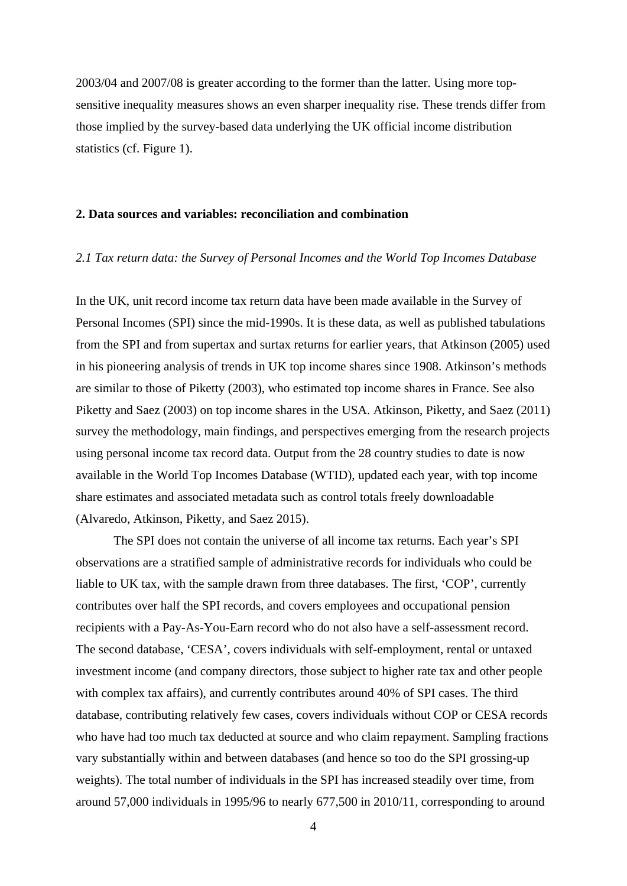2003/04 and 2007/08 is greater according to the former than the latter. Using more top-sensitive inequality measures shows an even sharper inequality rise. These trends differ from those implied by the survey-based data underlying the UK official income distribution statistics (cf. Figure 1).

## 2. Data sources and variables: reconciliation and combination

### *2.1 Tax return data: the Survey of Personal Incomes and the World Top Incomes Database*

In the UK, unit record income tax return data have been made available in the Survey of Personal Incomes (SPI) since the mid-1990s. It is these data, as well as published tabulations from the SPI and from supertax and surtax returns for earlier years, that Atkinson (2005) used in his pioneering analysis of trends in UK top income shares since 1908. Atkinson's methods are similar to those of Piketty (2003), who estimated top income shares in France. See also Piketty and Saez (2003) on top income shares in the USA. Atkinson, Piketty, and Saez (2011) survey the methodology, main findings, and perspectives emerging from the research projects using personal income tax record data. Output from the 28 country studies to date is now available in the World Top Incomes Database (WTID), updated each year, with top income share estimates and associated metadata such as control totals freely downloadable (Alvaredo, Atkinson, Piketty, and Saez 2015).

The SPI does not contain the universe of all income tax returns. Each year's SPI observations are a stratified sample of administrative records for individuals who could be liable to UK tax, with the sample drawn from three databases. The first, 'COP', currently contributes over half the SPI records, and covers employees and occupational pension recipients with a Pay-As-You-Earn record who do not also have a self-assessment record. The second database, 'CESA', covers individuals with self-employment, rental or untaxed investment income (and company directors, those subject to higher rate tax and other people with complex tax affairs), and currently contributes around 40% of SPI cases. The third database, contributing relatively few cases, covers individuals without COP or CESA records who have had too much tax deducted at source and who claim repayment. Sampling fractions vary substantially within and between databases (and hence so too do the SPI grossing-up weights). The total number of individuals in the SPI has increased steadily over time, from around 57,000 individuals in 1995/96 to nearly 677,500 in 2010/11, corresponding to around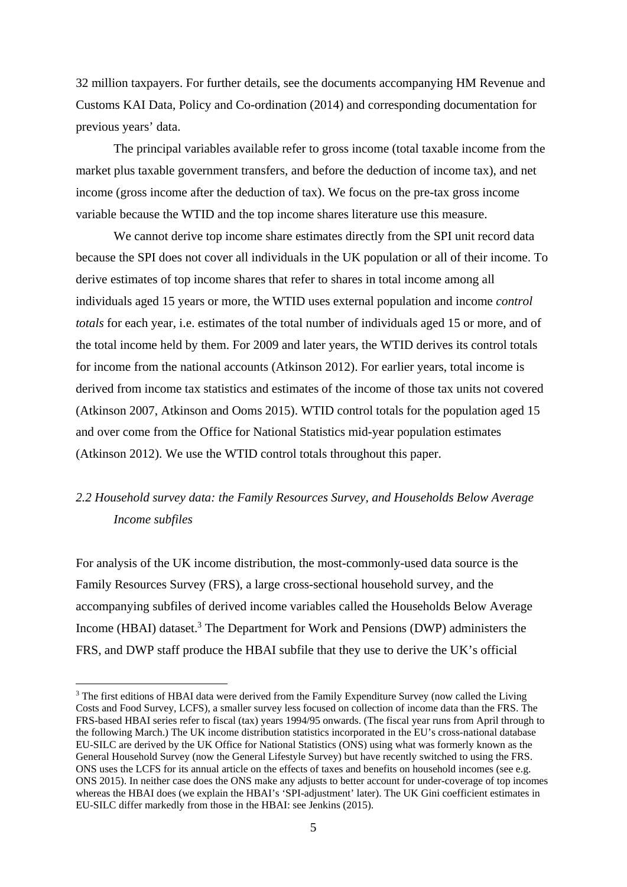32 million taxpayers. For further details, see the documents accompanying HM Revenue and Customs KAI Data, Policy and Co-ordination (2014) and corresponding documentation for previous years' data.

The principal variables available refer to gross income (total taxable income from the market plus taxable government transfers, and before the deduction of income tax), and net income (gross income after the deduction of tax). We focus on the pre-tax gross income variable because the WTID and the top income shares literature use this measure.

We cannot derive top income share estimates directly from the SPI unit record data because the SPI does not cover all individuals in the UK population or all of their income. To derive estimates of top income shares that refer to shares in total income among all individuals aged 15 years or more, the WTID uses external population and income *control totals* for each year, i.e. estimates of the total number of individuals aged 15 or more, and of the total income held by them. For 2009 and later years, the WTID derives its control totals for income from the national accounts (Atkinson 2012). For earlier years, total income is derived from income tax statistics and estimates of the income of those tax units not covered (Atkinson 2007, Atkinson and Ooms 2015). WTID control totals for the population aged 15 and over come from the Office for National Statistics mid-year population estimates (Atkinson 2012). We use the WTID control totals throughout this paper.

### *2.2 Household survey data: the Family Resources Survey, and Households Below Average Income subfiles*

For analysis of the UK income distribution, the most-commonly-used data source is the Family Resources Survey (FRS), a large cross-sectional household survey, and the accompanying subfiles of derived income variables called the Households Below Average Income (HBAI) dataset.[3] The Department for Work and Pensions (DWP) administers the FRS, and DWP staff produce the HBAI subfile that they use to derive the UK's official

[3] The first editions of HBAI data were derived from the Family Expenditure Survey (now called the Living Costs and Food Survey, LCFS), a smaller survey less focused on collection of income data than the FRS. The FRS-based HBAI series refer to fiscal (tax) years 1994/95 onwards. (The fiscal year runs from April through to the following March.) The UK income distribution statistics incorporated in the EU's cross-national database EU-SILC are derived by the UK Office for National Statistics (ONS) using what was formerly known as the General Household Survey (now the General Lifestyle Survey) but have recently switched to using the FRS. ONS uses the LCFS for its annual article on the effects of taxes and benefits on household incomes (see e.g. ONS 2015). In neither case does the ONS make any adjusts to better account for under-coverage of top incomes whereas the HBAI does (we explain the HBAI's 'SPI-adjustment' later). The UK Gini coefficient estimates in EU-SILC differ markedly from those in the HBAI: see Jenkins (2015).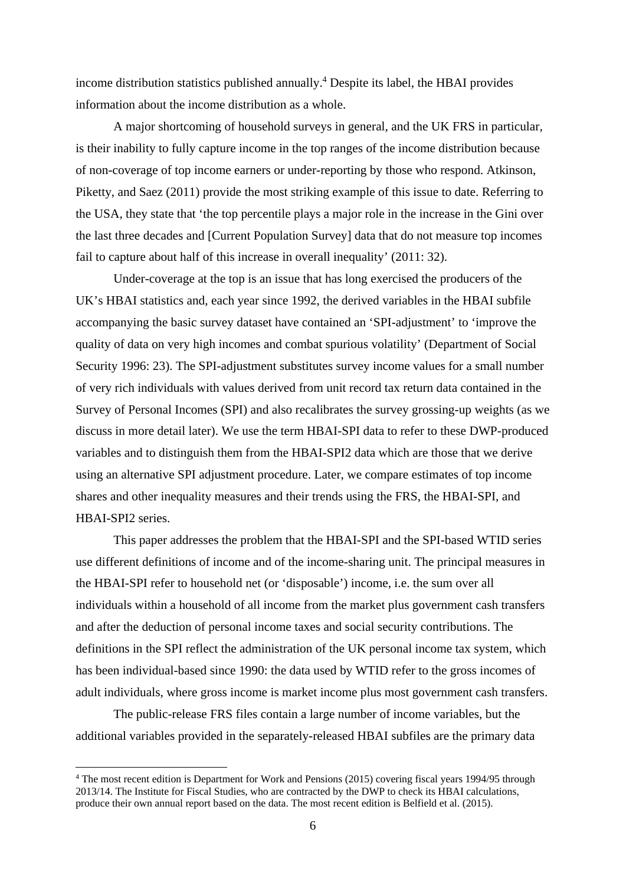income distribution statistics published annually.[4] Despite its label, the HBAI provides information about the income distribution as a whole.

A major shortcoming of household surveys in general, and the UK FRS in particular, is their inability to fully capture income in the top ranges of the income distribution because of non-coverage of top income earners or under-reporting by those who respond. Atkinson, Piketty, and Saez (2011) provide the most striking example of this issue to date. Referring to the USA, they state that 'the top percentile plays a major role in the increase in the Gini over the last three decades and [Current Population Survey] data that do not measure top incomes fail to capture about half of this increase in overall inequality' (2011: 32).

Under-coverage at the top is an issue that has long exercised the producers of the UK's HBAI statistics and, each year since 1992, the derived variables in the HBAI subfile accompanying the basic survey dataset have contained an 'SPI-adjustment' to 'improve the quality of data on very high incomes and combat spurious volatility' (Department of Social Security 1996: 23). The SPI-adjustment substitutes survey income values for a small number of very rich individuals with values derived from unit record tax return data contained in the Survey of Personal Incomes (SPI) and also recalibrates the survey grossing-up weights (as we discuss in more detail later). We use the term HBAI-SPI data to refer to these DWP-produced variables and to distinguish them from the HBAI-SPI2 data which are those that we derive using an alternative SPI adjustment procedure. Later, we compare estimates of top income shares and other inequality measures and their trends using the FRS, the HBAI-SPI, and HBAI-SPI2 series.

This paper addresses the problem that the HBAI-SPI and the SPI-based WTID series use different definitions of income and of the income-sharing unit. The principal measures in the HBAI-SPI refer to household net (or 'disposable') income, i.e. the sum over all individuals within a household of all income from the market plus government cash transfers and after the deduction of personal income taxes and social security contributions. The definitions in the SPI reflect the administration of the UK personal income tax system, which has been individual-based since 1990: the data used by WTID refer to the gross incomes of adult individuals, where gross income is market income plus most government cash transfers.

The public-release FRS files contain a large number of income variables, but the additional variables provided in the separately-released HBAI subfiles are the primary data

[4] The most recent edition is Department for Work and Pensions (2015) covering fiscal years 1994/95 through 2013/14. The Institute for Fiscal Studies, who are contracted by the DWP to check its HBAI calculations, produce their own annual report based on the data. The most recent edition is Belfield et al. (2015).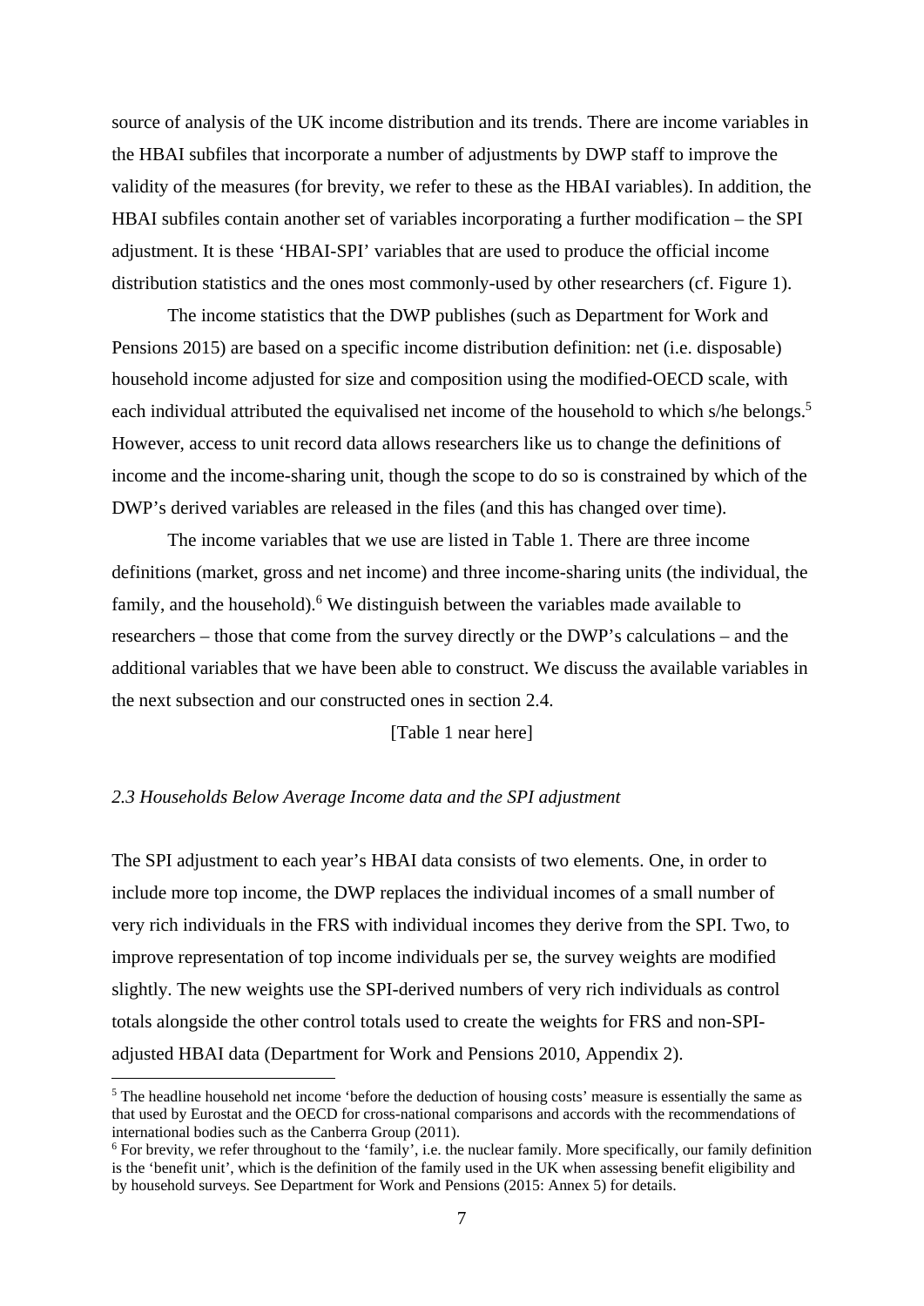source of analysis of the UK income distribution and its trends. There are income variables in the HBAI subfiles that incorporate a number of adjustments by DWP staff to improve the validity of the measures (for brevity, we refer to these as the HBAI variables). In addition, the HBAI subfiles contain another set of variables incorporating a further modification – the SPI adjustment. It is these 'HBAI-SPI' variables that are used to produce the official income distribution statistics and the ones most commonly-used by other researchers (cf. Figure 1).

The income statistics that the DWP publishes (such as Department for Work and Pensions 2015) are based on a specific income distribution definition: net (i.e. disposable) household income adjusted for size and composition using the modified-OECD scale, with each individual attributed the equivalised net income of the household to which s/he belongs.[5] However, access to unit record data allows researchers like us to change the definitions of income and the income-sharing unit, though the scope to do so is constrained by which of the DWP's derived variables are released in the files (and this has changed over time).

The income variables that we use are listed in Table 1. There are three income definitions (market, gross and net income) and three income-sharing units (the individual, the family, and the household).[6] We distinguish between the variables made available to researchers – those that come from the survey directly or the DWP's calculations – and the additional variables that we have been able to construct. We discuss the available variables in the next subsection and our constructed ones in section 2.4.

[Table 1 near here]

### *2.3 Households Below Average Income data and the SPI adjustment*

The SPI adjustment to each year's HBAI data consists of two elements. One, in order to include more top income, the DWP replaces the individual incomes of a small number of very rich individuals in the FRS with individual incomes they derive from the SPI. Two, to improve representation of top income individuals per se, the survey weights are modified slightly. The new weights use the SPI-derived numbers of very rich individuals as control totals alongside the other control totals used to create the weights for FRS and non-SPI-adjusted HBAI data (Department for Work and Pensions 2010, Appendix 2).

[5] The headline household net income 'before the deduction of housing costs' measure is essentially the same as that used by Eurostat and the OECD for cross-national comparisons and accords with the recommendations of international bodies such as the Canberra Group (2011).

[6] For brevity, we refer throughout to the 'family', i.e. the nuclear family. More specifically, our family definition is the 'benefit unit', which is the definition of the family used in the UK when assessing benefit eligibility and by household surveys. See Department for Work and Pensions (2015: Annex 5) for details.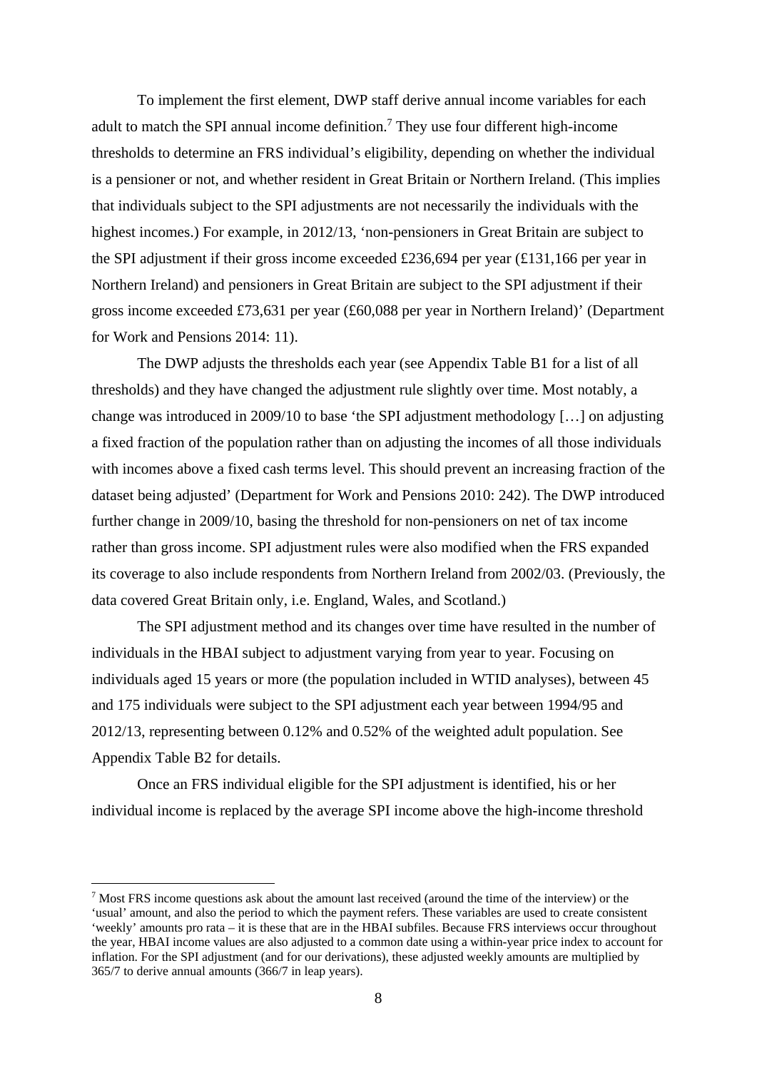To implement the first element, DWP staff derive annual income variables for each adult to match the SPI annual income definition.[7] They use four different high-income thresholds to determine an FRS individual's eligibility, depending on whether the individual is a pensioner or not, and whether resident in Great Britain or Northern Ireland. (This implies that individuals subject to the SPI adjustments are not necessarily the individuals with the highest incomes.) For example, in 2012/13, 'non-pensioners in Great Britain are subject to the SPI adjustment if their gross income exceeded £236,694 per year (£131,166 per year in Northern Ireland) and pensioners in Great Britain are subject to the SPI adjustment if their gross income exceeded £73,631 per year (£60,088 per year in Northern Ireland)' (Department for Work and Pensions 2014: 11).

The DWP adjusts the thresholds each year (see Appendix Table B1 for a list of all thresholds) and they have changed the adjustment rule slightly over time. Most notably, a change was introduced in 2009/10 to base 'the SPI adjustment methodology […] on adjusting a fixed fraction of the population rather than on adjusting the incomes of all those individuals with incomes above a fixed cash terms level. This should prevent an increasing fraction of the dataset being adjusted' (Department for Work and Pensions 2010: 242). The DWP introduced further change in 2009/10, basing the threshold for non-pensioners on net of tax income rather than gross income. SPI adjustment rules were also modified when the FRS expanded its coverage to also include respondents from Northern Ireland from 2002/03. (Previously, the data covered Great Britain only, i.e. England, Wales, and Scotland.)

The SPI adjustment method and its changes over time have resulted in the number of individuals in the HBAI subject to adjustment varying from year to year. Focusing on individuals aged 15 years or more (the population included in WTID analyses), between 45 and 175 individuals were subject to the SPI adjustment each year between 1994/95 and 2012/13, representing between 0.12% and 0.52% of the weighted adult population. See Appendix Table B2 for details.

Once an FRS individual eligible for the SPI adjustment is identified, his or her individual income is replaced by the average SPI income above the high-income threshold

[7] Most FRS income questions ask about the amount last received (around the time of the interview) or the 'usual' amount, and also the period to which the payment refers. These variables are used to create consistent 'weekly' amounts pro rata – it is these that are in the HBAI subfiles. Because FRS interviews occur throughout the year, HBAI income values are also adjusted to a common date using a within-year price index to account for inflation. For the SPI adjustment (and for our derivations), these adjusted weekly amounts are multiplied by 365/7 to derive annual amounts (366/7 in leap years).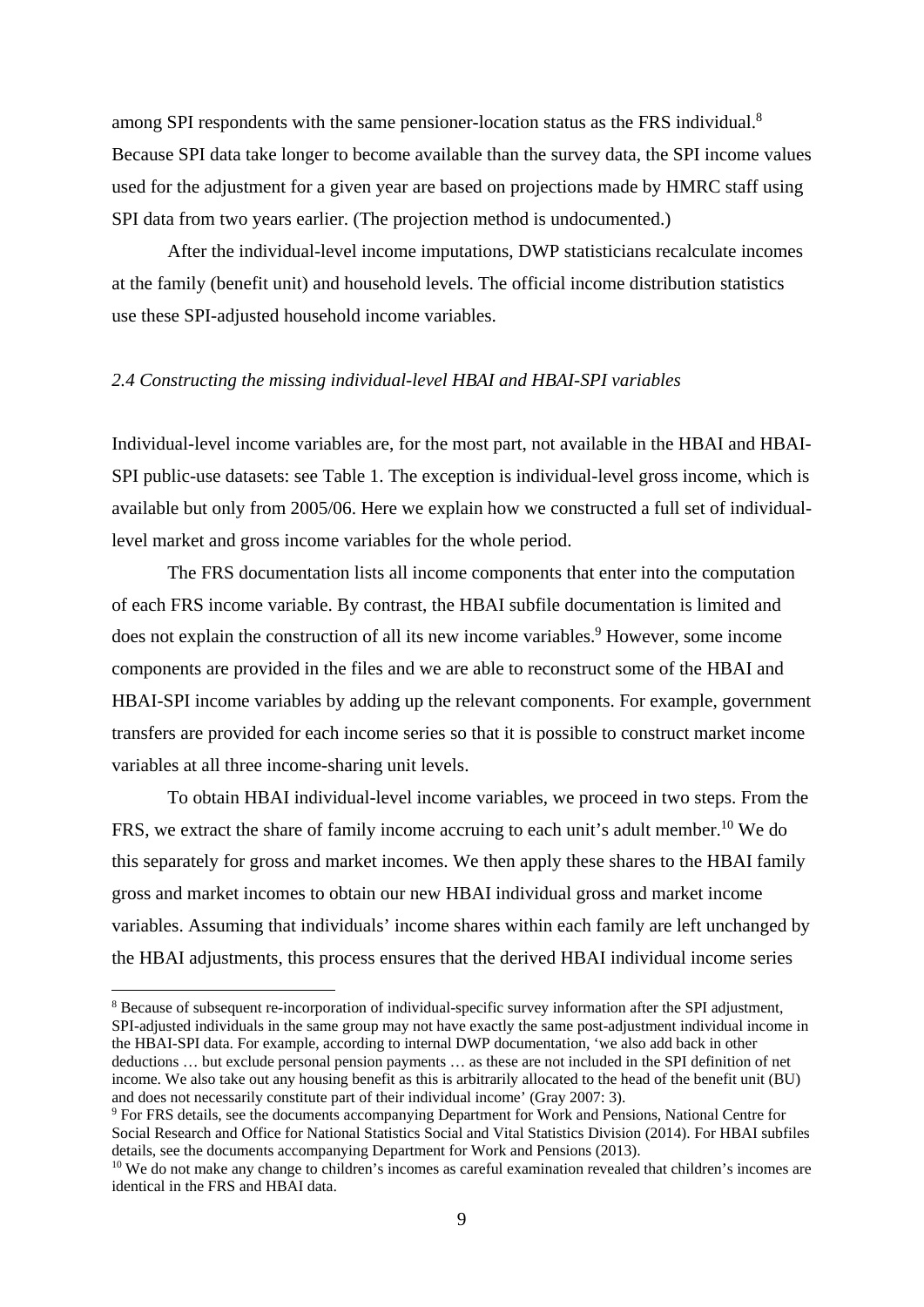among SPI respondents with the same pensioner-location status as the FRS individual.[8] Because SPI data take longer to become available than the survey data, the SPI income values used for the adjustment for a given year are based on projections made by HMRC staff using SPI data from two years earlier. (The projection method is undocumented.)

After the individual-level income imputations, DWP statisticians recalculate incomes at the family (benefit unit) and household levels. The official income distribution statistics use these SPI-adjusted household income variables.

### *2.4 Constructing the missing individual-level HBAI and HBAI-SPI variables*

Individual-level income variables are, for the most part, not available in the HBAI and HBAI-SPI public-use datasets: see Table 1. The exception is individual-level gross income, which is available but only from 2005/06. Here we explain how we constructed a full set of individual-level market and gross income variables for the whole period.

The FRS documentation lists all income components that enter into the computation of each FRS income variable. By contrast, the HBAI subfile documentation is limited and does not explain the construction of all its new income variables.[9] However, some income components are provided in the files and we are able to reconstruct some of the HBAI and HBAI-SPI income variables by adding up the relevant components. For example, government transfers are provided for each income series so that it is possible to construct market income variables at all three income-sharing unit levels.

To obtain HBAI individual-level income variables, we proceed in two steps. From the FRS, we extract the share of family income accruing to each unit's adult member.[10] We do this separately for gross and market incomes. We then apply these shares to the HBAI family gross and market incomes to obtain our new HBAI individual gross and market income variables. Assuming that individuals' income shares within each family are left unchanged by the HBAI adjustments, this process ensures that the derived HBAI individual income series

---

[8] Because of subsequent re-incorporation of individual-specific survey information after the SPI adjustment, SPI-adjusted individuals in the same group may not have exactly the same post-adjustment individual income in the HBAI-SPI data. For example, according to internal DWP documentation, 'we also add back in other deductions … but exclude personal pension payments … as these are not included in the SPI definition of net income. We also take out any housing benefit as this is arbitrarily allocated to the head of the benefit unit (BU) and does not necessarily constitute part of their individual income' (Gray 2007: 3).

[9] For FRS details, see the documents accompanying Department for Work and Pensions, National Centre for Social Research and Office for National Statistics Social and Vital Statistics Division (2014). For HBAI subfiles details, see the documents accompanying Department for Work and Pensions (2013).

[10] We do not make any change to children's incomes as careful examination revealed that children's incomes are identical in the FRS and HBAI data.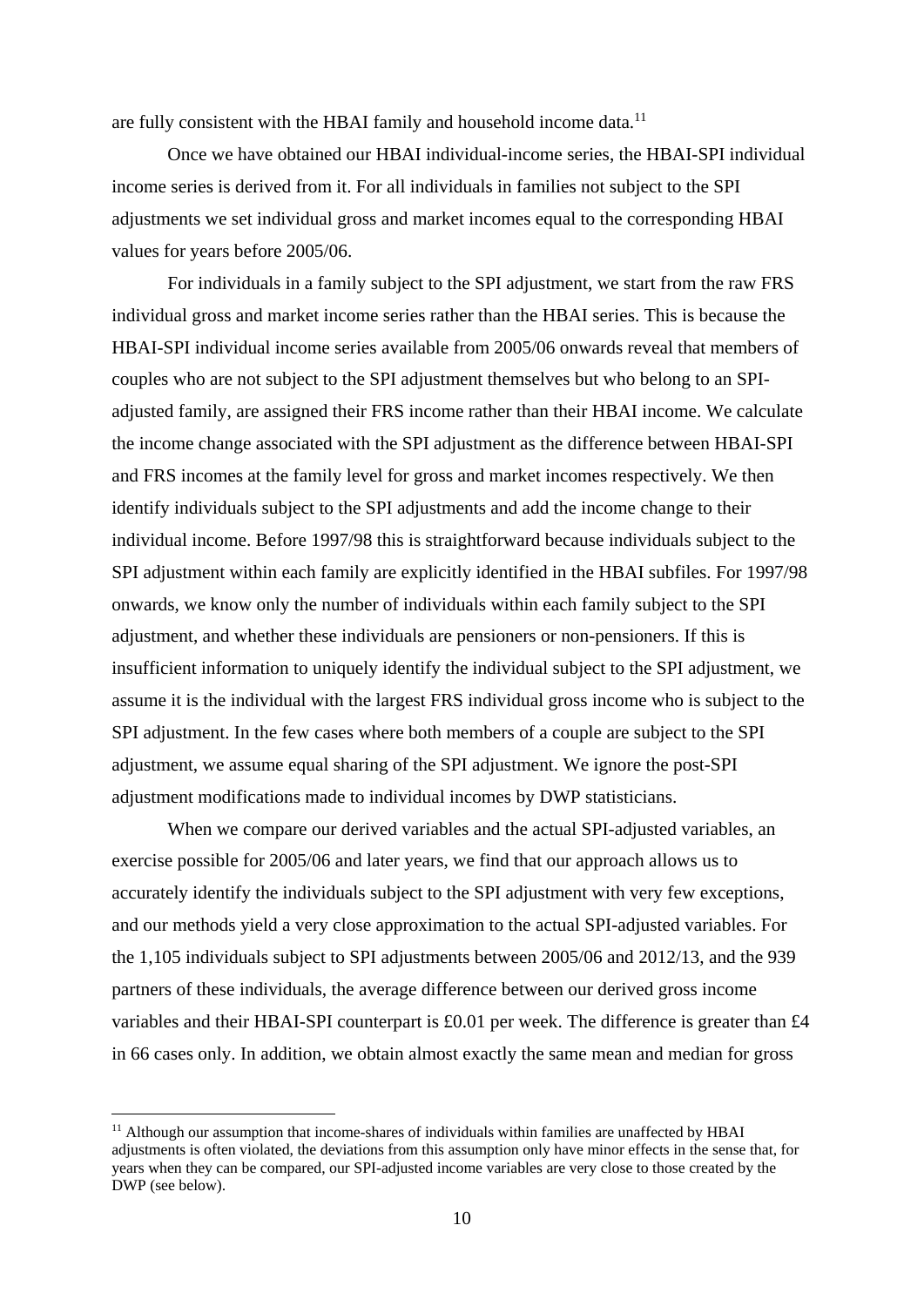are fully consistent with the HBAI family and household income data.[11]

Once we have obtained our HBAI individual-income series, the HBAI-SPI individual income series is derived from it. For all individuals in families not subject to the SPI adjustments we set individual gross and market incomes equal to the corresponding HBAI values for years before 2005/06.

For individuals in a family subject to the SPI adjustment, we start from the raw FRS individual gross and market income series rather than the HBAI series. This is because the HBAI-SPI individual income series available from 2005/06 onwards reveal that members of couples who are not subject to the SPI adjustment themselves but who belong to an SPI-adjusted family, are assigned their FRS income rather than their HBAI income. We calculate the income change associated with the SPI adjustment as the difference between HBAI-SPI and FRS incomes at the family level for gross and market incomes respectively. We then identify individuals subject to the SPI adjustments and add the income change to their individual income. Before 1997/98 this is straightforward because individuals subject to the SPI adjustment within each family are explicitly identified in the HBAI subfiles. For 1997/98 onwards, we know only the number of individuals within each family subject to the SPI adjustment, and whether these individuals are pensioners or non-pensioners. If this is insufficient information to uniquely identify the individual subject to the SPI adjustment, we assume it is the individual with the largest FRS individual gross income who is subject to the SPI adjustment. In the few cases where both members of a couple are subject to the SPI adjustment, we assume equal sharing of the SPI adjustment. We ignore the post-SPI adjustment modifications made to individual incomes by DWP statisticians.

When we compare our derived variables and the actual SPI-adjusted variables, an exercise possible for 2005/06 and later years, we find that our approach allows us to accurately identify the individuals subject to the SPI adjustment with very few exceptions, and our methods yield a very close approximation to the actual SPI-adjusted variables. For the 1,105 individuals subject to SPI adjustments between 2005/06 and 2012/13, and the 939 partners of these individuals, the average difference between our derived gross income variables and their HBAI-SPI counterpart is £0.01 per week. The difference is greater than £4 in 66 cases only. In addition, we obtain almost exactly the same mean and median for gross

[11] Although our assumption that income-shares of individuals within families are unaffected by HBAI adjustments is often violated, the deviations from this assumption only have minor effects in the sense that, for years when they can be compared, our SPI-adjusted income variables are very close to those created by the DWP (see below).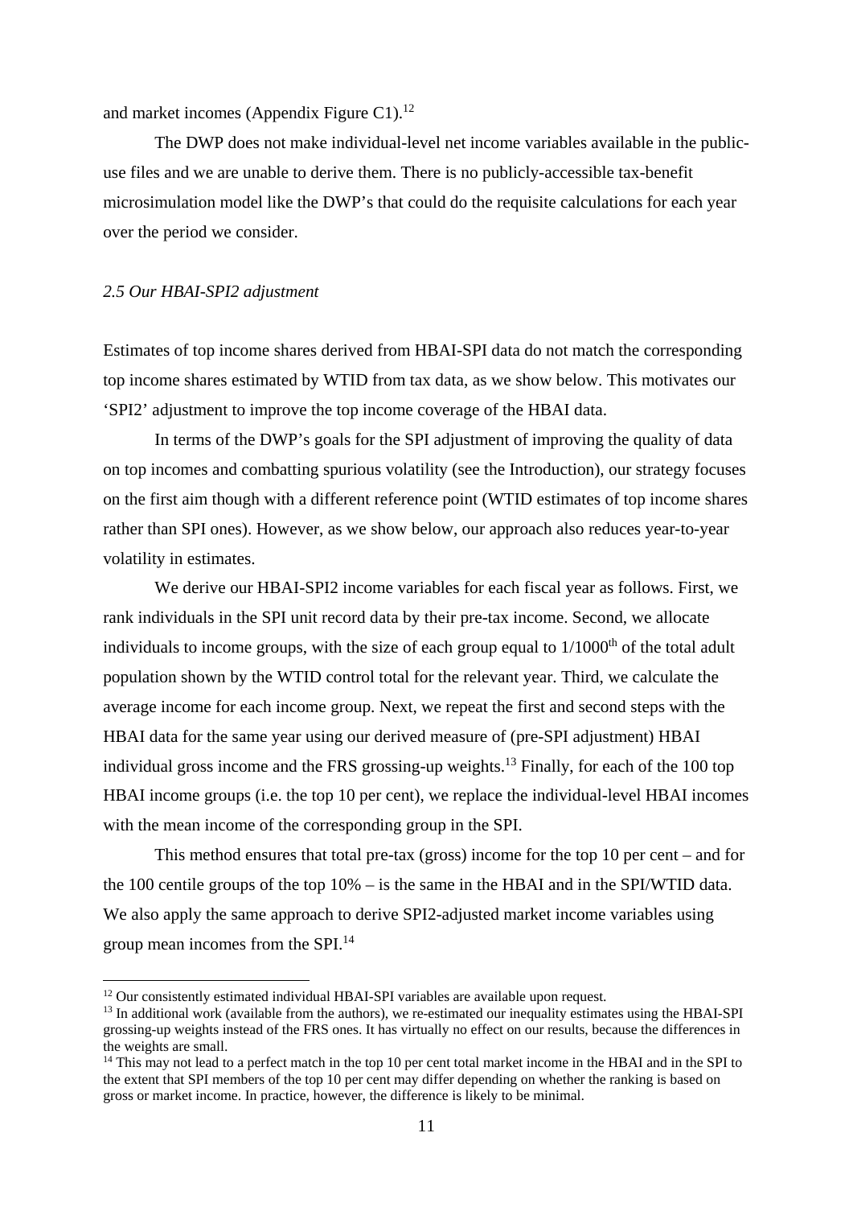and market incomes (Appendix Figure C1).[12]

The DWP does not make individual-level net income variables available in the public-use files and we are unable to derive them. There is no publicly-accessible tax-benefit microsimulation model like the DWP's that could do the requisite calculations for each year over the period we consider.

### *2.5 Our HBAI-SPI2 adjustment*

Estimates of top income shares derived from HBAI-SPI data do not match the corresponding top income shares estimated by WTID from tax data, as we show below. This motivates our 'SPI2' adjustment to improve the top income coverage of the HBAI data.

In terms of the DWP's goals for the SPI adjustment of improving the quality of data on top incomes and combatting spurious volatility (see the Introduction), our strategy focuses on the first aim though with a different reference point (WTID estimates of top income shares rather than SPI ones). However, as we show below, our approach also reduces year-to-year volatility in estimates.

We derive our HBAI-SPI2 income variables for each fiscal year as follows. First, we rank individuals in the SPI unit record data by their pre-tax income. Second, we allocate individuals to income groups, with the size of each group equal to 1/1000th of the total adult population shown by the WTID control total for the relevant year. Third, we calculate the average income for each income group. Next, we repeat the first and second steps with the HBAI data for the same year using our derived measure of (pre-SPI adjustment) HBAI individual gross income and the FRS grossing-up weights.[13] Finally, for each of the 100 top HBAI income groups (i.e. the top 10 per cent), we replace the individual-level HBAI incomes with the mean income of the corresponding group in the SPI.

This method ensures that total pre-tax (gross) income for the top 10 per cent – and for the 100 centile groups of the top 10% – is the same in the HBAI and in the SPI/WTID data. We also apply the same approach to derive SPI2-adjusted market income variables using group mean incomes from the SPI.[14]

---

[12] Our consistently estimated individual HBAI-SPI variables are available upon request.

[13] In additional work (available from the authors), we re-estimated our inequality estimates using the HBAI-SPI grossing-up weights instead of the FRS ones. It has virtually no effect on our results, because the differences in the weights are small.

[14] This may not lead to a perfect match in the top 10 per cent total market income in the HBAI and in the SPI to the extent that SPI members of the top 10 per cent may differ depending on whether the ranking is based on gross or market income. In practice, however, the difference is likely to be minimal.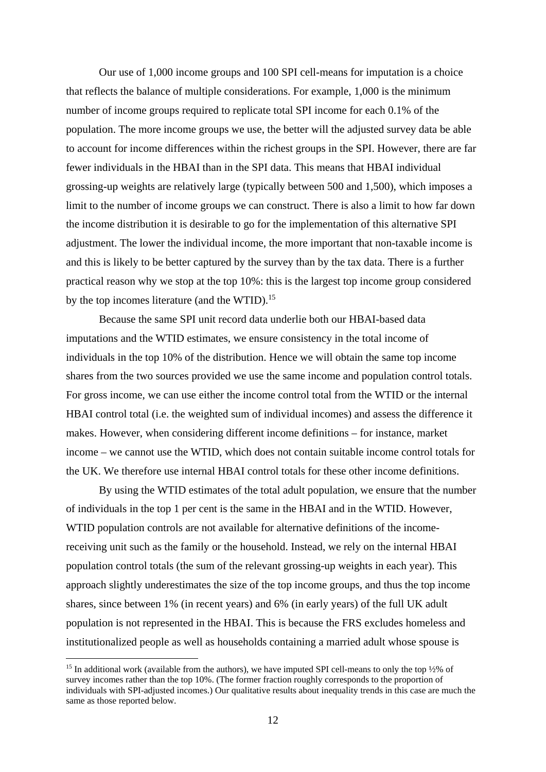Our use of 1,000 income groups and 100 SPI cell-means for imputation is a choice that reflects the balance of multiple considerations. For example, 1,000 is the minimum number of income groups required to replicate total SPI income for each 0.1% of the population. The more income groups we use, the better will the adjusted survey data be able to account for income differences within the richest groups in the SPI. However, there are far fewer individuals in the HBAI than in the SPI data. This means that HBAI individual grossing-up weights are relatively large (typically between 500 and 1,500), which imposes a limit to the number of income groups we can construct. There is also a limit to how far down the income distribution it is desirable to go for the implementation of this alternative SPI adjustment. The lower the individual income, the more important that non-taxable income is and this is likely to be better captured by the survey than by the tax data. There is a further practical reason why we stop at the top 10%: this is the largest top income group considered by the top incomes literature (and the WTID).[15]

Because the same SPI unit record data underlie both our HBAI-based data imputations and the WTID estimates, we ensure consistency in the total income of individuals in the top 10% of the distribution. Hence we will obtain the same top income shares from the two sources provided we use the same income and population control totals. For gross income, we can use either the income control total from the WTID or the internal HBAI control total (i.e. the weighted sum of individual incomes) and assess the difference it makes. However, when considering different income definitions – for instance, market income – we cannot use the WTID, which does not contain suitable income control totals for the UK. We therefore use internal HBAI control totals for these other income definitions.

By using the WTID estimates of the total adult population, we ensure that the number of individuals in the top 1 per cent is the same in the HBAI and in the WTID. However, WTID population controls are not available for alternative definitions of the income-receiving unit such as the family or the household. Instead, we rely on the internal HBAI population control totals (the sum of the relevant grossing-up weights in each year). This approach slightly underestimates the size of the top income groups, and thus the top income shares, since between 1% (in recent years) and 6% (in early years) of the full UK adult population is not represented in the HBAI. This is because the FRS excludes homeless and institutionalized people as well as households containing a married adult whose spouse is

[15] In additional work (available from the authors), we have imputed SPI cell-means to only the top ½% of survey incomes rather than the top 10%. (The former fraction roughly corresponds to the proportion of individuals with SPI-adjusted incomes.) Our qualitative results about inequality trends in this case are much the same as those reported below.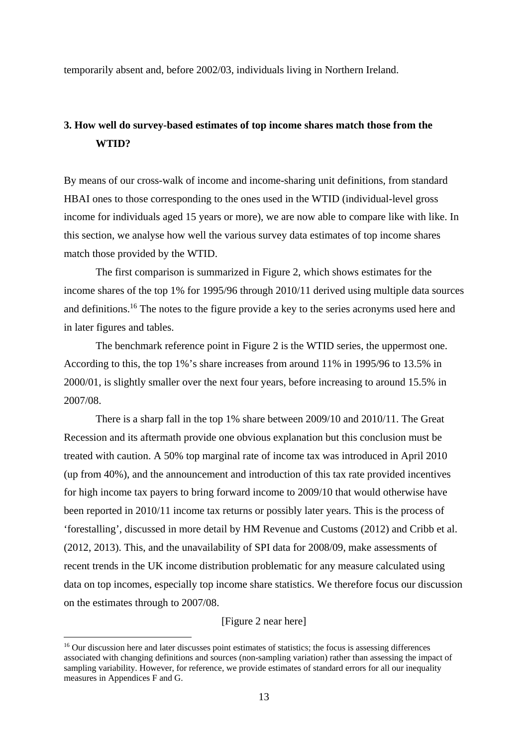temporarily absent and, before 2002/03, individuals living in Northern Ireland.

## 3. How well do survey-based estimates of top income shares match those from the WTID?

By means of our cross-walk of income and income-sharing unit definitions, from standard HBAI ones to those corresponding to the ones used in the WTID (individual-level gross income for individuals aged 15 years or more), we are now able to compare like with like. In this section, we analyse how well the various survey data estimates of top income shares match those provided by the WTID.

The first comparison is summarized in Figure 2, which shows estimates for the income shares of the top 1% for 1995/96 through 2010/11 derived using multiple data sources and definitions.[16] The notes to the figure provide a key to the series acronyms used here and in later figures and tables.

The benchmark reference point in Figure 2 is the WTID series, the uppermost one. According to this, the top 1%'s share increases from around 11% in 1995/96 to 13.5% in 2000/01, is slightly smaller over the next four years, before increasing to around 15.5% in 2007/08.

There is a sharp fall in the top 1% share between 2009/10 and 2010/11. The Great Recession and its aftermath provide one obvious explanation but this conclusion must be treated with caution. A 50% top marginal rate of income tax was introduced in April 2010 (up from 40%), and the announcement and introduction of this tax rate provided incentives for high income tax payers to bring forward income to 2009/10 that would otherwise have been reported in 2010/11 income tax returns or possibly later years. This is the process of 'forestalling', discussed in more detail by HM Revenue and Customs (2012) and Cribb et al. (2012, 2013). This, and the unavailability of SPI data for 2008/09, make assessments of recent trends in the UK income distribution problematic for any measure calculated using data on top incomes, especially top income share statistics. We therefore focus our discussion on the estimates through to 2007/08.

[Figure 2 near here]

[16] Our discussion here and later discusses point estimates of statistics; the focus is assessing differences associated with changing definitions and sources (non-sampling variation) rather than assessing the impact of sampling variability. However, for reference, we provide estimates of standard errors for all our inequality measures in Appendices F and G.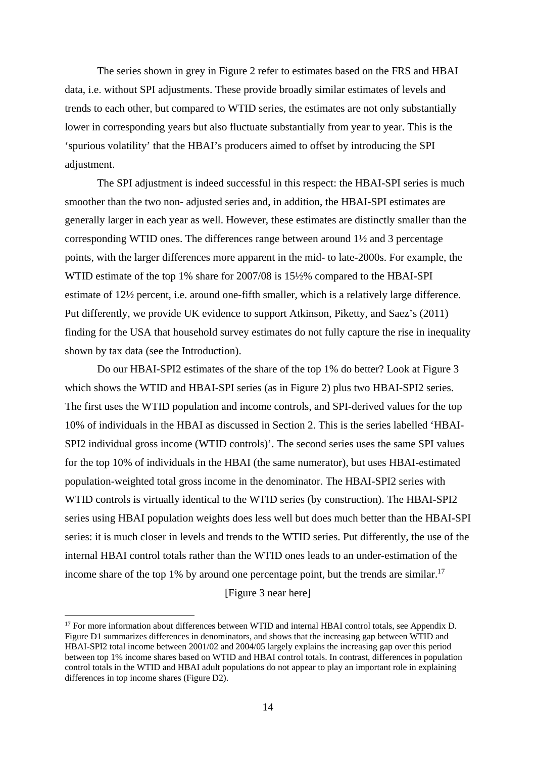The series shown in grey in Figure 2 refer to estimates based on the FRS and HBAI data, i.e. without SPI adjustments. These provide broadly similar estimates of levels and trends to each other, but compared to WTID series, the estimates are not only substantially lower in corresponding years but also fluctuate substantially from year to year. This is the 'spurious volatility' that the HBAI's producers aimed to offset by introducing the SPI adjustment.

The SPI adjustment is indeed successful in this respect: the HBAI-SPI series is much smoother than the two non- adjusted series and, in addition, the HBAI-SPI estimates are generally larger in each year as well. However, these estimates are distinctly smaller than the corresponding WTID ones. The differences range between around 1½ and 3 percentage points, with the larger differences more apparent in the mid- to late-2000s. For example, the WTID estimate of the top 1% share for 2007/08 is 15½% compared to the HBAI-SPI estimate of 12½ percent, i.e. around one-fifth smaller, which is a relatively large difference. Put differently, we provide UK evidence to support Atkinson, Piketty, and Saez's (2011) finding for the USA that household survey estimates do not fully capture the rise in inequality shown by tax data (see the Introduction).

Do our HBAI-SPI2 estimates of the share of the top 1% do better? Look at Figure 3 which shows the WTID and HBAI-SPI series (as in Figure 2) plus two HBAI-SPI2 series. The first uses the WTID population and income controls, and SPI-derived values for the top 10% of individuals in the HBAI as discussed in Section 2. This is the series labelled 'HBAI-SPI2 individual gross income (WTID controls)'. The second series uses the same SPI values for the top 10% of individuals in the HBAI (the same numerator), but uses HBAI-estimated population-weighted total gross income in the denominator. The HBAI-SPI2 series with WTID controls is virtually identical to the WTID series (by construction). The HBAI-SPI2 series using HBAI population weights does less well but does much better than the HBAI-SPI series: it is much closer in levels and trends to the WTID series. Put differently, the use of the internal HBAI control totals rather than the WTID ones leads to an under-estimation of the income share of the top 1% by around one percentage point, but the trends are similar.[17]

[Figure 3 near here]

[17] For more information about differences between WTID and internal HBAI control totals, see Appendix D. Figure D1 summarizes differences in denominators, and shows that the increasing gap between WTID and HBAI-SPI2 total income between 2001/02 and 2004/05 largely explains the increasing gap over this period between top 1% income shares based on WTID and HBAI control totals. In contrast, differences in population control totals in the WTID and HBAI adult populations do not appear to play an important role in explaining differences in top income shares (Figure D2).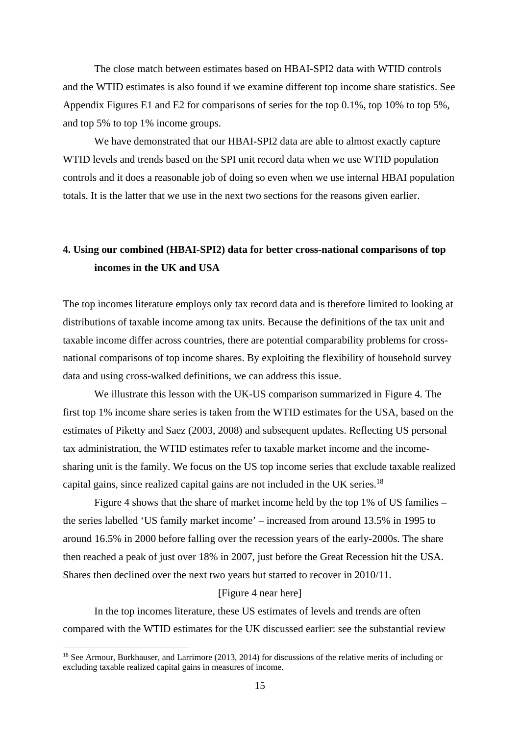The close match between estimates based on HBAI-SPI2 data with WTID controls and the WTID estimates is also found if we examine different top income share statistics. See Appendix Figures E1 and E2 for comparisons of series for the top 0.1%, top 10% to top 5%, and top 5% to top 1% income groups.

We have demonstrated that our HBAI-SPI2 data are able to almost exactly capture WTID levels and trends based on the SPI unit record data when we use WTID population controls and it does a reasonable job of doing so even when we use internal HBAI population totals. It is the latter that we use in the next two sections for the reasons given earlier.

## 4. Using our combined (HBAI-SPI2) data for better cross-national comparisons of top incomes in the UK and USA

The top incomes literature employs only tax record data and is therefore limited to looking at distributions of taxable income among tax units. Because the definitions of the tax unit and taxable income differ across countries, there are potential comparability problems for cross-national comparisons of top income shares. By exploiting the flexibility of household survey data and using cross-walked definitions, we can address this issue.

We illustrate this lesson with the UK-US comparison summarized in Figure 4. The first top 1% income share series is taken from the WTID estimates for the USA, based on the estimates of Piketty and Saez (2003, 2008) and subsequent updates. Reflecting US personal tax administration, the WTID estimates refer to taxable market income and the income-sharing unit is the family. We focus on the US top income series that exclude taxable realized capital gains, since realized capital gains are not included in the UK series.[18]

Figure 4 shows that the share of market income held by the top 1% of US families – the series labelled 'US family market income' – increased from around 13.5% in 1995 to around 16.5% in 2000 before falling over the recession years of the early-2000s. The share then reached a peak of just over 18% in 2007, just before the Great Recession hit the USA. Shares then declined over the next two years but started to recover in 2010/11.

[Figure 4 near here]

In the top incomes literature, these US estimates of levels and trends are often compared with the WTID estimates for the UK discussed earlier: see the substantial review

[18] See Armour, Burkhauser, and Larrimore (2013, 2014) for discussions of the relative merits of including or excluding taxable realized capital gains in measures of income.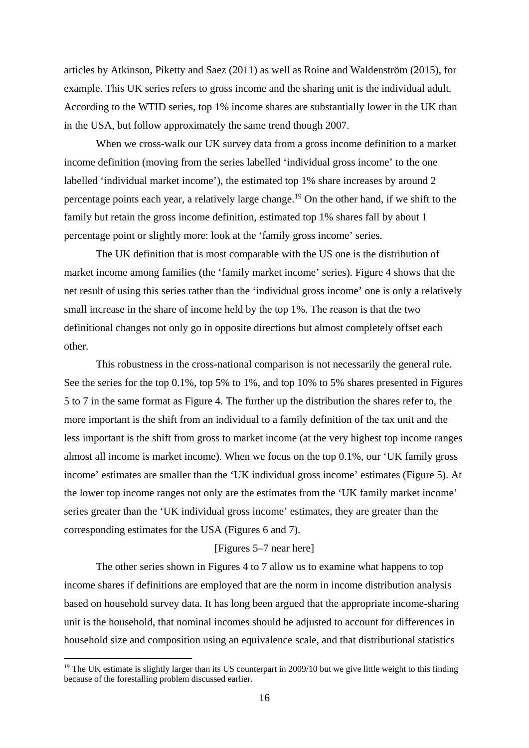articles by Atkinson, Piketty and Saez (2011) as well as Roine and Waldenström (2015), for example. This UK series refers to gross income and the sharing unit is the individual adult. According to the WTID series, top 1% income shares are substantially lower in the UK than in the USA, but follow approximately the same trend though 2007.

When we cross-walk our UK survey data from a gross income definition to a market income definition (moving from the series labelled 'individual gross income' to the one labelled 'individual market income'), the estimated top 1% share increases by around 2 percentage points each year, a relatively large change.[19] On the other hand, if we shift to the family but retain the gross income definition, estimated top 1% shares fall by about 1 percentage point or slightly more: look at the 'family gross income' series.

The UK definition that is most comparable with the US one is the distribution of market income among families (the 'family market income' series). Figure 4 shows that the net result of using this series rather than the 'individual gross income' one is only a relatively small increase in the share of income held by the top 1%. The reason is that the two definitional changes not only go in opposite directions but almost completely offset each other.

This robustness in the cross-national comparison is not necessarily the general rule. See the series for the top 0.1%, top 5% to 1%, and top 10% to 5% shares presented in Figures 5 to 7 in the same format as Figure 4. The further up the distribution the shares refer to, the more important is the shift from an individual to a family definition of the tax unit and the less important is the shift from gross to market income (at the very highest top income ranges almost all income is market income). When we focus on the top 0.1%, our 'UK family gross income' estimates are smaller than the 'UK individual gross income' estimates (Figure 5). At the lower top income ranges not only are the estimates from the 'UK family market income' series greater than the 'UK individual gross income' estimates, they are greater than the corresponding estimates for the USA (Figures 6 and 7).

[Figures 5–7 near here]

The other series shown in Figures 4 to 7 allow us to examine what happens to top income shares if definitions are employed that are the norm in income distribution analysis based on household survey data. It has long been argued that the appropriate income-sharing unit is the household, that nominal incomes should be adjusted to account for differences in household size and composition using an equivalence scale, and that distributional statistics

[19] The UK estimate is slightly larger than its US counterpart in 2009/10 but we give little weight to this finding because of the forestalling problem discussed earlier.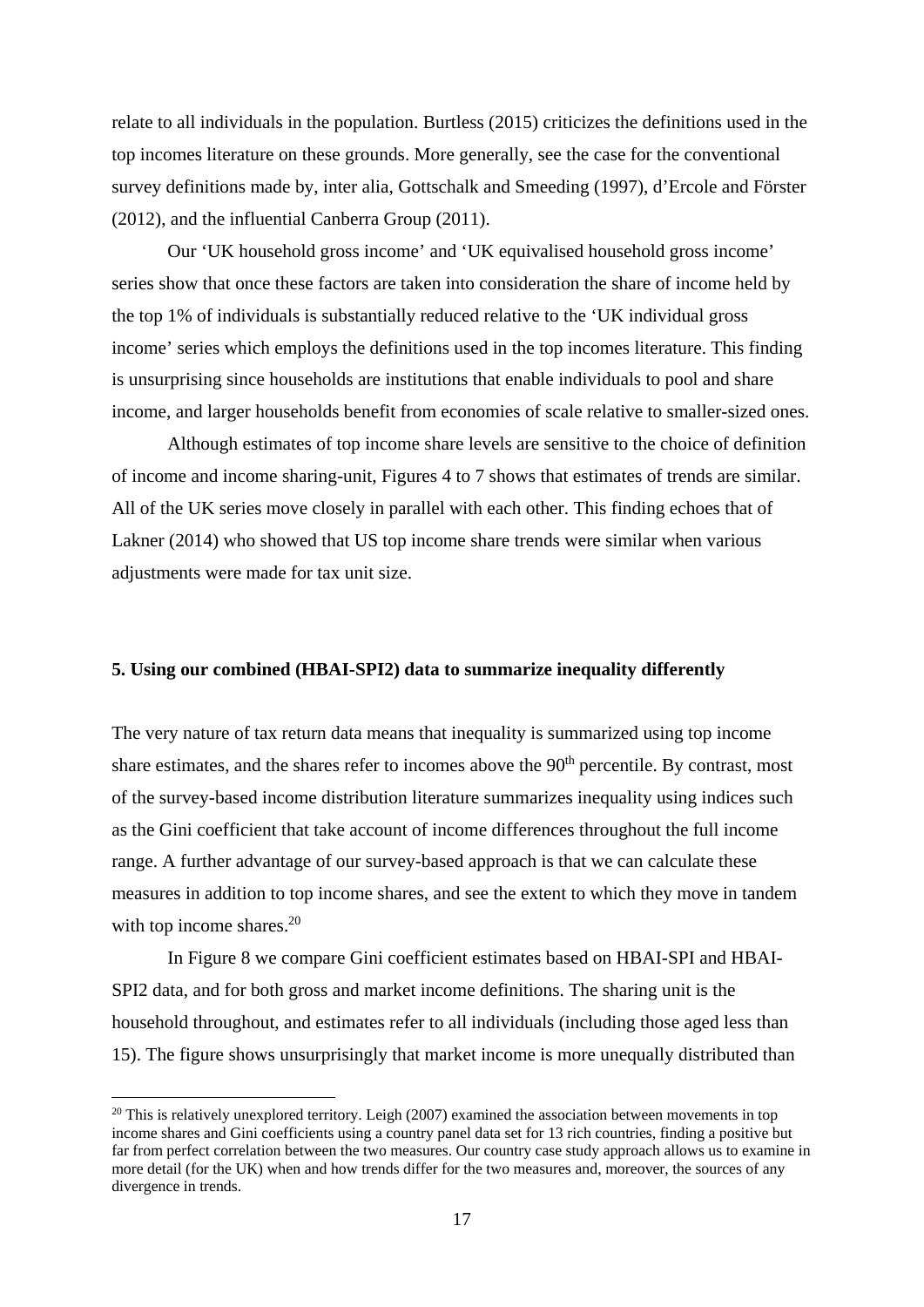relate to all individuals in the population. Burtless (2015) criticizes the definitions used in the top incomes literature on these grounds. More generally, see the case for the conventional survey definitions made by, inter alia, Gottschalk and Smeeding (1997), d'Ercole and Förster (2012), and the influential Canberra Group (2011).

Our 'UK household gross income' and 'UK equivalised household gross income' series show that once these factors are taken into consideration the share of income held by the top 1% of individuals is substantially reduced relative to the 'UK individual gross income' series which employs the definitions used in the top incomes literature. This finding is unsurprising since households are institutions that enable individuals to pool and share income, and larger households benefit from economies of scale relative to smaller-sized ones.

Although estimates of top income share levels are sensitive to the choice of definition of income and income sharing-unit, Figures 4 to 7 shows that estimates of trends are similar. All of the UK series move closely in parallel with each other. This finding echoes that of Lakner (2014) who showed that US top income share trends were similar when various adjustments were made for tax unit size.

## 5. Using our combined (HBAI-SPI2) data to summarize inequality differently

The very nature of tax return data means that inequality is summarized using top income share estimates, and the shares refer to incomes above the 90th percentile. By contrast, most of the survey-based income distribution literature summarizes inequality using indices such as the Gini coefficient that take account of income differences throughout the full income range. A further advantage of our survey-based approach is that we can calculate these measures in addition to top income shares, and see the extent to which they move in tandem with top income shares.[20]

In Figure 8 we compare Gini coefficient estimates based on HBAI-SPI and HBAI-SPI2 data, and for both gross and market income definitions. The sharing unit is the household throughout, and estimates refer to all individuals (including those aged less than 15). The figure shows unsurprisingly that market income is more unequally distributed than

[20] This is relatively unexplored territory. Leigh (2007) examined the association between movements in top income shares and Gini coefficients using a country panel data set for 13 rich countries, finding a positive but far from perfect correlation between the two measures. Our country case study approach allows us to examine in more detail (for the UK) when and how trends differ for the two measures and, moreover, the sources of any divergence in trends.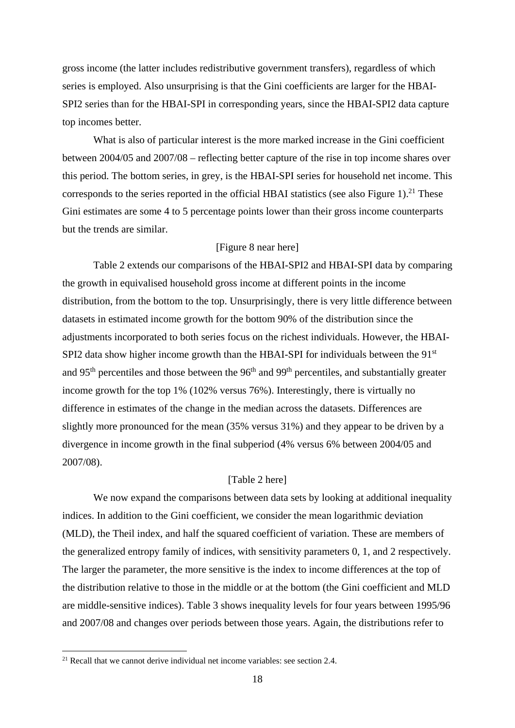gross income (the latter includes redistributive government transfers), regardless of which series is employed. Also unsurprising is that the Gini coefficients are larger for the HBAI-SPI2 series than for the HBAI-SPI in corresponding years, since the HBAI-SPI2 data capture top incomes better.

What is also of particular interest is the more marked increase in the Gini coefficient between 2004/05 and 2007/08 – reflecting better capture of the rise in top income shares over this period. The bottom series, in grey, is the HBAI-SPI series for household net income. This corresponds to the series reported in the official HBAI statistics (see also Figure 1).[21] These Gini estimates are some 4 to 5 percentage points lower than their gross income counterparts but the trends are similar.

[Figure 8 near here]

Table 2 extends our comparisons of the HBAI-SPI2 and HBAI-SPI data by comparing the growth in equivalised household gross income at different points in the income distribution, from the bottom to the top. Unsurprisingly, there is very little difference between datasets in estimated income growth for the bottom 90% of the distribution since the adjustments incorporated to both series focus on the richest individuals. However, the HBAI-SPI2 data show higher income growth than the HBAI-SPI for individuals between the 91st and 95th percentiles and those between the 96th and 99th percentiles, and substantially greater income growth for the top 1% (102% versus 76%). Interestingly, there is virtually no difference in estimates of the change in the median across the datasets. Differences are slightly more pronounced for the mean (35% versus 31%) and they appear to be driven by a divergence in income growth in the final subperiod (4% versus 6% between 2004/05 and 2007/08).

[Table 2 here]

We now expand the comparisons between data sets by looking at additional inequality indices. In addition to the Gini coefficient, we consider the mean logarithmic deviation (MLD), the Theil index, and half the squared coefficient of variation. These are members of the generalized entropy family of indices, with sensitivity parameters 0, 1, and 2 respectively. The larger the parameter, the more sensitive is the index to income differences at the top of the distribution relative to those in the middle or at the bottom (the Gini coefficient and MLD are middle-sensitive indices). Table 3 shows inequality levels for four years between 1995/96 and 2007/08 and changes over periods between those years. Again, the distributions refer to

[21] Recall that we cannot derive individual net income variables: see section 2.4.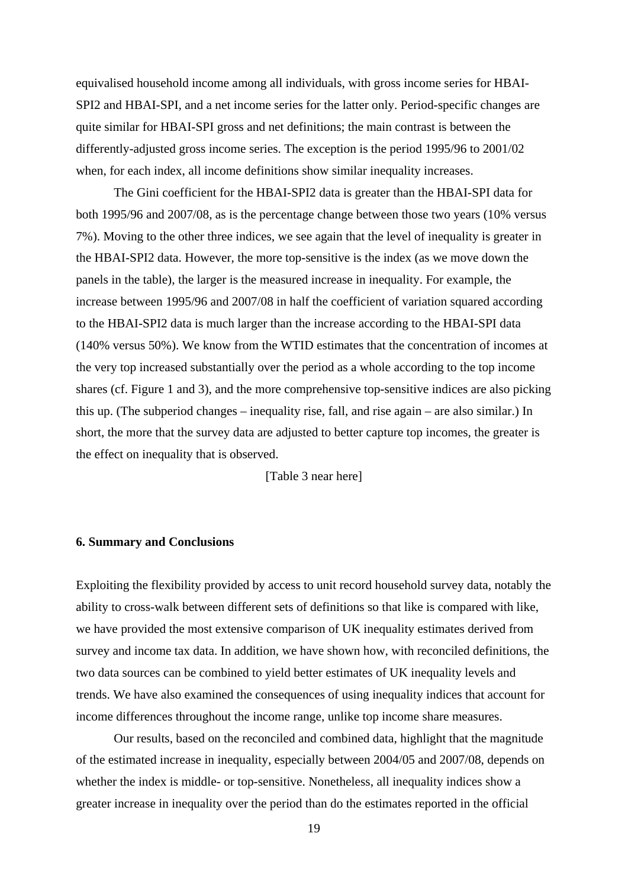equivalised household income among all individuals, with gross income series for HBAI-SPI2 and HBAI-SPI, and a net income series for the latter only. Period-specific changes are quite similar for HBAI-SPI gross and net definitions; the main contrast is between the differently-adjusted gross income series. The exception is the period 1995/96 to 2001/02 when, for each index, all income definitions show similar inequality increases.

The Gini coefficient for the HBAI-SPI2 data is greater than the HBAI-SPI data for both 1995/96 and 2007/08, as is the percentage change between those two years (10% versus 7%). Moving to the other three indices, we see again that the level of inequality is greater in the HBAI-SPI2 data. However, the more top-sensitive is the index (as we move down the panels in the table), the larger is the measured increase in inequality. For example, the increase between 1995/96 and 2007/08 in half the coefficient of variation squared according to the HBAI-SPI2 data is much larger than the increase according to the HBAI-SPI data (140% versus 50%). We know from the WTID estimates that the concentration of incomes at the very top increased substantially over the period as a whole according to the top income shares (cf. Figure 1 and 3), and the more comprehensive top-sensitive indices are also picking this up. (The subperiod changes – inequality rise, fall, and rise again – are also similar.) In short, the more that the survey data are adjusted to better capture top incomes, the greater is the effect on inequality that is observed.

[Table 3 near here]

## 6. Summary and Conclusions

Exploiting the flexibility provided by access to unit record household survey data, notably the ability to cross-walk between different sets of definitions so that like is compared with like, we have provided the most extensive comparison of UK inequality estimates derived from survey and income tax data. In addition, we have shown how, with reconciled definitions, the two data sources can be combined to yield better estimates of UK inequality levels and trends. We have also examined the consequences of using inequality indices that account for income differences throughout the income range, unlike top income share measures.

Our results, based on the reconciled and combined data, highlight that the magnitude of the estimated increase in inequality, especially between 2004/05 and 2007/08, depends on whether the index is middle- or top-sensitive. Nonetheless, all inequality indices show a greater increase in inequality over the period than do the estimates reported in the official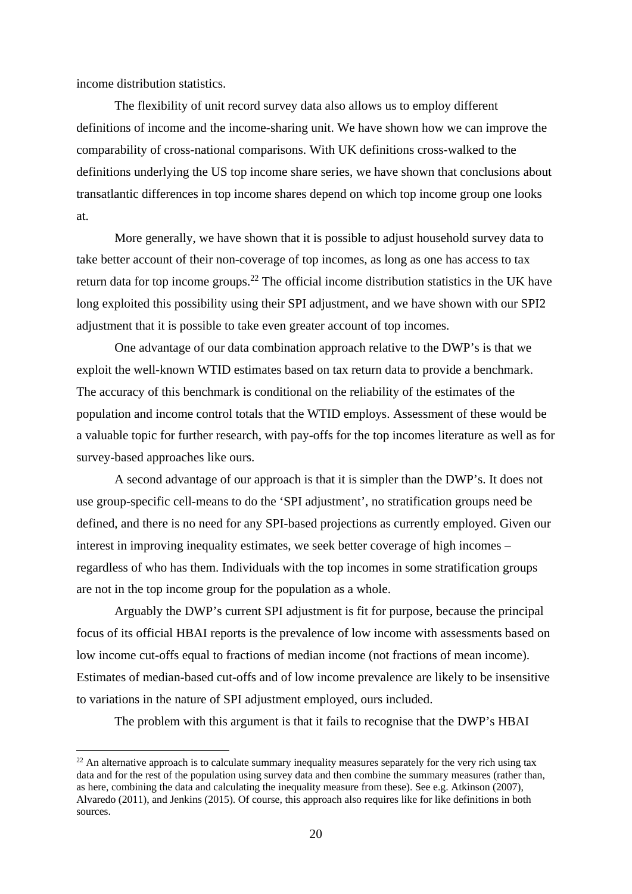income distribution statistics.

The flexibility of unit record survey data also allows us to employ different definitions of income and the income-sharing unit. We have shown how we can improve the comparability of cross-national comparisons. With UK definitions cross-walked to the definitions underlying the US top income share series, we have shown that conclusions about transatlantic differences in top income shares depend on which top income group one looks at.

More generally, we have shown that it is possible to adjust household survey data to take better account of their non-coverage of top incomes, as long as one has access to tax return data for top income groups.[22] The official income distribution statistics in the UK have long exploited this possibility using their SPI adjustment, and we have shown with our SPI2 adjustment that it is possible to take even greater account of top incomes.

One advantage of our data combination approach relative to the DWP's is that we exploit the well-known WTID estimates based on tax return data to provide a benchmark. The accuracy of this benchmark is conditional on the reliability of the estimates of the population and income control totals that the WTID employs. Assessment of these would be a valuable topic for further research, with pay-offs for the top incomes literature as well as for survey-based approaches like ours.

A second advantage of our approach is that it is simpler than the DWP's. It does not use group-specific cell-means to do the 'SPI adjustment', no stratification groups need be defined, and there is no need for any SPI-based projections as currently employed. Given our interest in improving inequality estimates, we seek better coverage of high incomes – regardless of who has them. Individuals with the top incomes in some stratification groups are not in the top income group for the population as a whole.

Arguably the DWP's current SPI adjustment is fit for purpose, because the principal focus of its official HBAI reports is the prevalence of low income with assessments based on low income cut-offs equal to fractions of median income (not fractions of mean income). Estimates of median-based cut-offs and of low income prevalence are likely to be insensitive to variations in the nature of SPI adjustment employed, ours included.

The problem with this argument is that it fails to recognise that the DWP's HBAI

[22] An alternative approach is to calculate summary inequality measures separately for the very rich using tax data and for the rest of the population using survey data and then combine the summary measures (rather than, as here, combining the data and calculating the inequality measure from these). See e.g. Atkinson (2007), Alvaredo (2011), and Jenkins (2015). Of course, this approach also requires like for like definitions in both sources.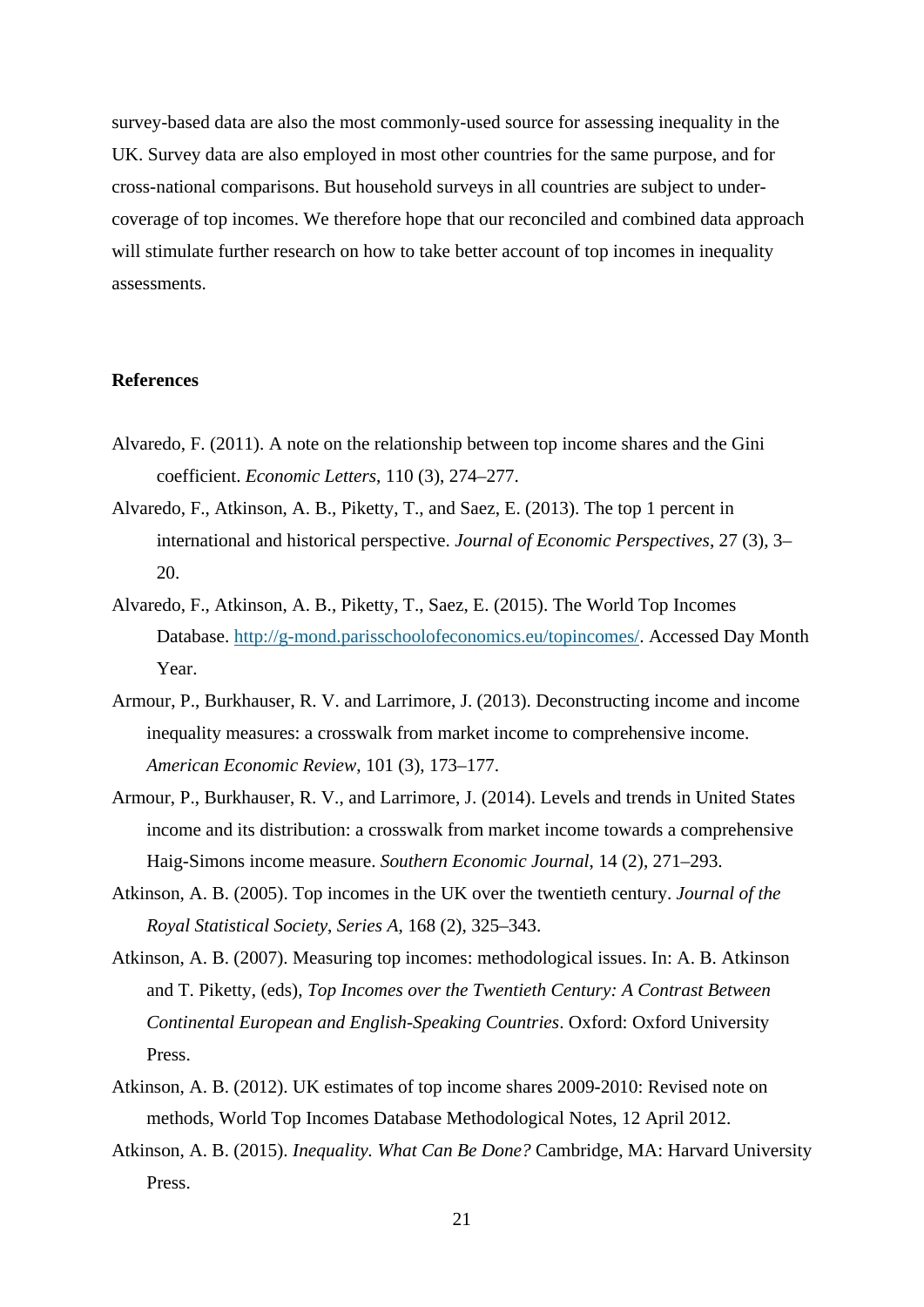survey-based data are also the most commonly-used source for assessing inequality in the UK. Survey data are also employed in most other countries for the same purpose, and for cross-national comparisons. But household surveys in all countries are subject to under-coverage of top incomes. We therefore hope that our reconciled and combined data approach will stimulate further research on how to take better account of top incomes in inequality assessments.

**References**

Alvaredo, F. (2011). A note on the relationship between top income shares and the Gini coefficient. *Economic Letters*, 110 (3), 274–277.

Alvaredo, F., Atkinson, A. B., Piketty, T., and Saez, E. (2013). The top 1 percent in international and historical perspective. *Journal of Economic Perspectives*, 27 (3), 3–20.

Alvaredo, F., Atkinson, A. B., Piketty, T., Saez, E. (2015). The World Top Incomes Database. http://g-mond.parisschoolofeconomics.eu/topincomes/. Accessed Day Month Year.

Armour, P., Burkhauser, R. V. and Larrimore, J. (2013). Deconstructing income and income inequality measures: a crosswalk from market income to comprehensive income. *American Economic Review*, 101 (3), 173–177.

Armour, P., Burkhauser, R. V., and Larrimore, J. (2014). Levels and trends in United States income and its distribution: a crosswalk from market income towards a comprehensive Haig-Simons income measure. *Southern Economic Journal*, 14 (2), 271–293.

Atkinson, A. B. (2005). Top incomes in the UK over the twentieth century. *Journal of the Royal Statistical Society, Series A*, 168 (2), 325–343.

Atkinson, A. B. (2007). Measuring top incomes: methodological issues. In: A. B. Atkinson and T. Piketty, (eds), *Top Incomes over the Twentieth Century: A Contrast Between Continental European and English-Speaking Countries*. Oxford: Oxford University Press.

Atkinson, A. B. (2012). UK estimates of top income shares 2009-2010: Revised note on methods, World Top Incomes Database Methodological Notes, 12 April 2012.

Atkinson, A. B. (2015). *Inequality. What Can Be Done?* Cambridge, MA: Harvard University Press.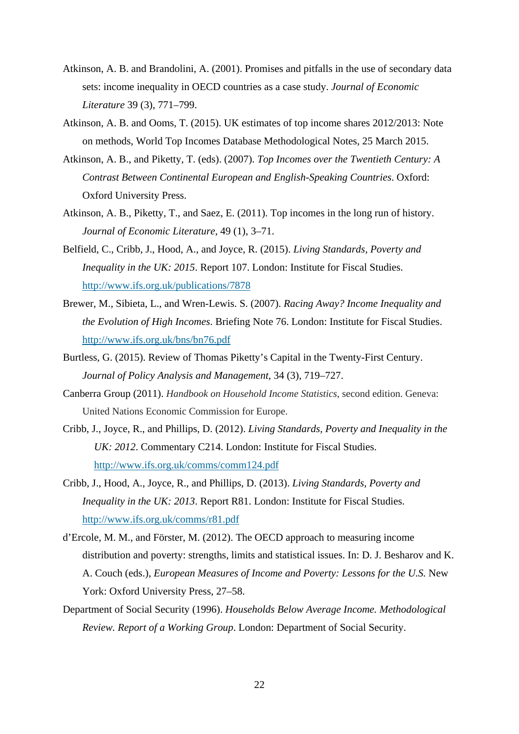Atkinson, A. B. and Brandolini, A. (2001). Promises and pitfalls in the use of secondary data sets: income inequality in OECD countries as a case study. *Journal of Economic Literature* 39 (3), 771–799.

Atkinson, A. B. and Ooms, T. (2015). UK estimates of top income shares 2012/2013: Note on methods, World Top Incomes Database Methodological Notes, 25 March 2015.

Atkinson, A. B., and Piketty, T. (eds). (2007). *Top Incomes over the Twentieth Century: A Contrast Between Continental European and English-Speaking Countries*. Oxford: Oxford University Press.

Atkinson, A. B., Piketty, T., and Saez, E. (2011). Top incomes in the long run of history. *Journal of Economic Literature*, 49 (1), 3–71.

Belfield, C., Cribb, J., Hood, A., and Joyce, R. (2015). *Living Standards, Poverty and Inequality in the UK: 2015*. Report 107. London: Institute for Fiscal Studies. http://www.ifs.org.uk/publications/7878

Brewer, M., Sibieta, L., and Wren-Lewis. S. (2007). *Racing Away? Income Inequality and the Evolution of High Incomes*. Briefing Note 76. London: Institute for Fiscal Studies. http://www.ifs.org.uk/bns/bn76.pdf

Burtless, G. (2015). Review of Thomas Piketty's Capital in the Twenty-First Century. *Journal of Policy Analysis and Management*, 34 (3), 719–727.

Canberra Group (2011). *Handbook on Household Income Statistics*, second edition. Geneva: United Nations Economic Commission for Europe.

Cribb, J., Joyce, R., and Phillips, D. (2012). *Living Standards, Poverty and Inequality in the UK: 2012*. Commentary C214. London: Institute for Fiscal Studies. http://www.ifs.org.uk/comms/comm124.pdf

Cribb, J., Hood, A., Joyce, R., and Phillips, D. (2013). *Living Standards, Poverty and Inequality in the UK: 2013*. Report R81. London: Institute for Fiscal Studies. http://www.ifs.org.uk/comms/r81.pdf

d'Ercole, M. M., and Förster, M. (2012). The OECD approach to measuring income distribution and poverty: strengths, limits and statistical issues. In: D. J. Besharov and K. A. Couch (eds.), *European Measures of Income and Poverty: Lessons for the U.S.* New York: Oxford University Press, 27–58.

Department of Social Security (1996). *Households Below Average Income. Methodological Review. Report of a Working Group*. London: Department of Social Security.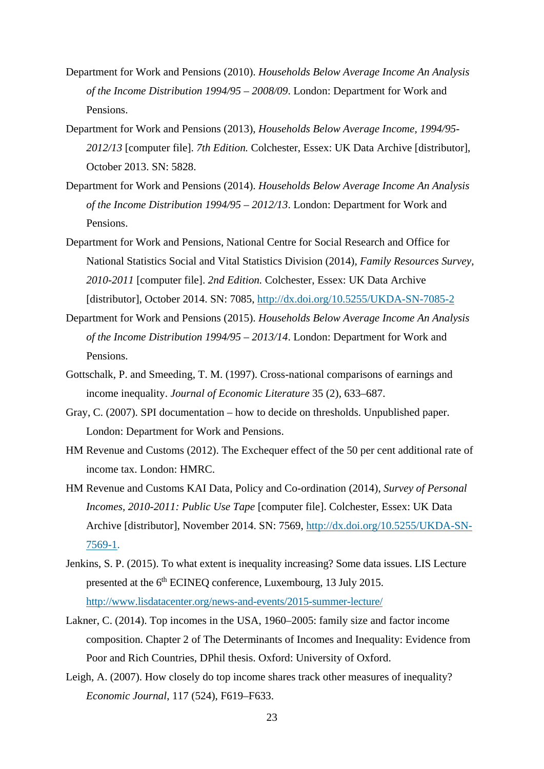Department for Work and Pensions (2010). *Households Below Average Income An Analysis of the Income Distribution 1994/95 – 2008/09*. London: Department for Work and Pensions.

Department for Work and Pensions (2013), *Households Below Average Income, 1994/95-2012/13* [computer file]. *7th Edition.* Colchester, Essex: UK Data Archive [distributor], October 2013. SN: 5828.

Department for Work and Pensions (2014). *Households Below Average Income An Analysis of the Income Distribution 1994/95 – 2012/13*. London: Department for Work and Pensions.

Department for Work and Pensions, National Centre for Social Research and Office for National Statistics Social and Vital Statistics Division (2014), *Family Resources Survey, 2010-2011* [computer file]. *2nd Edition.* Colchester, Essex: UK Data Archive [distributor], October 2014. SN: 7085, http://dx.doi.org/10.5255/UKDA-SN-7085-2

Department for Work and Pensions (2015). *Households Below Average Income An Analysis of the Income Distribution 1994/95 – 2013/14*. London: Department for Work and Pensions.

Gottschalk, P. and Smeeding, T. M. (1997). Cross-national comparisons of earnings and income inequality. *Journal of Economic Literature* 35 (2), 633–687.

Gray, C. (2007). SPI documentation – how to decide on thresholds. Unpublished paper. London: Department for Work and Pensions.

HM Revenue and Customs (2012). The Exchequer effect of the 50 per cent additional rate of income tax. London: HMRC.

HM Revenue and Customs KAI Data, Policy and Co-ordination (2014), *Survey of Personal Incomes, 2010-2011: Public Use Tape* [computer file]. Colchester, Essex: UK Data Archive [distributor], November 2014. SN: 7569, http://dx.doi.org/10.5255/UKDA-SN-7569-1.

Jenkins, S. P. (2015). To what extent is inequality increasing? Some data issues. LIS Lecture presented at the 6th ECINEQ conference, Luxembourg, 13 July 2015. http://www.lisdatacenter.org/news-and-events/2015-summer-lecture/

Lakner, C. (2014). Top incomes in the USA, 1960–2005: family size and factor income composition. Chapter 2 of The Determinants of Incomes and Inequality: Evidence from Poor and Rich Countries, DPhil thesis. Oxford: University of Oxford.

Leigh, A. (2007). How closely do top income shares track other measures of inequality? *Economic Journal*, 117 (524), F619–F633.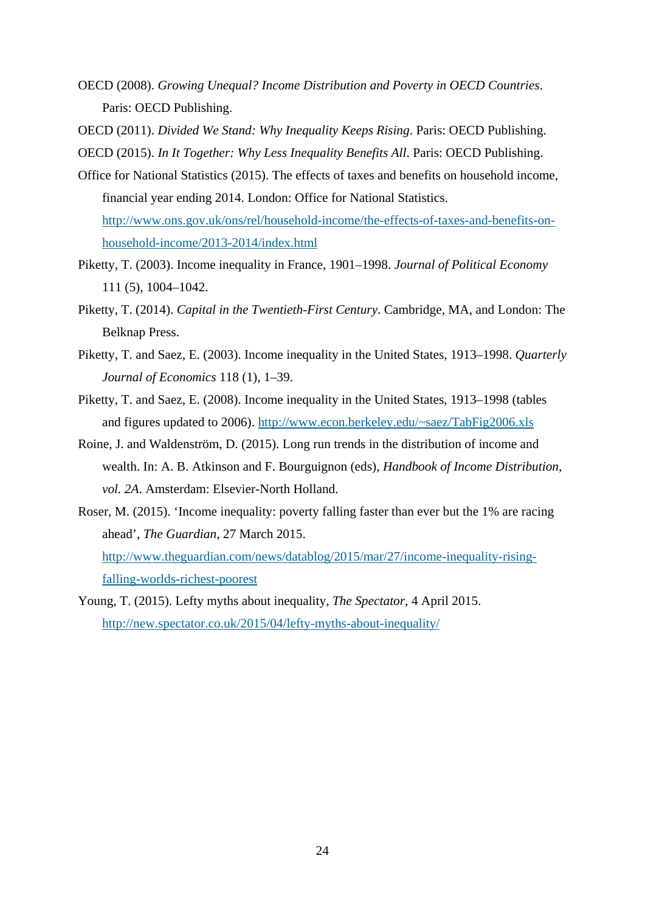OECD (2008). *Growing Unequal? Income Distribution and Poverty in OECD Countries*. Paris: OECD Publishing.

OECD (2011). *Divided We Stand: Why Inequality Keeps Rising*. Paris: OECD Publishing.

OECD (2015). *In It Together: Why Less Inequality Benefits All*. Paris: OECD Publishing.

Office for National Statistics (2015). The effects of taxes and benefits on household income, financial year ending 2014. London: Office for National Statistics. http://www.ons.gov.uk/ons/rel/household-income/the-effects-of-taxes-and-benefits-on-household-income/2013-2014/index.html

Piketty, T. (2003). Income inequality in France, 1901–1998. *Journal of Political Economy* 111 (5), 1004–1042.

Piketty, T. (2014). *Capital in the Twentieth-First Century*. Cambridge, MA, and London: The Belknap Press.

Piketty, T. and Saez, E. (2003). Income inequality in the United States, 1913–1998. *Quarterly Journal of Economics* 118 (1), 1–39.

Piketty, T. and Saez, E. (2008). Income inequality in the United States, 1913–1998 (tables and figures updated to 2006). http://www.econ.berkeley.edu/~saez/TabFig2006.xls

Roine, J. and Waldenström, D. (2015). Long run trends in the distribution of income and wealth. In: A. B. Atkinson and F. Bourguignon (eds), *Handbook of Income Distribution, vol. 2A.* Amsterdam: Elsevier-North Holland.

Roser, M. (2015). 'Income inequality: poverty falling faster than ever but the 1% are racing ahead', *The Guardian*, 27 March 2015. http://www.theguardian.com/news/datablog/2015/mar/27/income-inequality-rising-falling-worlds-richest-poorest

Young, T. (2015). Lefty myths about inequality, *The Spectator*, 4 April 2015. http://new.spectator.co.uk/2015/04/lefty-myths-about-inequality/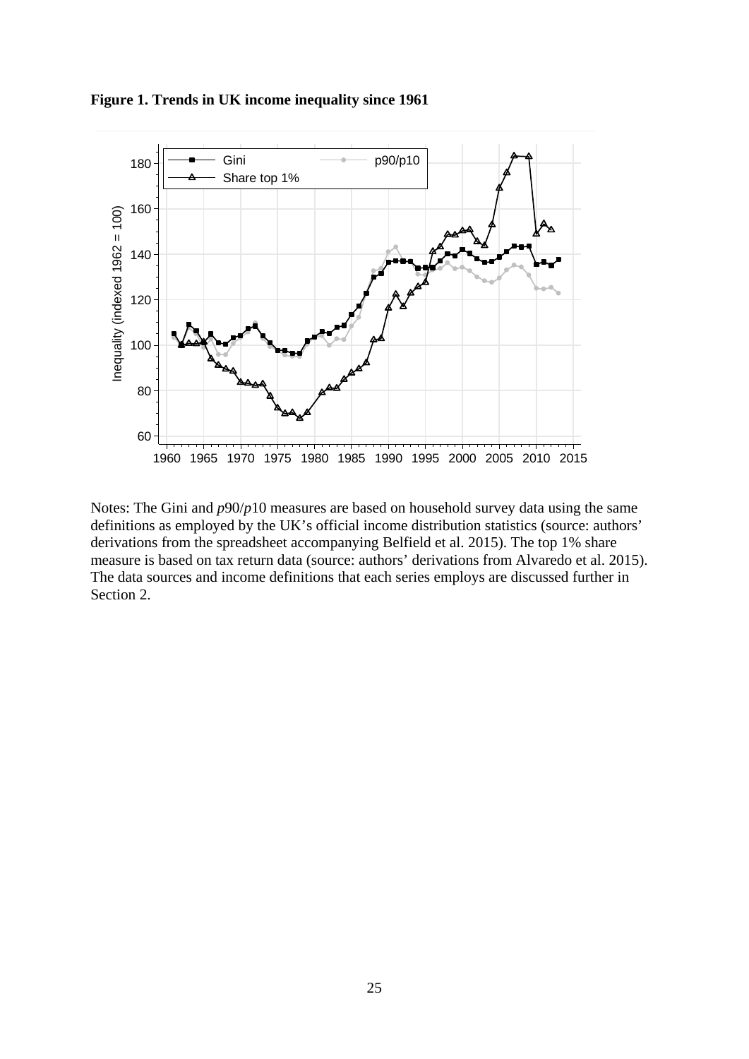**Figure 1. Trends in UK income inequality since 1961**

Notes: The Gini and $p90/p10$ measures are based on household survey data using the same definitions as employed by the UK's official income distribution statistics (source: authors' derivations from the spreadsheet accompanying Belfield et al. 2015). The top 1% share measure is based on tax return data (source: authors' derivations from Alvaredo et al. 2015). The data sources and income definitions that each series employs are discussed further in Section 2.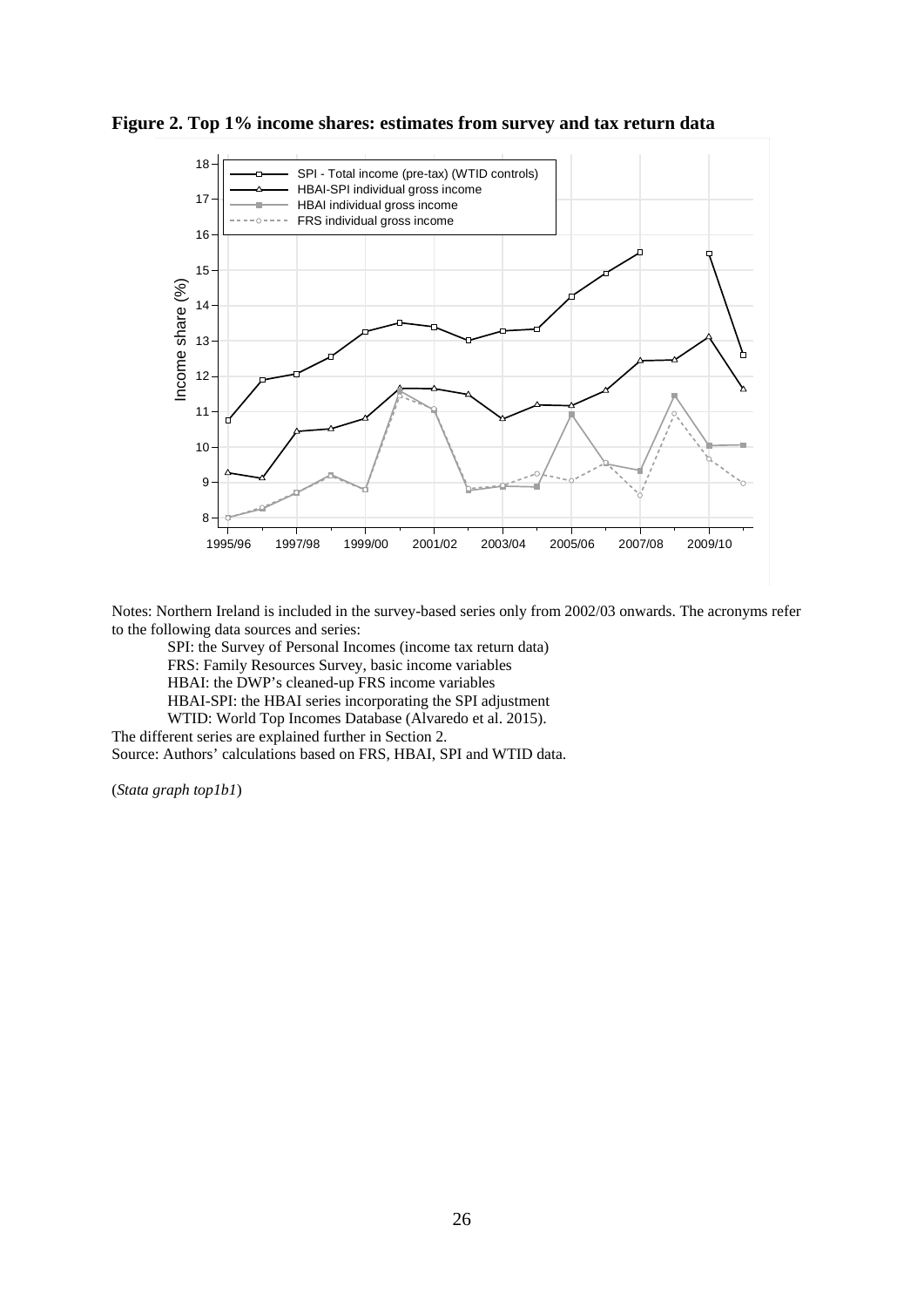**Figure 2. Top 1% income shares: estimates from survey and tax return data**

Notes: Northern Ireland is included in the survey-based series only from 2002/03 onwards. The acronyms refer to the following data sources and series:

SPI: the Survey of Personal Incomes (income tax return data)
FRS: Family Resources Survey, basic income variables
HBAI: the DWP's cleaned-up FRS income variables
HBAI-SPI: the HBAI series incorporating the SPI adjustment
WTID: World Top Incomes Database (Alvaredo et al. 2015).

The different series are explained further in Section 2.
Source: Authors' calculations based on FRS, HBAI, SPI and WTID data.

(*Stata graph top1b1*)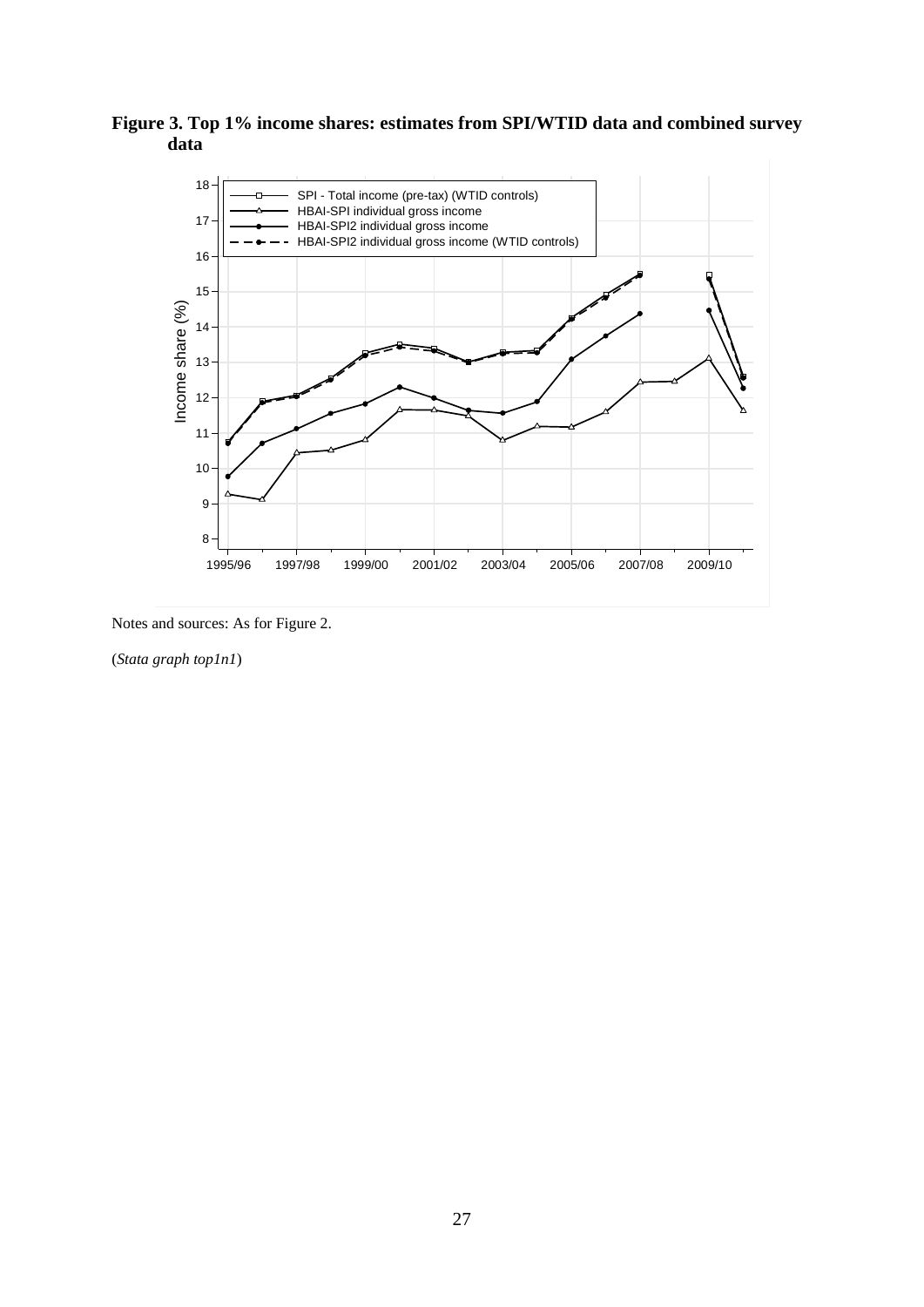**Figure 3. Top 1% income shares: estimates from SPI/WTID data and combined survey data**

Notes and sources: As for Figure 2.

(*Stata graph top1n1*)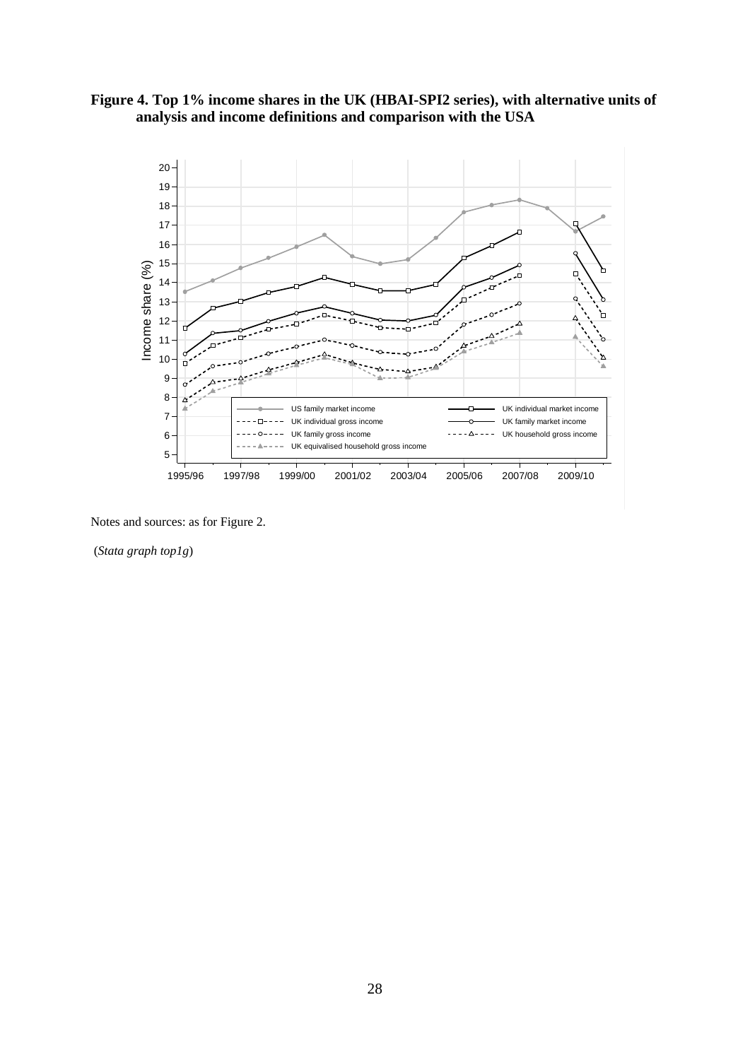**Figure 4. Top 1% income shares in the UK (HBAI-SPI2 series), with alternative units of analysis and income definitions and comparison with the USA**

Notes and sources: as for Figure 2.

(*Stata graph top1g*)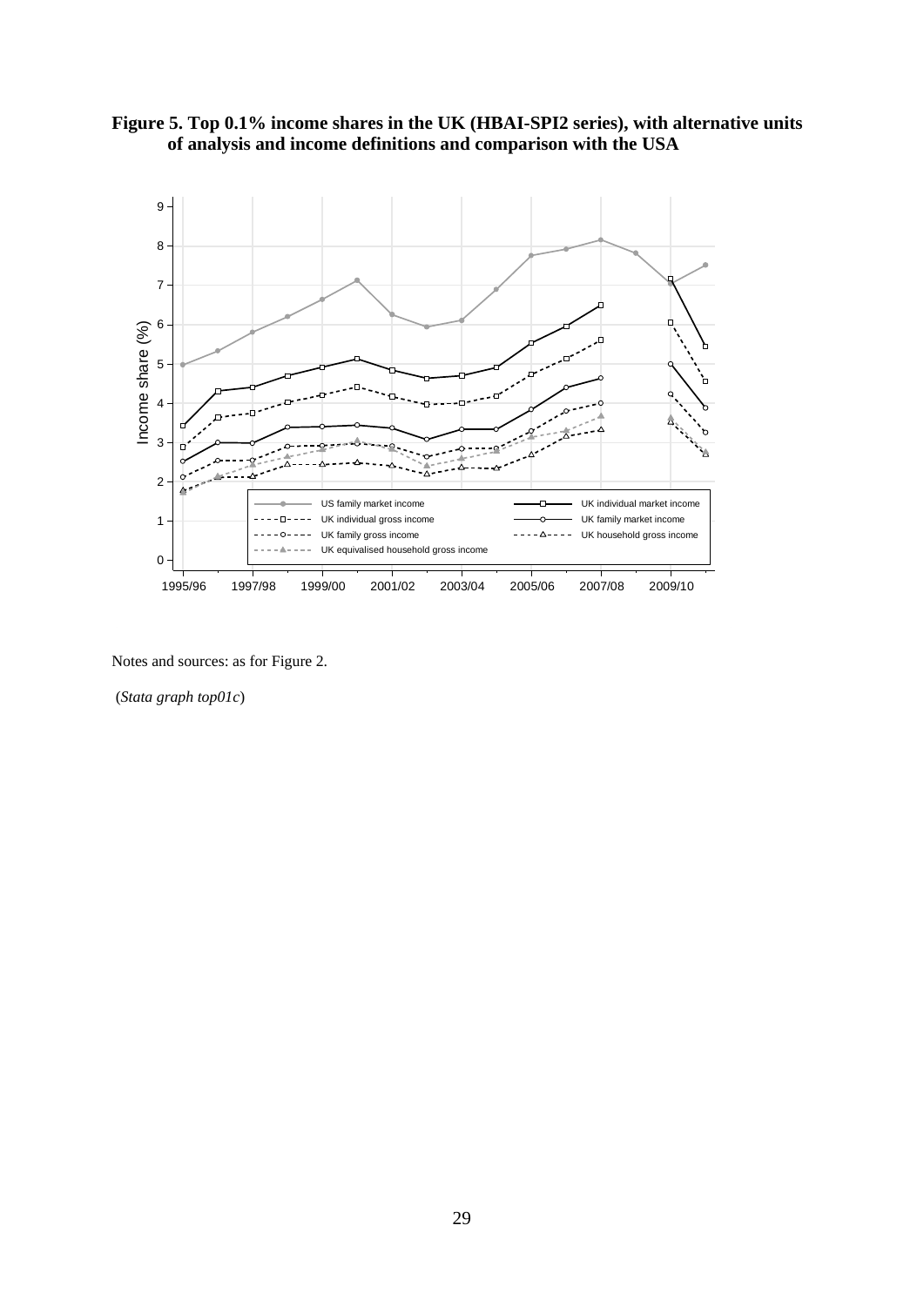**Figure 5. Top 0.1% income shares in the UK (HBAI-SPI2 series), with alternative units of analysis and income definitions and comparison with the USA**

Notes and sources: as for Figure 2.

(*Stata graph top01c*)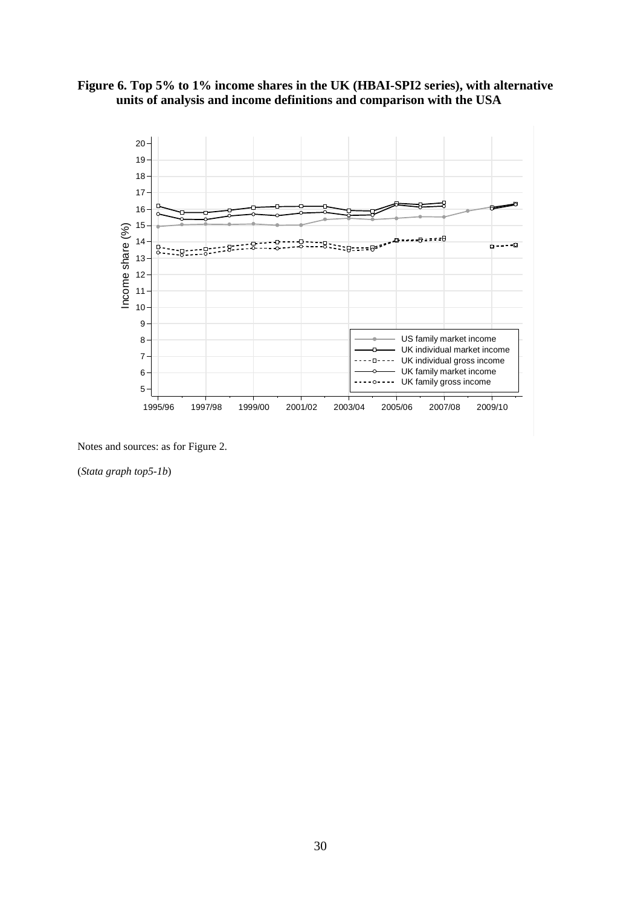**Figure 6. Top 5% to 1% income shares in the UK (HBAI-SPI2 series), with alternative units of analysis and income definitions and comparison with the USA**

Notes and sources: as for Figure 2.

(*Stata graph top5-1b*)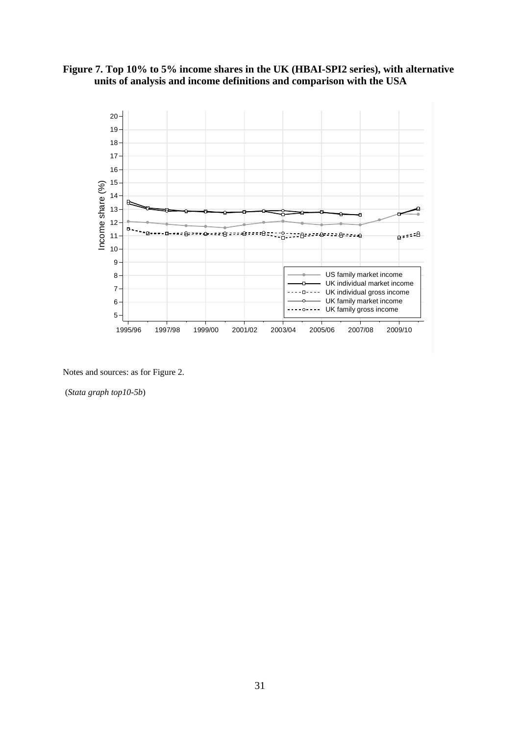**Figure 7. Top 10% to 5% income shares in the UK (HBAI-SPI2 series), with alternative units of analysis and income definitions and comparison with the USA**

Notes and sources: as for Figure 2.

(*Stata graph top10-5b*)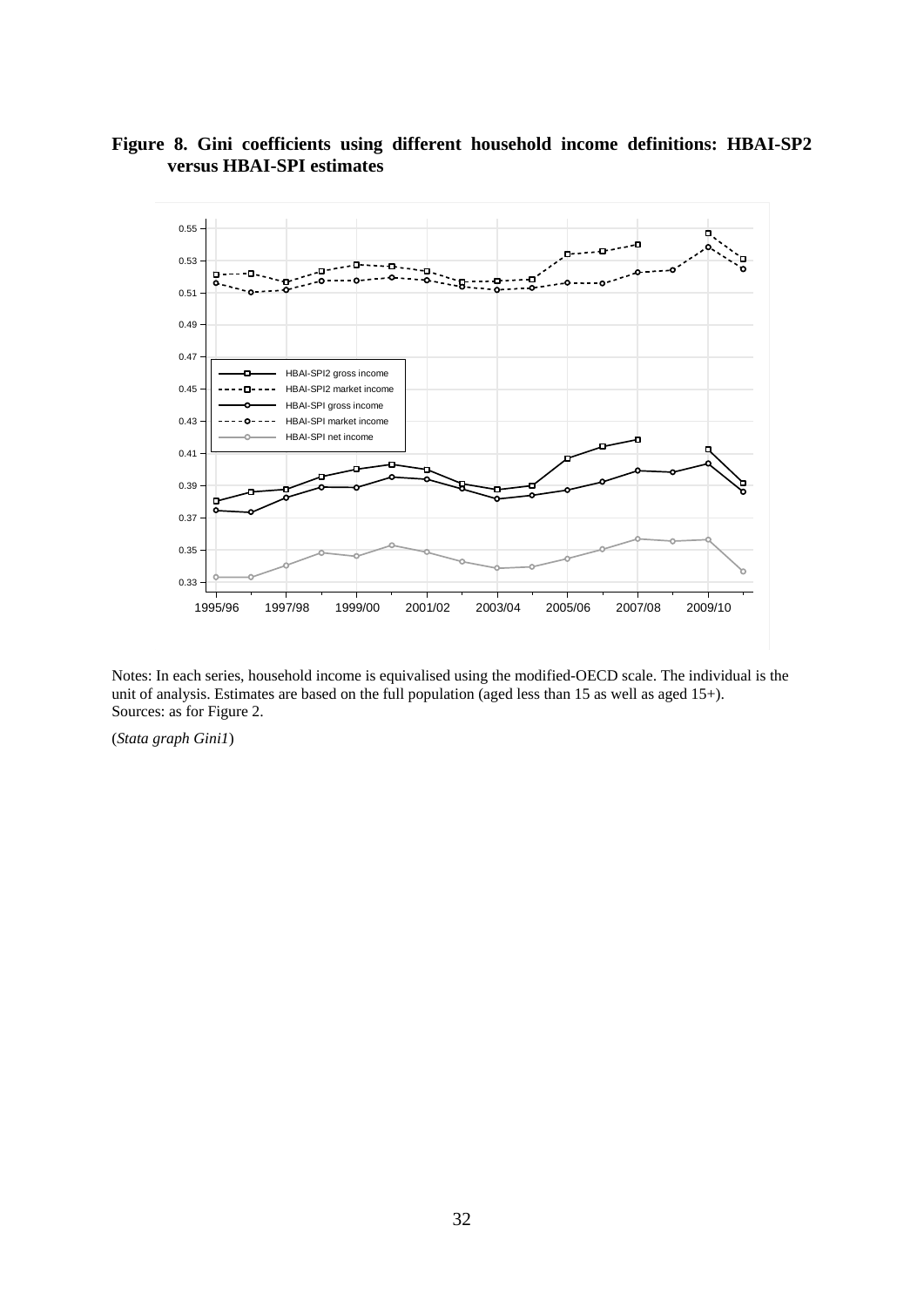**Figure 8. Gini coefficients using different household income definitions: HBAI-SP2 versus HBAI-SPI estimates**

Notes: In each series, household income is equivalised using the modified-OECD scale. The individual is the unit of analysis. Estimates are based on the full population (aged less than 15 as well as aged 15+).
Sources: as for Figure 2.

(*Stata graph Gini1*)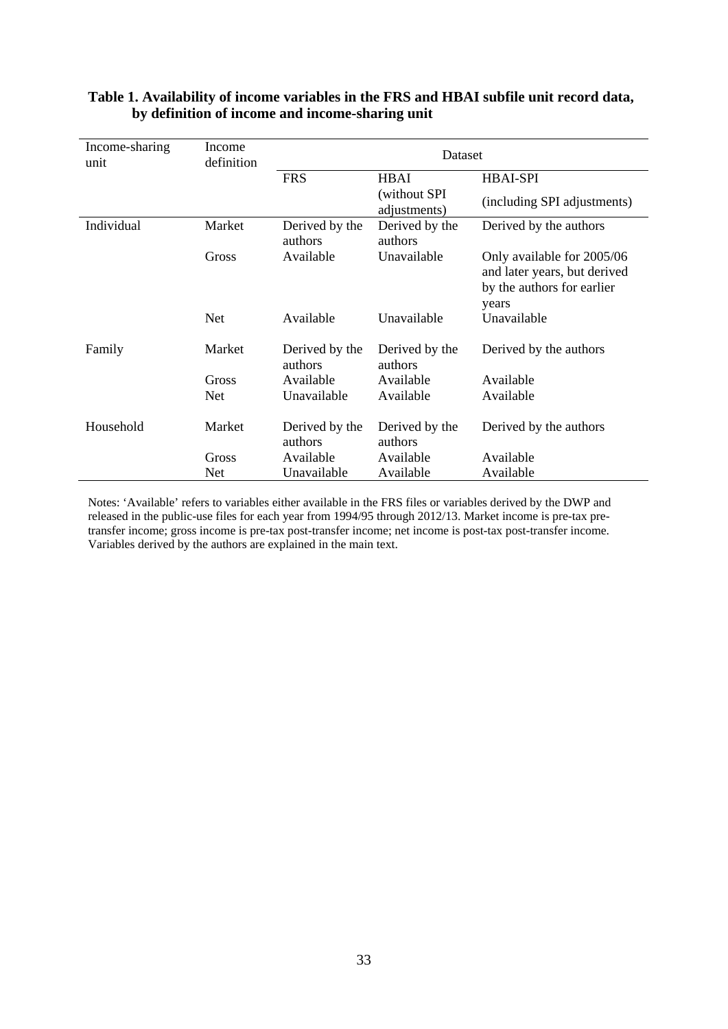**Table 1. Availability of income variables in the FRS and HBAI subfile unit record data, by definition of income and income-sharing unit**

| Income-sharing unit | Income definition | Dataset | | |
|---|---|---|---|---|
| | | FRS | HBAI (without SPI adjustments) | HBAI-SPI (including SPI adjustments) |
| Individual | Market | Derived by the authors | Derived by the authors | Derived by the authors |
| | Gross | Available | Unavailable | Only available for 2005/06 and later years, but derived by the authors for earlier years |
| | Net | Available | Unavailable | Unavailable |
| Family | Market | Derived by the authors | Derived by the authors | Derived by the authors |
| | Gross | Available | Available | Available |
| | Net | Unavailable | Available | Available |
| Household | Market | Derived by the authors | Derived by the authors | Derived by the authors |
| | Gross | Available | Available | Available |
| | Net | Unavailable | Available | Available |

Notes: 'Available' refers to variables either available in the FRS files or variables derived by the DWP and released in the public-use files for each year from 1994/95 through 2012/13. Market income is pre-tax pre-transfer income; gross income is pre-tax post-transfer income; net income is post-tax post-transfer income. Variables derived by the authors are explained in the main text.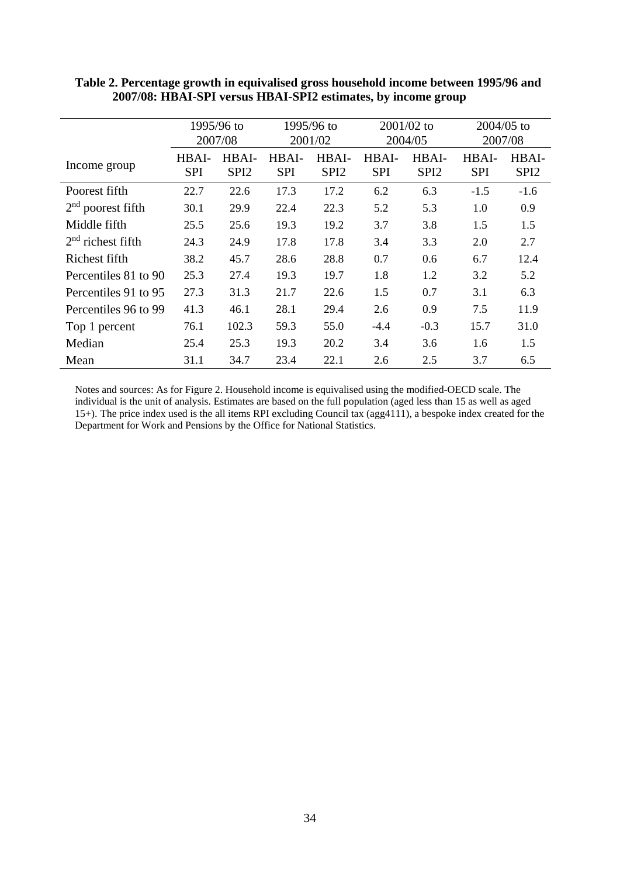**Table 2. Percentage growth in equivalised gross household income between 1995/96 and 2007/08: HBAI-SPI versus HBAI-SPI2 estimates, by income group**

| | 1995/96 to 2007/08 | | 1995/96 to 2001/02 | | 2001/02 to 2004/05 | | 2004/05 to 2007/08 | |
|---|---|---|---|---|---|---|---|---|
| Income group | HBAI-SPI | HBAI-SPI2 | HBAI-SPI | HBAI-SPI2 | HBAI-SPI | HBAI-SPI2 | HBAI-SPI | HBAI-SPI2 |
| Poorest fifth | 22.7 | 22.6 | 17.3 | 17.2 | 6.2 | 6.3 | -1.5 | -1.6 |
| 2nd poorest fifth | 30.1 | 29.9 | 22.4 | 22.3 | 5.2 | 5.3 | 1.0 | 0.9 |
| Middle fifth | 25.5 | 25.6 | 19.3 | 19.2 | 3.7 | 3.8 | 1.5 | 1.5 |
| 2nd richest fifth | 24.3 | 24.9 | 17.8 | 17.8 | 3.4 | 3.3 | 2.0 | 2.7 |
| Richest fifth | 38.2 | 45.7 | 28.6 | 28.8 | 0.7 | 0.6 | 6.7 | 12.4 |
| Percentiles 81 to 90 | 25.3 | 27.4 | 19.3 | 19.7 | 1.8 | 1.2 | 3.2 | 5.2 |
| Percentiles 91 to 95 | 27.3 | 31.3 | 21.7 | 22.6 | 1.5 | 0.7 | 3.1 | 6.3 |
| Percentiles 96 to 99 | 41.3 | 46.1 | 28.1 | 29.4 | 2.6 | 0.9 | 7.5 | 11.9 |
| Top 1 percent | 76.1 | 102.3 | 59.3 | 55.0 | -4.4 | -0.3 | 15.7 | 31.0 |
| Median | 25.4 | 25.3 | 19.3 | 20.2 | 3.4 | 3.6 | 1.6 | 1.5 |
| Mean | 31.1 | 34.7 | 23.4 | 22.1 | 2.6 | 2.5 | 3.7 | 6.5 |

Notes and sources: As for Figure 2. Household income is equivalised using the modified-OECD scale. The individual is the unit of analysis. Estimates are based on the full population (aged less than 15 as well as aged 15+). The price index used is the all items RPI excluding Council tax (agg4111), a bespoke index created for the Department for Work and Pensions by the Office for National Statistics.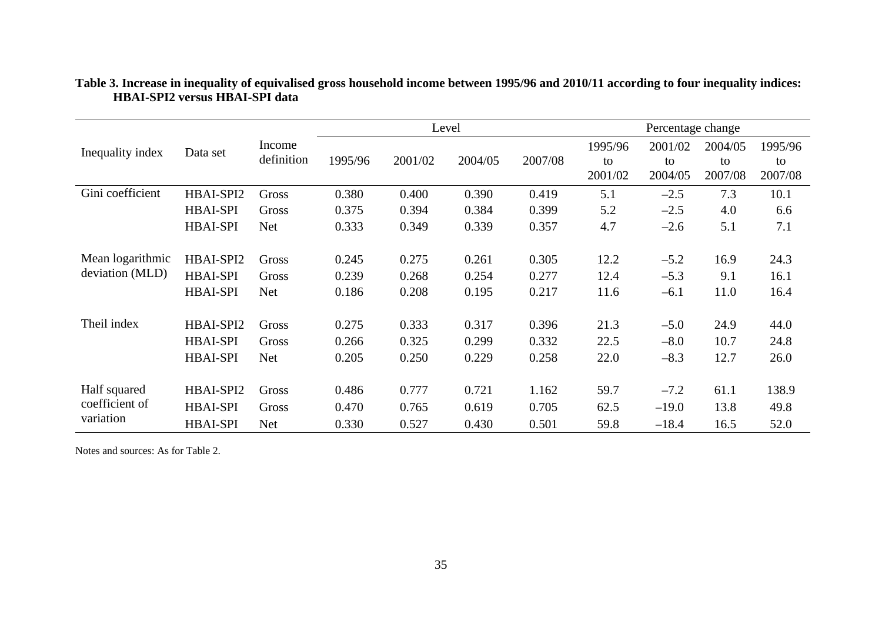**Table 3. Increase in inequality of equivalised gross household income between 1995/96 and 2010/11 according to four inequality indices: HBAI-SPI2 versus HBAI-SPI data**

| Inequality index | Data set | Income definition | Level | | | | Percentage change | | | |
|---|---|---|---|---|---|---|---|---|---|---|
| | | | 1995/96 | 2001/02 | 2004/05 | 2007/08 | 1995/96 to 2001/02 | 2001/02 to 2004/05 | 2004/05 to 2007/08 | 1995/96 to 2007/08 |
| Gini coefficient | HBAI-SPI2 | Gross | 0.380 | 0.400 | 0.390 | 0.419 | 5.1 | –2.5 | 7.3 | 10.1 |
| | HBAI-SPI | Gross | 0.375 | 0.394 | 0.384 | 0.399 | 5.2 | –2.5 | 4.0 | 6.6 |
| | HBAI-SPI | Net | 0.333 | 0.349 | 0.339 | 0.357 | 4.7 | –2.6 | 5.1 | 7.1 |
| Mean logarithmic deviation (MLD) | HBAI-SPI2 | Gross | 0.245 | 0.275 | 0.261 | 0.305 | 12.2 | –5.2 | 16.9 | 24.3 |
| | HBAI-SPI | Gross | 0.239 | 0.268 | 0.254 | 0.277 | 12.4 | –5.3 | 9.1 | 16.1 |
| | HBAI-SPI | Net | 0.186 | 0.208 | 0.195 | 0.217 | 11.6 | –6.1 | 11.0 | 16.4 |
| Theil index | HBAI-SPI2 | Gross | 0.275 | 0.333 | 0.317 | 0.396 | 21.3 | –5.0 | 24.9 | 44.0 |
| | HBAI-SPI | Gross | 0.266 | 0.325 | 0.299 | 0.332 | 22.5 | –8.0 | 10.7 | 24.8 |
| | HBAI-SPI | Net | 0.205 | 0.250 | 0.229 | 0.258 | 22.0 | –8.3 | 12.7 | 26.0 |
| Half squared coefficient of variation | HBAI-SPI2 | Gross | 0.486 | 0.777 | 0.721 | 1.162 | 59.7 | –7.2 | 61.1 | 138.9 |
| | HBAI-SPI | Gross | 0.470 | 0.765 | 0.619 | 0.705 | 62.5 | –19.0 | 13.8 | 49.8 |
| | HBAI-SPI | Net | 0.330 | 0.527 | 0.430 | 0.501 | 59.8 | –18.4 | 16.5 | 52.0 |

Notes and sources: As for Table 2.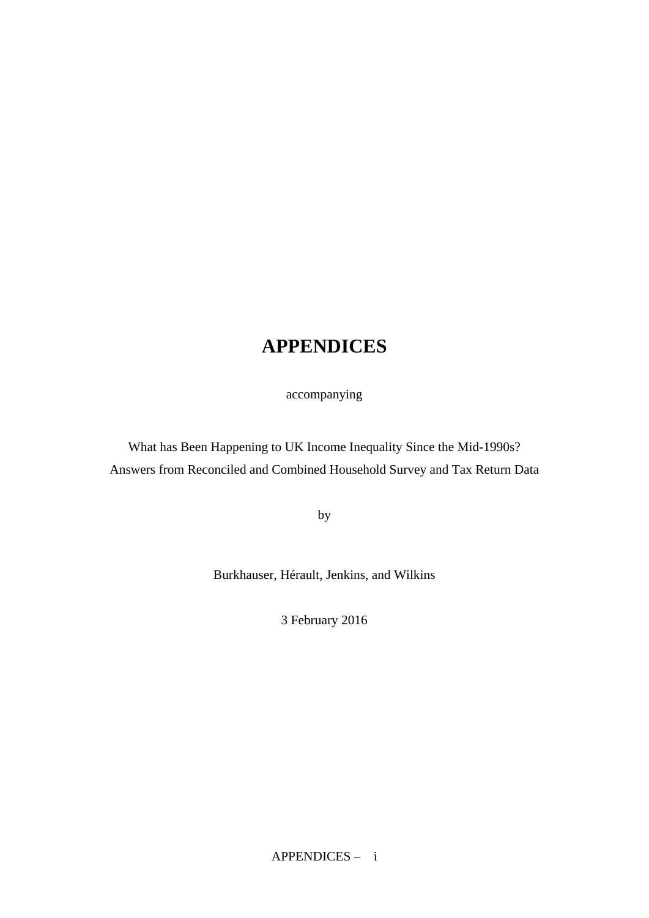# APPENDICES

accompanying

What has Been Happening to UK Income Inequality Since the Mid-1990s?
Answers from Reconciled and Combined Household Survey and Tax Return Data

by

Burkhauser, Hérault, Jenkins, and Wilkins

3 February 2016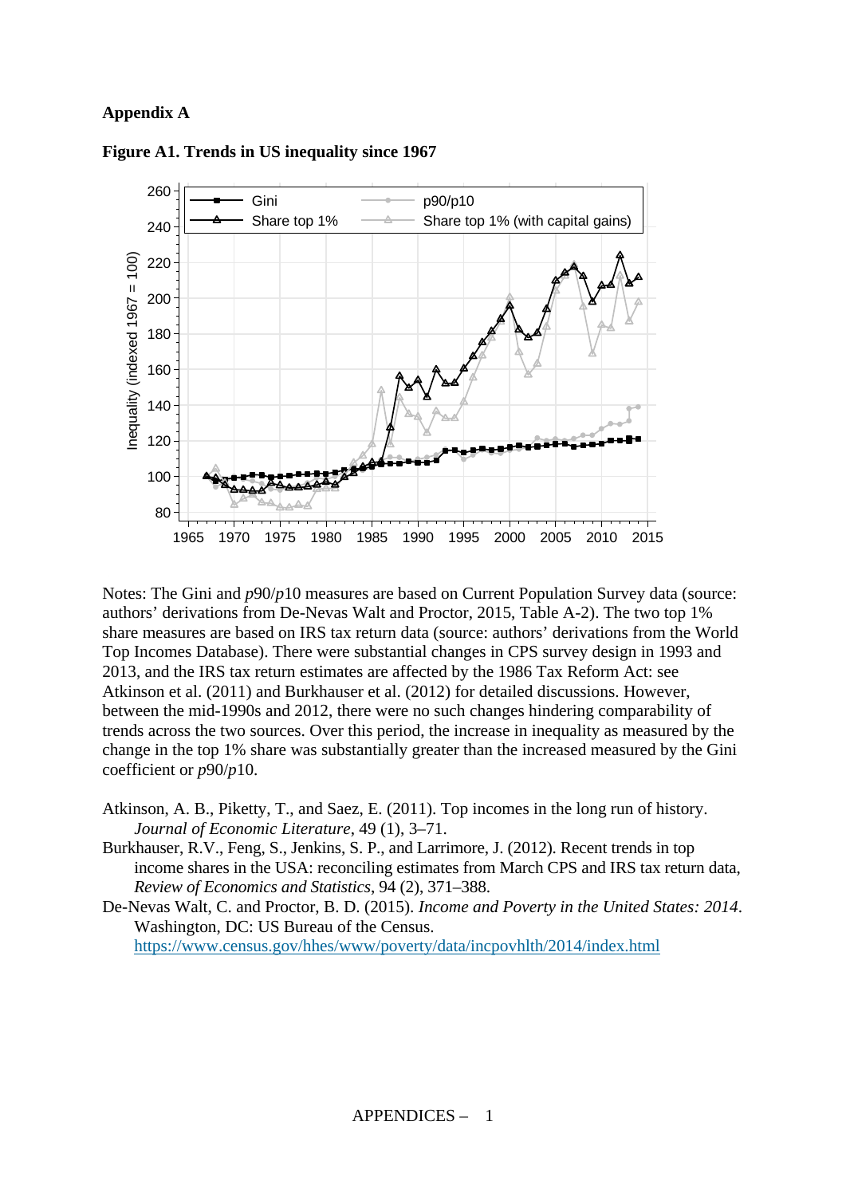**Appendix A**

**Figure A1. Trends in US inequality since 1967**

Notes: The Gini and *p*90/*p*10 measures are based on Current Population Survey data (source: authors' derivations from De-Nevas Walt and Proctor, 2015, Table A-2). The two top 1% share measures are based on IRS tax return data (source: authors' derivations from the World Top Incomes Database). There were substantial changes in CPS survey design in 1993 and 2013, and the IRS tax return estimates are affected by the 1986 Tax Reform Act: see Atkinson et al. (2011) and Burkhauser et al. (2012) for detailed discussions. However, between the mid-1990s and 2012, there were no such changes hindering comparability of trends across the two sources. Over this period, the increase in inequality as measured by the change in the top 1% share was substantially greater than the increased measured by the Gini coefficient or *p*90/*p*10.

Atkinson, A. B., Piketty, T., and Saez, E. (2011). Top incomes in the long run of history. *Journal of Economic Literature*, 49 (1), 3–71.

Burkhauser, R.V., Feng, S., Jenkins, S. P., and Larrimore, J. (2012). Recent trends in top income shares in the USA: reconciling estimates from March CPS and IRS tax return data, *Review of Economics and Statistics*, 94 (2), 371–388.

De-Nevas Walt, C. and Proctor, B. D. (2015). *Income and Poverty in the United States: 2014*. Washington, DC: US Bureau of the Census. https://www.census.gov/hhes/www/poverty/data/incpovhlth/2014/index.html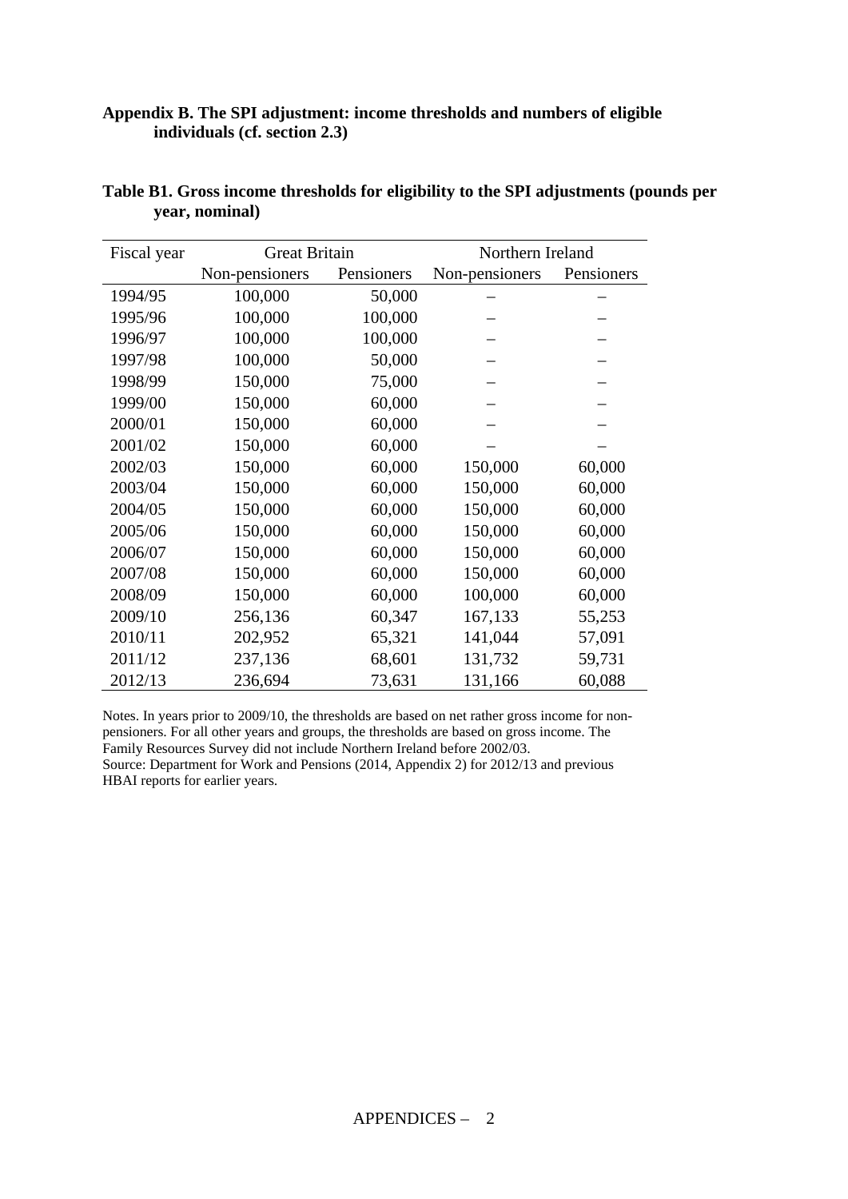**Appendix B. The SPI adjustment: income thresholds and numbers of eligible individuals (cf. section 2.3)**

**Table B1. Gross income thresholds for eligibility to the SPI adjustments (pounds per year, nominal)**

| Fiscal year | Great Britain | | Northern Ireland | |
|---|---|---|---|---|
| | Non-pensioners | Pensioners | Non-pensioners | Pensioners |
| 1994/95 | 100,000 | 50,000 | – | – |
| 1995/96 | 100,000 | 100,000 | – | – |
| 1996/97 | 100,000 | 100,000 | – | – |
| 1997/98 | 100,000 | 50,000 | – | – |
| 1998/99 | 150,000 | 75,000 | – | – |
| 1999/00 | 150,000 | 60,000 | – | – |
| 2000/01 | 150,000 | 60,000 | – | – |
| 2001/02 | 150,000 | 60,000 | – | – |
| 2002/03 | 150,000 | 60,000 | 150,000 | 60,000 |
| 2003/04 | 150,000 | 60,000 | 150,000 | 60,000 |
| 2004/05 | 150,000 | 60,000 | 150,000 | 60,000 |
| 2005/06 | 150,000 | 60,000 | 150,000 | 60,000 |
| 2006/07 | 150,000 | 60,000 | 150,000 | 60,000 |
| 2007/08 | 150,000 | 60,000 | 150,000 | 60,000 |
| 2008/09 | 150,000 | 60,000 | 100,000 | 60,000 |
| 2009/10 | 256,136 | 60,347 | 167,133 | 55,253 |
| 2010/11 | 202,952 | 65,321 | 141,044 | 57,091 |
| 2011/12 | 237,136 | 68,601 | 131,732 | 59,731 |
| 2012/13 | 236,694 | 73,631 | 131,166 | 60,088 |

Notes. In years prior to 2009/10, the thresholds are based on net rather gross income for non-pensioners. For all other years and groups, the thresholds are based on gross income. The Family Resources Survey did not include Northern Ireland before 2002/03.
Source: Department for Work and Pensions (2014, Appendix 2) for 2012/13 and previous HBAI reports for earlier years.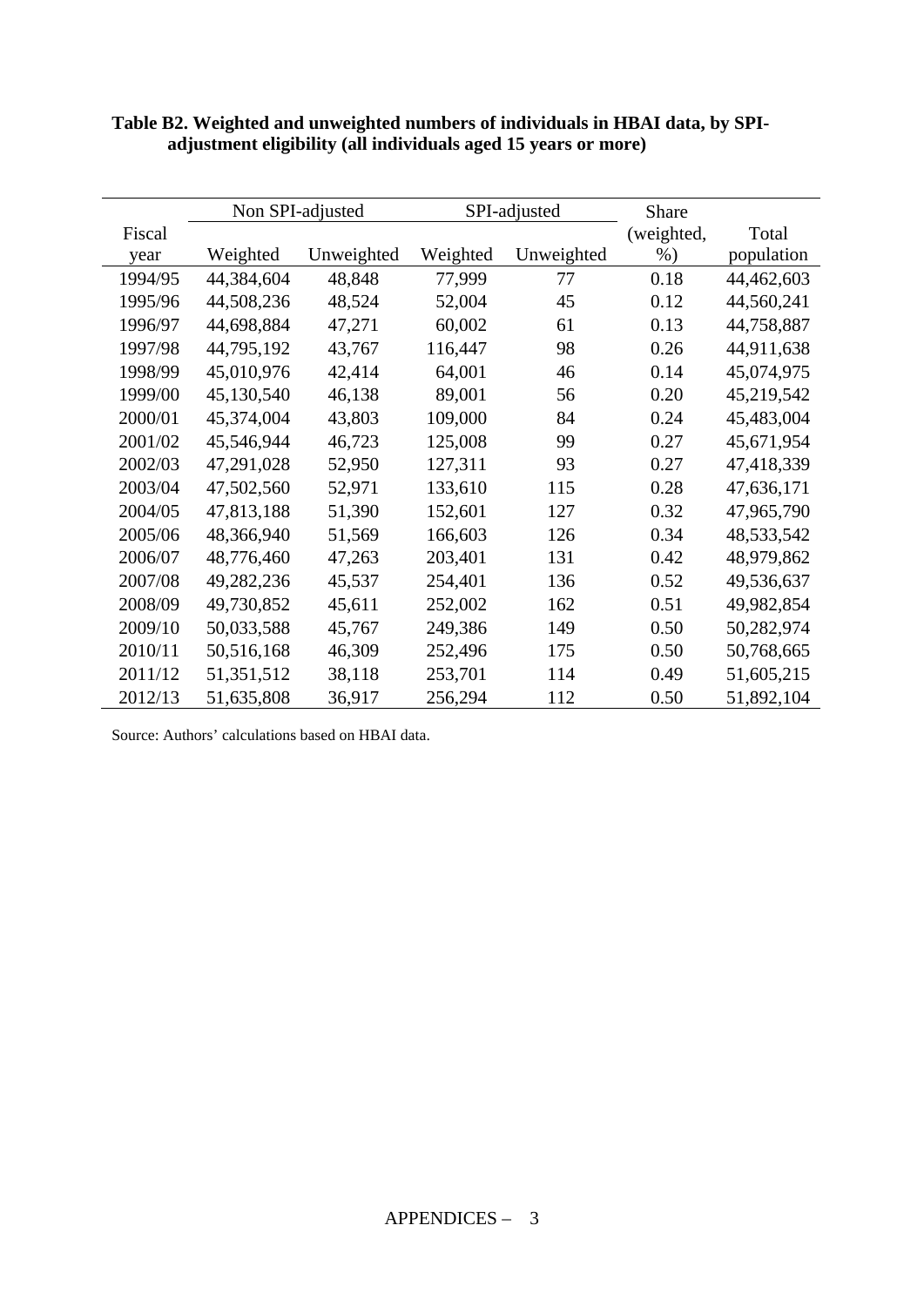**Table B2. Weighted and unweighted numbers of individuals in HBAI data, by SPI-adjustment eligibility (all individuals aged 15 years or more)**

| Fiscal year | Non SPI-adjusted | | SPI-adjusted | | Share (weighted, %) | Total population |
|---|---|---|---|---|---|---|
| | Weighted | Unweighted | Weighted | Unweighted | | |
| 1994/95 | 44,384,604 | 48,848 | 77,999 | 77 | 0.18 | 44,462,603 |
| 1995/96 | 44,508,236 | 48,524 | 52,004 | 45 | 0.12 | 44,560,241 |
| 1996/97 | 44,698,884 | 47,271 | 60,002 | 61 | 0.13 | 44,758,887 |
| 1997/98 | 44,795,192 | 43,767 | 116,447 | 98 | 0.26 | 44,911,638 |
| 1998/99 | 45,010,976 | 42,414 | 64,001 | 46 | 0.14 | 45,074,975 |
| 1999/00 | 45,130,540 | 46,138 | 89,001 | 56 | 0.20 | 45,219,542 |
| 2000/01 | 45,374,004 | 43,803 | 109,000 | 84 | 0.24 | 45,483,004 |
| 2001/02 | 45,546,944 | 46,723 | 125,008 | 99 | 0.27 | 45,671,954 |
| 2002/03 | 47,291,028 | 52,950 | 127,311 | 93 | 0.27 | 47,418,339 |
| 2003/04 | 47,502,560 | 52,971 | 133,610 | 115 | 0.28 | 47,636,171 |
| 2004/05 | 47,813,188 | 51,390 | 152,601 | 127 | 0.32 | 47,965,790 |
| 2005/06 | 48,366,940 | 51,569 | 166,603 | 126 | 0.34 | 48,533,542 |
| 2006/07 | 48,776,460 | 47,263 | 203,401 | 131 | 0.42 | 48,979,862 |
| 2007/08 | 49,282,236 | 45,537 | 254,401 | 136 | 0.52 | 49,536,637 |
| 2008/09 | 49,730,852 | 45,611 | 252,002 | 162 | 0.51 | 49,982,854 |
| 2009/10 | 50,033,588 | 45,767 | 249,386 | 149 | 0.50 | 50,282,974 |
| 2010/11 | 50,516,168 | 46,309 | 252,496 | 175 | 0.50 | 50,768,665 |
| 2011/12 | 51,351,512 | 38,118 | 253,701 | 114 | 0.49 | 51,605,215 |
| 2012/13 | 51,635,808 | 36,917 | 256,294 | 112 | 0.50 | 51,892,104 |

Source: Authors' calculations based on HBAI data.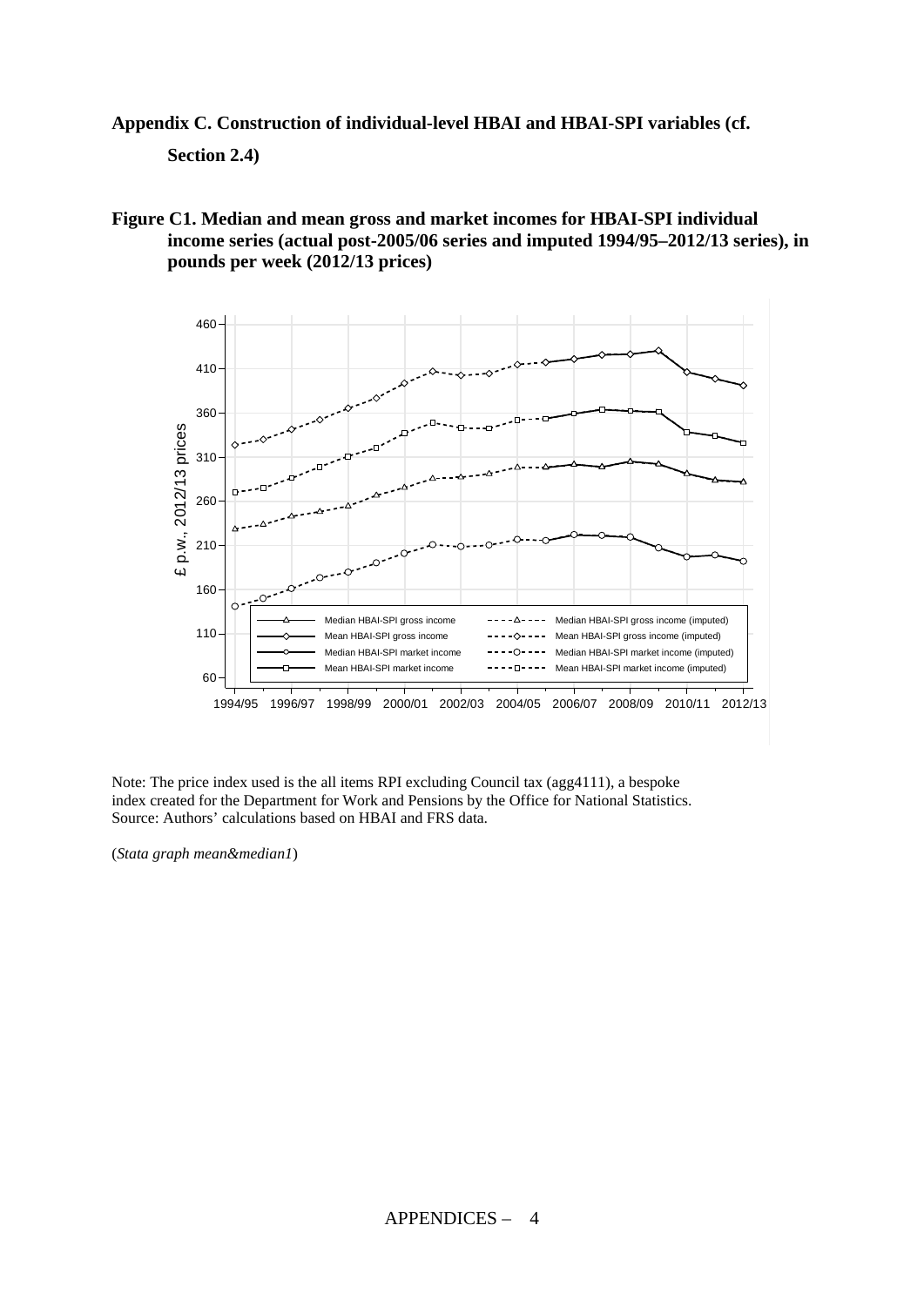## Appendix C. Construction of individual-level HBAI and HBAI-SPI variables (cf. Section 2.4)

**Figure C1. Median and mean gross and market incomes for HBAI-SPI individual income series (actual post-2005/06 series and imputed 1994/95–2012/13 series), in pounds per week (2012/13 prices)**

Note: The price index used is the all items RPI excluding Council tax (agg4111), a bespoke index created for the Department for Work and Pensions by the Office for National Statistics.
Source: Authors' calculations based on HBAI and FRS data.

(*Stata graph mean&median1*)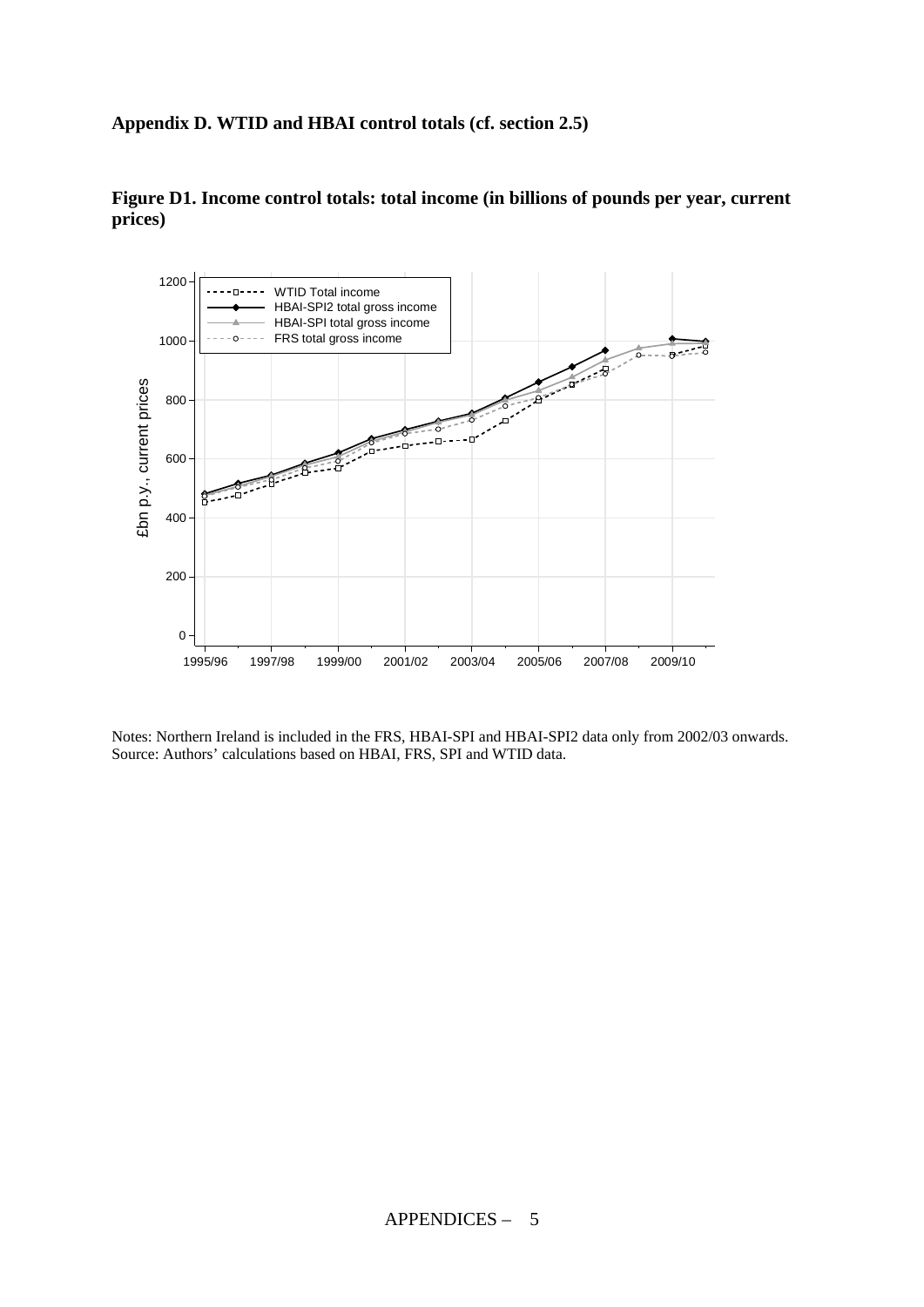### Appendix D. WTID and HBAI control totals (cf. section 2.5)

**Figure D1. Income control totals: total income (in billions of pounds per year, current prices)**

Notes: Northern Ireland is included in the FRS, HBAI-SPI and HBAI-SPI2 data only from 2002/03 onwards.
Source: Authors' calculations based on HBAI, FRS, SPI and WTID data.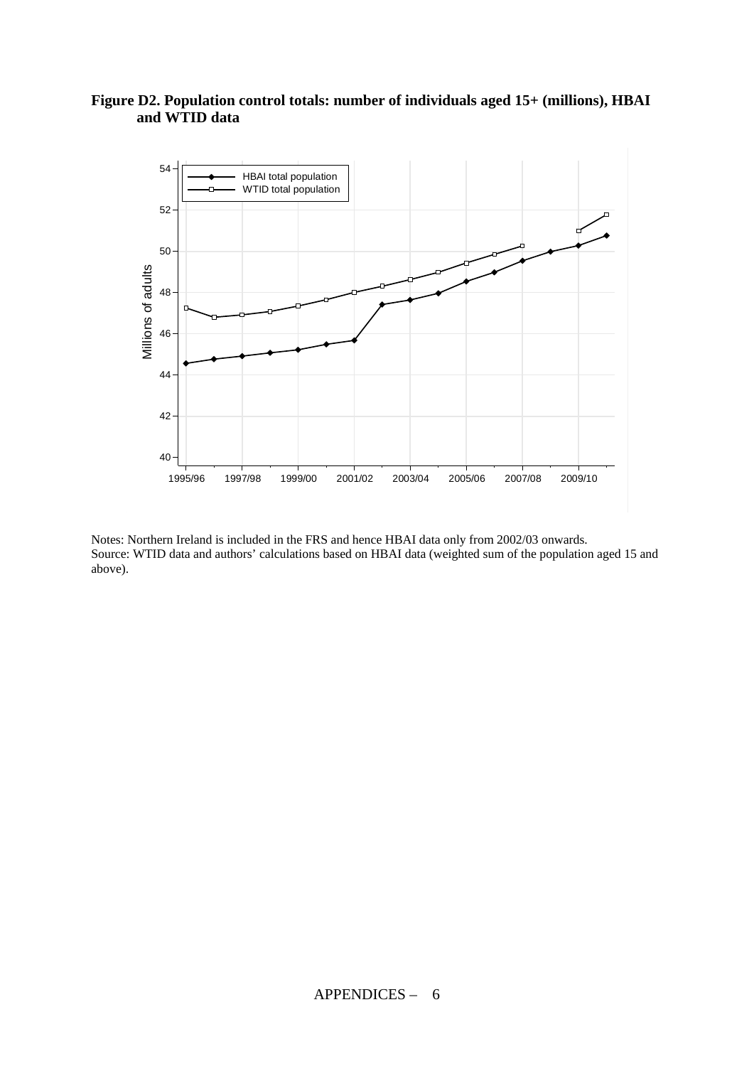**Figure D2. Population control totals: number of individuals aged 15+ (millions), HBAI and WTID data**

Notes: Northern Ireland is included in the FRS and hence HBAI data only from 2002/03 onwards.
Source: WTID data and authors' calculations based on HBAI data (weighted sum of the population aged 15 and above).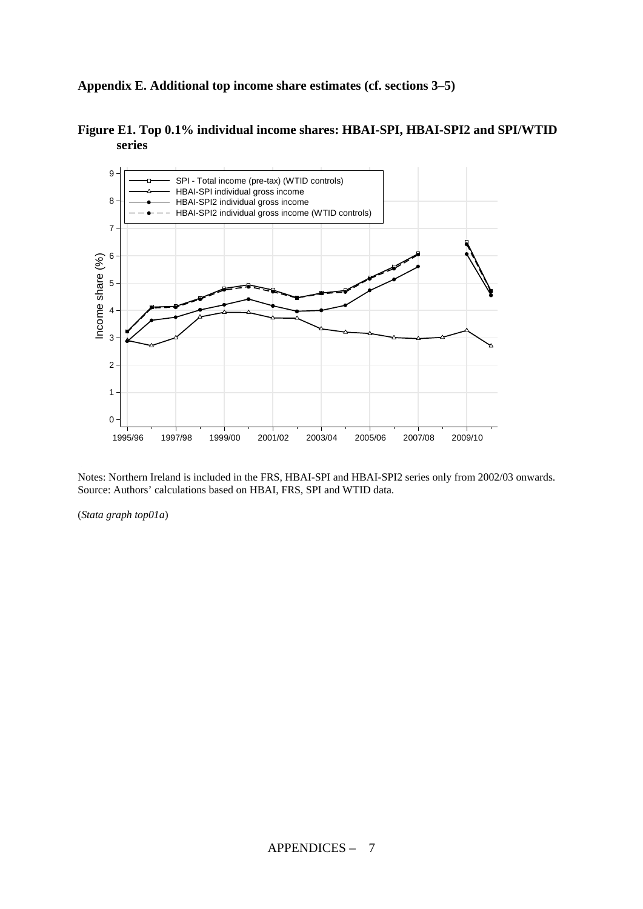## Appendix E. Additional top income share estimates (cf. sections 3–5)

**Figure E1. Top 0.1% individual income shares: HBAI-SPI, HBAI-SPI2 and SPI/WTID series**

Notes: Northern Ireland is included in the FRS, HBAI-SPI and HBAI-SPI2 series only from 2002/03 onwards.
Source: Authors' calculations based on HBAI, FRS, SPI and WTID data.

(*Stata graph top01a*)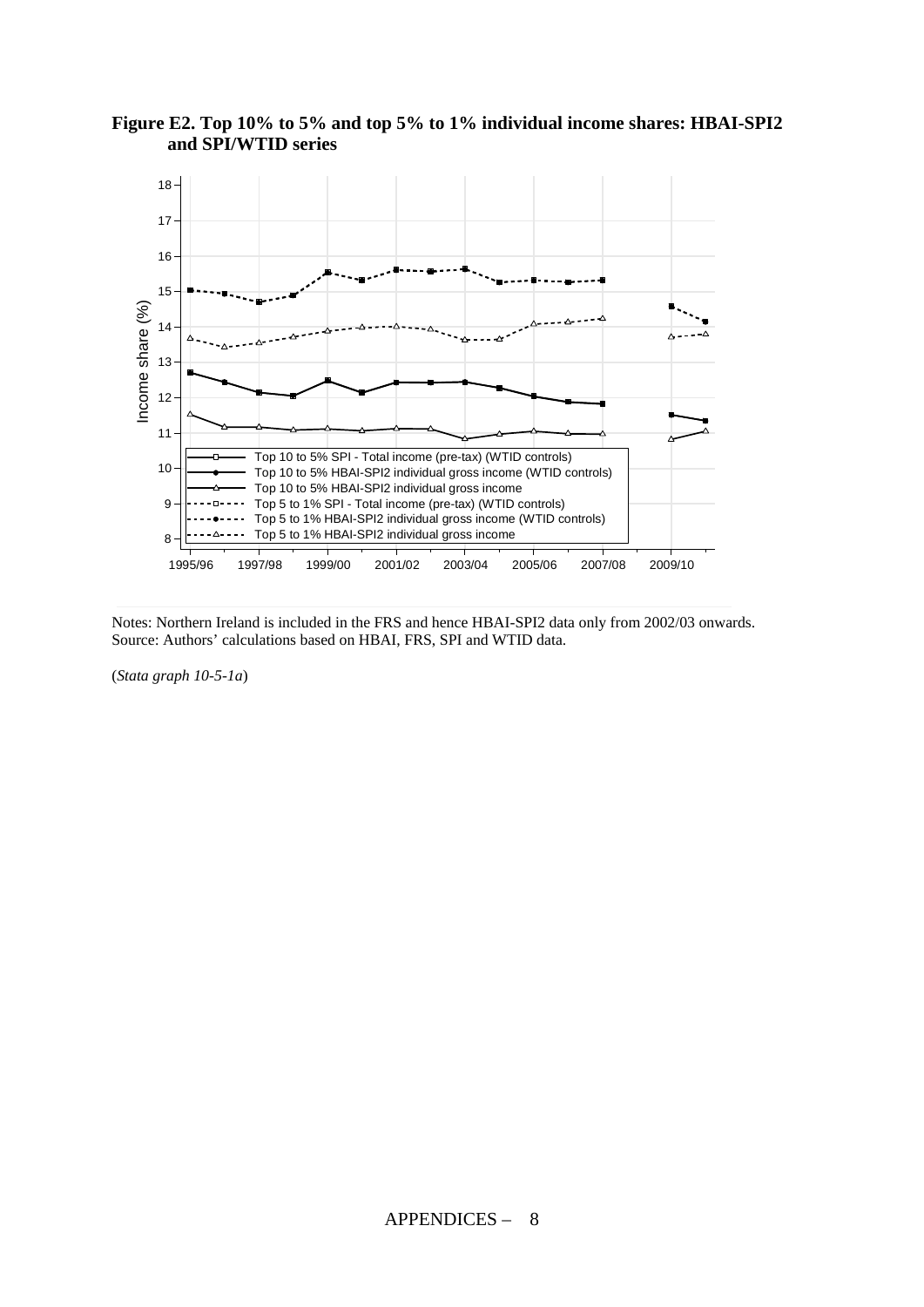**Figure E2. Top 10% to 5% and top 5% to 1% individual income shares: HBAI-SPI2 and SPI/WTID series**

Notes: Northern Ireland is included in the FRS and hence HBAI-SPI2 data only from 2002/03 onwards.
Source: Authors' calculations based on HBAI, FRS, SPI and WTID data.

(*Stata graph 10-5-1a*)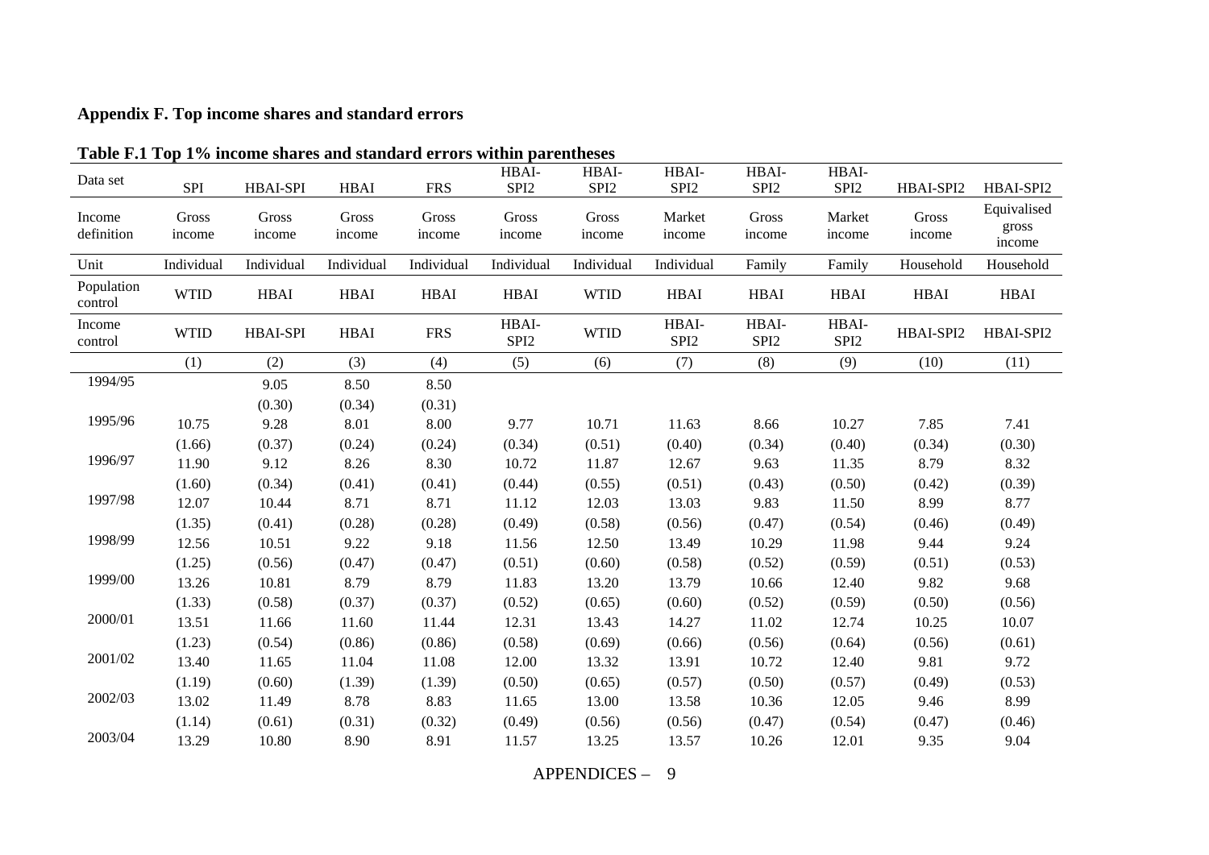## Appendix F. Top income shares and standard errors

**Table F.1 Top 1% income shares and standard errors within parentheses**

| Data set | SPI | HBAI-SPI | HBAI | FRS | HBAI-SPI2 | HBAI-SPI2 | HBAI-SPI2 | HBAI-SPI2 | HBAI-SPI2 | HBAI-SPI2 | HBAI-SPI2 |
|---|---|---|---|---|---|---|---|---|---|---|---|
| Income definition | Gross income | Gross income | Gross income | Gross income | Gross income | Gross income | Market income | Gross income | Market income | Gross income | Equivalised gross income |
| Unit | Individual | Individual | Individual | Individual | Individual | Individual | Individual | Family | Family | Household | Household |
| Population control | WTID | HBAI | HBAI | HBAI | HBAI | WTID | HBAI | HBAI | HBAI | HBAI | HBAI |
| Income control | WTID | HBAI-SPI | HBAI | FRS | HBAI-SPI2 | WTID | HBAI-SPI2 | HBAI-SPI2 | HBAI-SPI2 | HBAI-SPI2 | HBAI-SPI2 |
| | (1) | (2) | (3) | (4) | (5) | (6) | (7) | (8) | (9) | (10) | (11) |
| 1994/95 | | 9.05 | 8.50 | 8.50 | | | | | | | |
| | | (0.30) | (0.34) | (0.31) | | | | | | | |
| 1995/96 | 10.75 | 9.28 | 8.01 | 8.00 | 9.77 | 10.71 | 11.63 | 8.66 | 10.27 | 7.85 | 7.41 |
| | (1.66) | (0.37) | (0.24) | (0.24) | (0.34) | (0.51) | (0.40) | (0.34) | (0.40) | (0.34) | (0.30) |
| 1996/97 | 11.90 | 9.12 | 8.26 | 8.30 | 10.72 | 11.87 | 12.67 | 9.63 | 11.35 | 8.79 | 8.32 |
| | (1.60) | (0.34) | (0.41) | (0.41) | (0.44) | (0.55) | (0.51) | (0.43) | (0.50) | (0.42) | (0.39) |
| 1997/98 | 12.07 | 10.44 | 8.71 | 8.71 | 11.12 | 12.03 | 13.03 | 9.83 | 11.50 | 8.99 | 8.77 |
| | (1.35) | (0.41) | (0.28) | (0.28) | (0.49) | (0.58) | (0.56) | (0.47) | (0.54) | (0.46) | (0.49) |
| 1998/99 | 12.56 | 10.51 | 9.22 | 9.18 | 11.56 | 12.50 | 13.49 | 10.29 | 11.98 | 9.44 | 9.24 |
| | (1.25) | (0.56) | (0.47) | (0.47) | (0.51) | (0.60) | (0.58) | (0.52) | (0.59) | (0.51) | (0.53) |
| 1999/00 | 13.26 | 10.81 | 8.79 | 8.79 | 11.83 | 13.20 | 13.79 | 10.66 | 12.40 | 9.82 | 9.68 |
| | (1.33) | (0.58) | (0.37) | (0.37) | (0.52) | (0.65) | (0.60) | (0.52) | (0.59) | (0.50) | (0.56) |
| 2000/01 | 13.51 | 11.66 | 11.60 | 11.44 | 12.31 | 13.43 | 14.27 | 11.02 | 12.74 | 10.25 | 10.07 |
| | (1.23) | (0.54) | (0.86) | (0.86) | (0.58) | (0.69) | (0.66) | (0.56) | (0.64) | (0.56) | (0.61) |
| 2001/02 | 13.40 | 11.65 | 11.04 | 11.08 | 12.00 | 13.32 | 13.91 | 10.72 | 12.40 | 9.81 | 9.72 |
| | (1.19) | (0.60) | (1.39) | (1.39) | (0.50) | (0.65) | (0.57) | (0.50) | (0.57) | (0.49) | (0.53) |
| 2002/03 | 13.02 | 11.49 | 8.78 | 8.83 | 11.65 | 13.00 | 13.58 | 10.36 | 12.05 | 9.46 | 8.99 |
| | (1.14) | (0.61) | (0.31) | (0.32) | (0.49) | (0.56) | (0.56) | (0.47) | (0.54) | (0.47) | (0.46) |
| 2003/04 | 13.29 | 10.80 | 8.90 | 8.91 | 11.57 | 13.25 | 13.57 | 10.26 | 12.01 | 9.35 | 9.04 |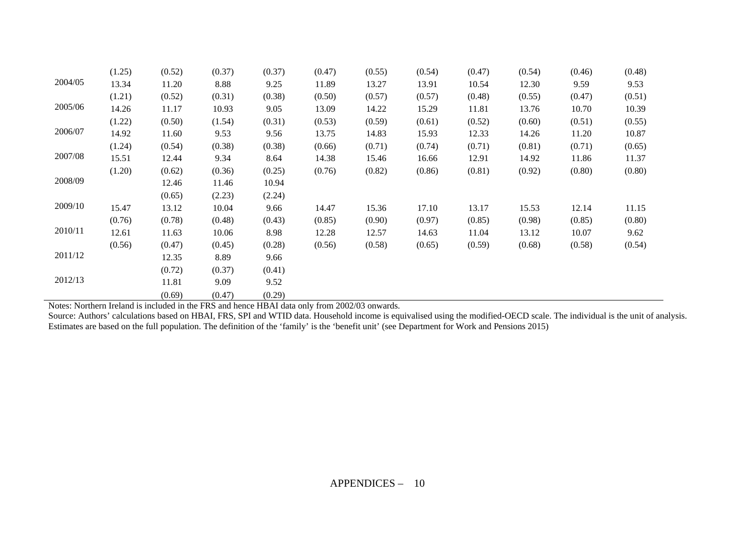|  |  |  |  |  |  |  |  |  |  |  |  |
|---|---|---|---|---|---|---|---|---|---|---|---|
|  | (1.25) | (0.52) | (0.37) | (0.37) | (0.47) | (0.55) | (0.54) | (0.47) | (0.54) | (0.46) | (0.48) |
| 2004/05 | 13.34 | 11.20 | 8.88 | 9.25 | 11.89 | 13.27 | 13.91 | 10.54 | 12.30 | 9.59 | 9.53 |
|  | (1.21) | (0.52) | (0.31) | (0.38) | (0.50) | (0.57) | (0.57) | (0.48) | (0.55) | (0.47) | (0.51) |
| 2005/06 | 14.26 | 11.17 | 10.93 | 9.05 | 13.09 | 14.22 | 15.29 | 11.81 | 13.76 | 10.70 | 10.39 |
|  | (1.22) | (0.50) | (1.54) | (0.31) | (0.53) | (0.59) | (0.61) | (0.52) | (0.60) | (0.51) | (0.55) |
| 2006/07 | 14.92 | 11.60 | 9.53 | 9.56 | 13.75 | 14.83 | 15.93 | 12.33 | 14.26 | 11.20 | 10.87 |
|  | (1.24) | (0.54) | (0.38) | (0.38) | (0.66) | (0.71) | (0.74) | (0.71) | (0.81) | (0.71) | (0.65) |
| 2007/08 | 15.51 | 12.44 | 9.34 | 8.64 | 14.38 | 15.46 | 16.66 | 12.91 | 14.92 | 11.86 | 11.37 |
|  | (1.20) | (0.62) | (0.36) | (0.25) | (0.76) | (0.82) | (0.86) | (0.81) | (0.92) | (0.80) | (0.80) |
| 2008/09 |  | 12.46 | 11.46 | 10.94 |  |  |  |  |  |  |  |
|  |  | (0.65) | (2.23) | (2.24) |  |  |  |  |  |  |  |
| 2009/10 | 15.47 | 13.12 | 10.04 | 9.66 | 14.47 | 15.36 | 17.10 | 13.17 | 15.53 | 12.14 | 11.15 |
|  | (0.76) | (0.78) | (0.48) | (0.43) | (0.85) | (0.90) | (0.97) | (0.85) | (0.98) | (0.85) | (0.80) |
| 2010/11 | 12.61 | 11.63 | 10.06 | 8.98 | 12.28 | 12.57 | 14.63 | 11.04 | 13.12 | 10.07 | 9.62 |
|  | (0.56) | (0.47) | (0.45) | (0.28) | (0.56) | (0.58) | (0.65) | (0.59) | (0.68) | (0.58) | (0.54) |
| 2011/12 |  | 12.35 | 8.89 | 9.66 |  |  |  |  |  |  |  |
|  |  | (0.72) | (0.37) | (0.41) |  |  |  |  |  |  |  |
| 2012/13 |  | 11.81 | 9.09 | 9.52 |  |  |  |  |  |  |  |
|  |  | (0.69) | (0.47) | (0.29) |  |  |  |  |  |  |  |

Notes: Northern Ireland is included in the FRS and hence HBAI data only from 2002/03 onwards.

Source: Authors' calculations based on HBAI, FRS, SPI and WTID data. Household income is equivalised using the modified-OECD scale. The individual is the unit of analysis. Estimates are based on the full population. The definition of the 'family' is the 'benefit unit' (see Department for Work and Pensions 2015)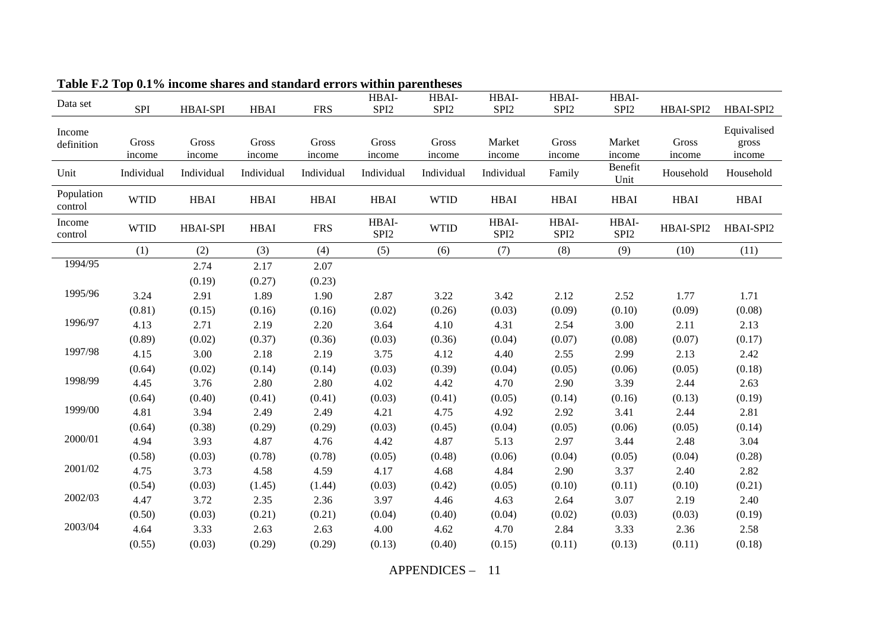**Table F.2 Top 0.1% income shares and standard errors within parentheses**

| Data set | SPI | HBAI-SPI | HBAI | FRS | HBAI-SPI2 | HBAI-SPI2 | HBAI-SPI2 | HBAI-SPI2 | HBAI-SPI2 | HBAI-SPI2 | HBAI-SPI2 |
|---|---|---|---|---|---|---|---|---|---|---|---|
| Income definition | Gross income | Gross income | Gross income | Gross income | Gross income | Gross income | Market income | Gross income | Market income | Gross income | Equivalised gross income |
| Unit | Individual | Individual | Individual | Individual | Individual | Individual | Individual | Family | Benefit Unit | Household | Household |
| Population control | WTID | HBAI | HBAI | HBAI | HBAI | WTID | HBAI | HBAI | HBAI | HBAI | HBAI |
| Income control | WTID | HBAI-SPI | HBAI | FRS | HBAI-SPI2 | WTID | HBAI-SPI2 | HBAI-SPI2 | HBAI-SPI2 | HBAI-SPI2 | HBAI-SPI2 |
| | (1) | (2) | (3) | (4) | (5) | (6) | (7) | (8) | (9) | (10) | (11) |
| 1994/95 | | 2.74 | 2.17 | 2.07 | | | | | | | |
| | | (0.19) | (0.27) | (0.23) | | | | | | | |
| 1995/96 | 3.24 | 2.91 | 1.89 | 1.90 | 2.87 | 3.22 | 3.42 | 2.12 | 2.52 | 1.77 | 1.71 |
| | (0.81) | (0.15) | (0.16) | (0.16) | (0.02) | (0.26) | (0.03) | (0.09) | (0.10) | (0.09) | (0.08) |
| 1996/97 | 4.13 | 2.71 | 2.19 | 2.20 | 3.64 | 4.10 | 4.31 | 2.54 | 3.00 | 2.11 | 2.13 |
| | (0.89) | (0.02) | (0.37) | (0.36) | (0.03) | (0.36) | (0.04) | (0.07) | (0.08) | (0.07) | (0.17) |
| 1997/98 | 4.15 | 3.00 | 2.18 | 2.19 | 3.75 | 4.12 | 4.40 | 2.55 | 2.99 | 2.13 | 2.42 |
| | (0.64) | (0.02) | (0.14) | (0.14) | (0.03) | (0.39) | (0.04) | (0.05) | (0.06) | (0.05) | (0.18) |
| 1998/99 | 4.45 | 3.76 | 2.80 | 2.80 | 4.02 | 4.42 | 4.70 | 2.90 | 3.39 | 2.44 | 2.63 |
| | (0.64) | (0.40) | (0.41) | (0.41) | (0.03) | (0.41) | (0.05) | (0.14) | (0.16) | (0.13) | (0.19) |
| 1999/00 | 4.81 | 3.94 | 2.49 | 2.49 | 4.21 | 4.75 | 4.92 | 2.92 | 3.41 | 2.44 | 2.81 |
| | (0.64) | (0.38) | (0.29) | (0.29) | (0.03) | (0.45) | (0.04) | (0.05) | (0.06) | (0.05) | (0.14) |
| 2000/01 | 4.94 | 3.93 | 4.87 | 4.76 | 4.42 | 4.87 | 5.13 | 2.97 | 3.44 | 2.48 | 3.04 |
| | (0.58) | (0.03) | (0.78) | (0.78) | (0.05) | (0.48) | (0.06) | (0.04) | (0.05) | (0.04) | (0.28) |
| 2001/02 | 4.75 | 3.73 | 4.58 | 4.59 | 4.17 | 4.68 | 4.84 | 2.90 | 3.37 | 2.40 | 2.82 |
| | (0.54) | (0.03) | (1.45) | (1.44) | (0.03) | (0.42) | (0.05) | (0.10) | (0.11) | (0.10) | (0.21) |
| 2002/03 | 4.47 | 3.72 | 2.35 | 2.36 | 3.97 | 4.46 | 4.63 | 2.64 | 3.07 | 2.19 | 2.40 |
| | (0.50) | (0.03) | (0.21) | (0.21) | (0.04) | (0.40) | (0.04) | (0.02) | (0.03) | (0.03) | (0.19) |
| 2003/04 | 4.64 | 3.33 | 2.63 | 2.63 | 4.00 | 4.62 | 4.70 | 2.84 | 3.33 | 2.36 | 2.58 |
| | (0.55) | (0.03) | (0.29) | (0.29) | (0.13) | (0.40) | (0.15) | (0.11) | (0.13) | (0.11) | (0.18) |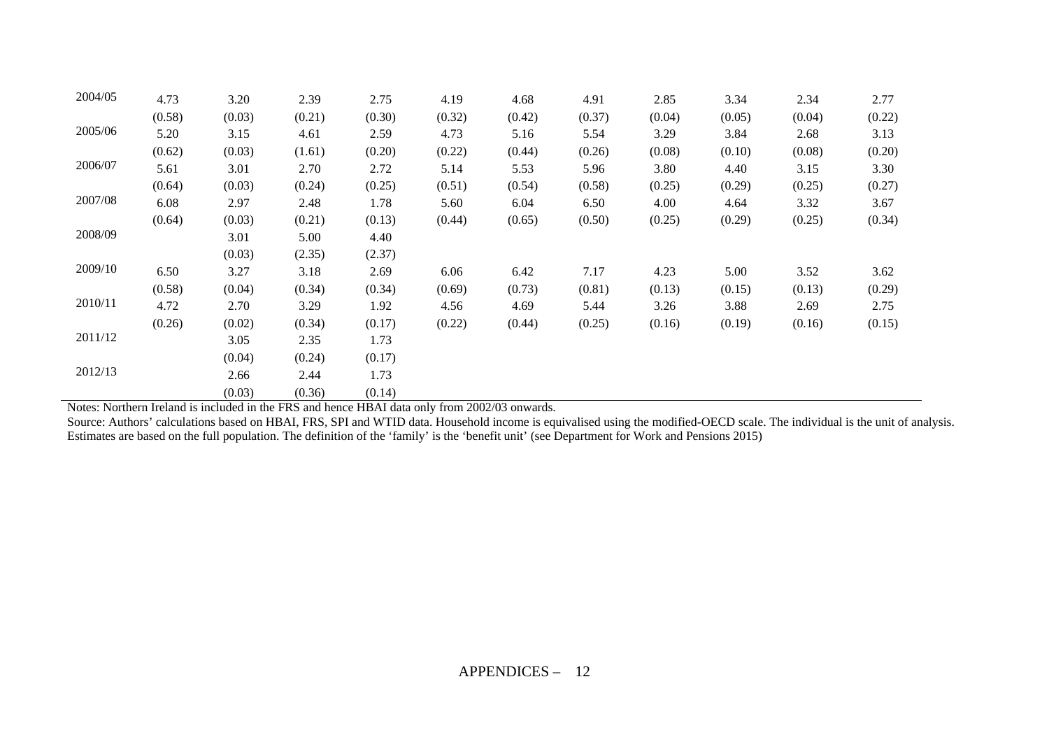| | | | | | | | | | | | |
|---|---|---|---|---|---|---|---|---|---|---|---|
| 2004/05 | 4.73 | 3.20 | 2.39 | 2.75 | 4.19 | 4.68 | 4.91 | 2.85 | 3.34 | 2.34 | 2.77 |
| | (0.58) | (0.03) | (0.21) | (0.30) | (0.32) | (0.42) | (0.37) | (0.04) | (0.05) | (0.04) | (0.22) |
| 2005/06 | 5.20 | 3.15 | 4.61 | 2.59 | 4.73 | 5.16 | 5.54 | 3.29 | 3.84 | 2.68 | 3.13 |
| | (0.62) | (0.03) | (1.61) | (0.20) | (0.22) | (0.44) | (0.26) | (0.08) | (0.10) | (0.08) | (0.20) |
| 2006/07 | 5.61 | 3.01 | 2.70 | 2.72 | 5.14 | 5.53 | 5.96 | 3.80 | 4.40 | 3.15 | 3.30 |
| | (0.64) | (0.03) | (0.24) | (0.25) | (0.51) | (0.54) | (0.58) | (0.25) | (0.29) | (0.25) | (0.27) |
| 2007/08 | 6.08 | 2.97 | 2.48 | 1.78 | 5.60 | 6.04 | 6.50 | 4.00 | 4.64 | 3.32 | 3.67 |
| | (0.64) | (0.03) | (0.21) | (0.13) | (0.44) | (0.65) | (0.50) | (0.25) | (0.29) | (0.25) | (0.34) |
| 2008/09 | | 3.01 | 5.00 | 4.40 | | | | | | | |
| | | (0.03) | (2.35) | (2.37) | | | | | | | |
| 2009/10 | 6.50 | 3.27 | 3.18 | 2.69 | 6.06 | 6.42 | 7.17 | 4.23 | 5.00 | 3.52 | 3.62 |
| | (0.58) | (0.04) | (0.34) | (0.34) | (0.69) | (0.73) | (0.81) | (0.13) | (0.15) | (0.13) | (0.29) |
| 2010/11 | 4.72 | 2.70 | 3.29 | 1.92 | 4.56 | 4.69 | 5.44 | 3.26 | 3.88 | 2.69 | 2.75 |
| | (0.26) | (0.02) | (0.34) | (0.17) | (0.22) | (0.44) | (0.25) | (0.16) | (0.19) | (0.16) | (0.15) |
| 2011/12 | | 3.05 | 2.35 | 1.73 | | | | | | | |
| | | (0.04) | (0.24) | (0.17) | | | | | | | |
| 2012/13 | | 2.66 | 2.44 | 1.73 | | | | | | | |
| | | (0.03) | (0.36) | (0.14) | | | | | | | |

Notes: Northern Ireland is included in the FRS and hence HBAI data only from 2002/03 onwards.

Source: Authors' calculations based on HBAI, FRS, SPI and WTID data. Household income is equivalised using the modified-OECD scale. The individual is the unit of analysis. Estimates are based on the full population. The definition of the 'family' is the 'benefit unit' (see Department for Work and Pensions 2015)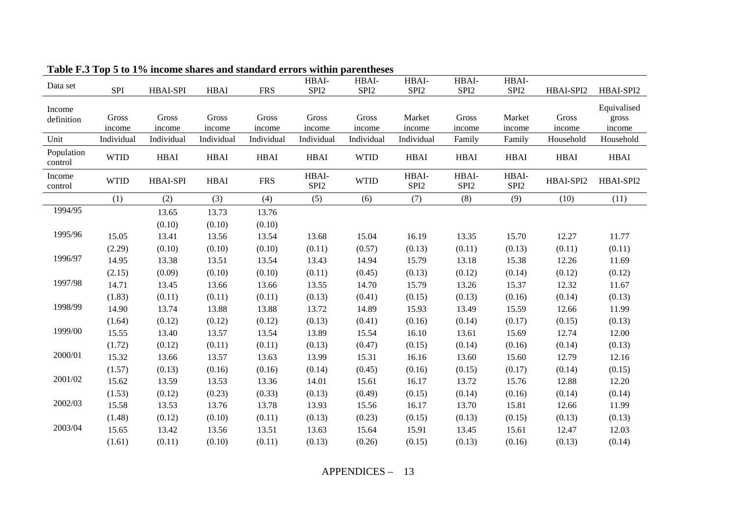**Table F.3 Top 5 to 1% income shares and standard errors within parentheses**

| Data set | SPI | HBAI-SPI | HBAI | FRS | HBAI-SPI2 | HBAI-SPI2 | HBAI-SPI2 | HBAI-SPI2 | HBAI-SPI2 | HBAI-SPI2 | HBAI-SPI2 |
|---|---|---|---|---|---|---|---|---|---|---|---|
| Income definition | Gross income | Gross income | Gross income | Gross income | Gross income | Gross income | Market income | Gross income | Market income | Gross income | Equivalised gross income |
| Unit | Individual | Individual | Individual | Individual | Individual | Individual | Individual | Family | Family | Household | Household |
| Population control | WTID | HBAI | HBAI | HBAI | HBAI | WTID | HBAI | HBAI | HBAI | HBAI | HBAI |
| Income control | WTID | HBAI-SPI | HBAI | FRS | HBAI-SPI2 | WTID | HBAI-SPI2 | HBAI-SPI2 | HBAI-SPI2 | HBAI-SPI2 | HBAI-SPI2 |
| | (1) | (2) | (3) | (4) | (5) | (6) | (7) | (8) | (9) | (10) | (11) |
| 1994/95 | | 13.65 | 13.73 | 13.76 | | | | | | | |
| | | (0.10) | (0.10) | (0.10) | | | | | | | |
| 1995/96 | 15.05 | 13.41 | 13.56 | 13.54 | 13.68 | 15.04 | 16.19 | 13.35 | 15.70 | 12.27 | 11.77 |
| | (2.29) | (0.10) | (0.10) | (0.10) | (0.11) | (0.57) | (0.13) | (0.11) | (0.13) | (0.11) | (0.11) |
| 1996/97 | 14.95 | 13.38 | 13.51 | 13.54 | 13.43 | 14.94 | 15.79 | 13.18 | 15.38 | 12.26 | 11.69 |
| | (2.15) | (0.09) | (0.10) | (0.10) | (0.11) | (0.45) | (0.13) | (0.12) | (0.14) | (0.12) | (0.12) |
| 1997/98 | 14.71 | 13.45 | 13.66 | 13.66 | 13.55 | 14.70 | 15.79 | 13.26 | 15.37 | 12.32 | 11.67 |
| | (1.83) | (0.11) | (0.11) | (0.11) | (0.13) | (0.41) | (0.15) | (0.13) | (0.16) | (0.14) | (0.13) |
| 1998/99 | 14.90 | 13.74 | 13.88 | 13.88 | 13.72 | 14.89 | 15.93 | 13.49 | 15.59 | 12.66 | 11.99 |
| | (1.64) | (0.12) | (0.12) | (0.12) | (0.13) | (0.41) | (0.16) | (0.14) | (0.17) | (0.15) | (0.13) |
| 1999/00 | 15.55 | 13.40 | 13.57 | 13.54 | 13.89 | 15.54 | 16.10 | 13.61 | 15.69 | 12.74 | 12.00 |
| | (1.72) | (0.12) | (0.11) | (0.11) | (0.13) | (0.47) | (0.15) | (0.14) | (0.16) | (0.14) | (0.13) |
| 2000/01 | 15.32 | 13.66 | 13.57 | 13.63 | 13.99 | 15.31 | 16.16 | 13.60 | 15.60 | 12.79 | 12.16 |
| | (1.57) | (0.13) | (0.16) | (0.16) | (0.14) | (0.45) | (0.16) | (0.15) | (0.17) | (0.14) | (0.15) |
| 2001/02 | 15.62 | 13.59 | 13.53 | 13.36 | 14.01 | 15.61 | 16.17 | 13.72 | 15.76 | 12.88 | 12.20 |
| | (1.53) | (0.12) | (0.23) | (0.33) | (0.13) | (0.49) | (0.15) | (0.14) | (0.16) | (0.14) | (0.14) |
| 2002/03 | 15.58 | 13.53 | 13.76 | 13.78 | 13.93 | 15.56 | 16.17 | 13.70 | 15.81 | 12.66 | 11.99 |
| | (1.48) | (0.12) | (0.10) | (0.11) | (0.13) | (0.23) | (0.15) | (0.13) | (0.15) | (0.13) | (0.13) |
| 2003/04 | 15.65 | 13.42 | 13.56 | 13.51 | 13.63 | 15.64 | 15.91 | 13.45 | 15.61 | 12.47 | 12.03 |
| | (1.61) | (0.11) | (0.10) | (0.11) | (0.13) | (0.26) | (0.15) | (0.13) | (0.16) | (0.13) | (0.14) |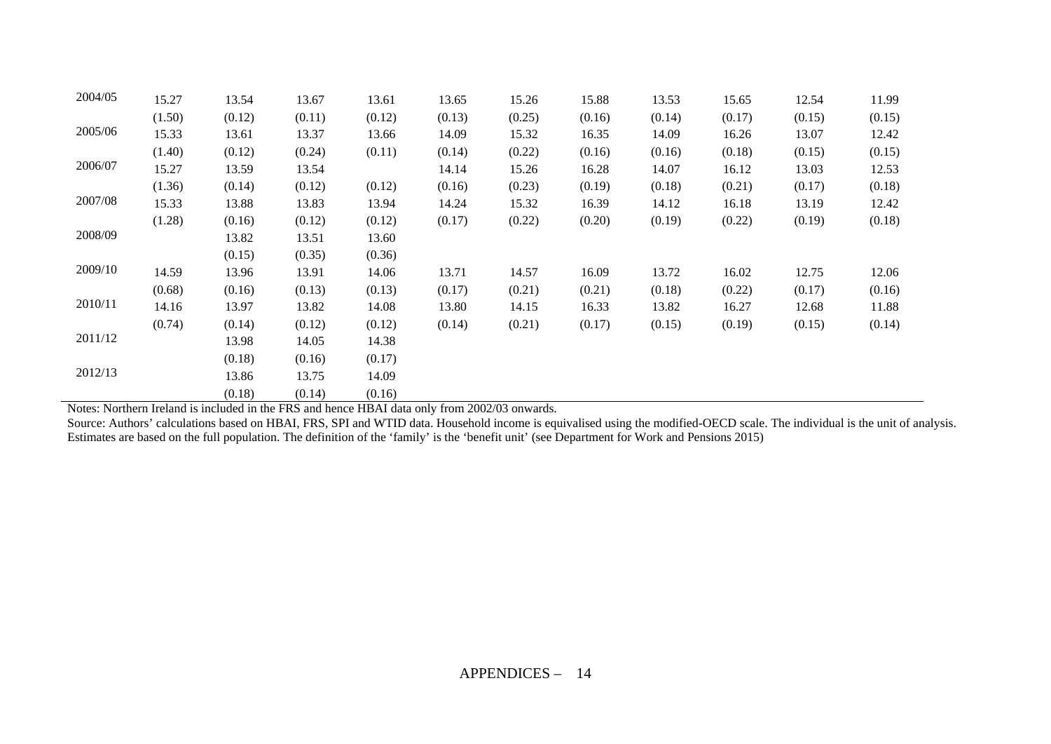| | | | | | | | | | | | |
|---|---|---|---|---|---|---|---|---|---|---|---|
| 2004/05 | 15.27 | 13.54 | 13.67 | 13.61 | 13.65 | 15.26 | 15.88 | 13.53 | 15.65 | 12.54 | 11.99 |
| | (1.50) | (0.12) | (0.11) | (0.12) | (0.13) | (0.25) | (0.16) | (0.14) | (0.17) | (0.15) | (0.15) |
| 2005/06 | 15.33 | 13.61 | 13.37 | 13.66 | 14.09 | 15.32 | 16.35 | 14.09 | 16.26 | 13.07 | 12.42 |
| | (1.40) | (0.12) | (0.24) | (0.11) | (0.14) | (0.22) | (0.16) | (0.16) | (0.18) | (0.15) | (0.15) |
| 2006/07 | 15.27 | 13.59 | 13.54 | | 14.14 | 15.26 | 16.28 | 14.07 | 16.12 | 13.03 | 12.53 |
| | (1.36) | (0.14) | (0.12) | (0.12) | (0.16) | (0.23) | (0.19) | (0.18) | (0.21) | (0.17) | (0.18) |
| 2007/08 | 15.33 | 13.88 | 13.83 | 13.94 | 14.24 | 15.32 | 16.39 | 14.12 | 16.18 | 13.19 | 12.42 |
| | (1.28) | (0.16) | (0.12) | (0.12) | (0.17) | (0.22) | (0.20) | (0.19) | (0.22) | (0.19) | (0.18) |
| 2008/09 | | 13.82 | 13.51 | 13.60 | | | | | | | |
| | | (0.15) | (0.35) | (0.36) | | | | | | | |
| 2009/10 | 14.59 | 13.96 | 13.91 | 14.06 | 13.71 | 14.57 | 16.09 | 13.72 | 16.02 | 12.75 | 12.06 |
| | (0.68) | (0.16) | (0.13) | (0.13) | (0.17) | (0.21) | (0.21) | (0.18) | (0.22) | (0.17) | (0.16) |
| 2010/11 | 14.16 | 13.97 | 13.82 | 14.08 | 13.80 | 14.15 | 16.33 | 13.82 | 16.27 | 12.68 | 11.88 |
| | (0.74) | (0.14) | (0.12) | (0.12) | (0.14) | (0.21) | (0.17) | (0.15) | (0.19) | (0.15) | (0.14) |
| 2011/12 | | 13.98 | 14.05 | 14.38 | | | | | | | |
| | | (0.18) | (0.16) | (0.17) | | | | | | | |
| 2012/13 | | 13.86 | 13.75 | 14.09 | | | | | | | |
| | | (0.18) | (0.14) | (0.16) | | | | | | | |

Notes: Northern Ireland is included in the FRS and hence HBAI data only from 2002/03 onwards.

Source: Authors' calculations based on HBAI, FRS, SPI and WTID data. Household income is equivalised using the modified-OECD scale. The individual is the unit of analysis. Estimates are based on the full population. The definition of the 'family' is the 'benefit unit' (see Department for Work and Pensions 2015)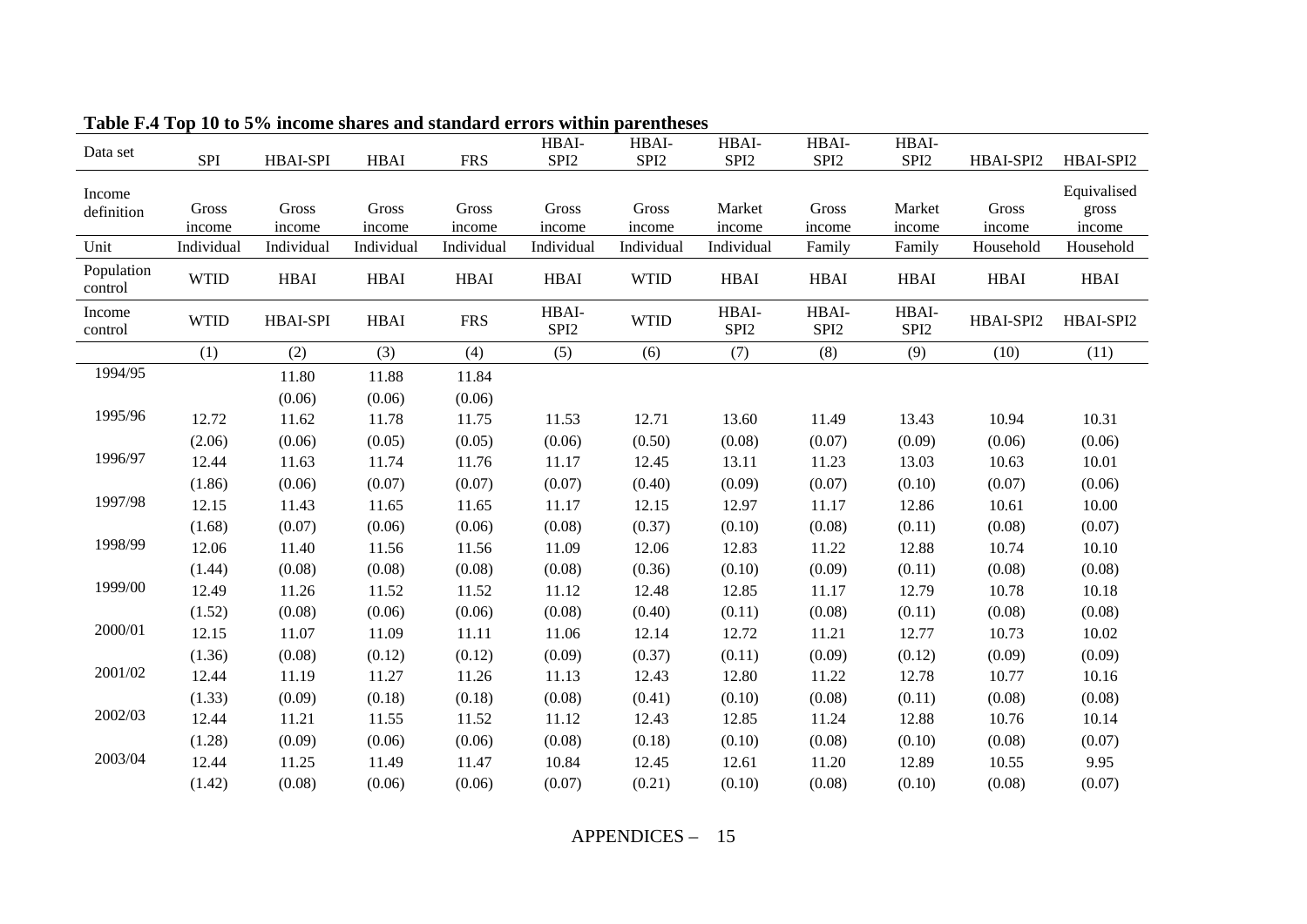**Table F.4 Top 10 to 5% income shares and standard errors within parentheses**

| Data set | SPI | HBAI-SPI | HBAI | FRS | HBAI-SPI2 | HBAI-SPI2 | HBAI-SPI2 | HBAI-SPI2 | HBAI-SPI2 | HBAI-SPI2 | HBAI-SPI2 |
|---|---|---|---|---|---|---|---|---|---|---|---|
| Income definition | Gross income | Gross income | Gross income | Gross income | Gross income | Gross income | Market income | Gross income | Market income | Gross income | Equivalised gross income |
| Unit | Individual | Individual | Individual | Individual | Individual | Individual | Individual | Family | Family | Household | Household |
| Population control | WTID | HBAI | HBAI | HBAI | HBAI | WTID | HBAI | HBAI | HBAI | HBAI | HBAI |
| Income control | WTID | HBAI-SPI | HBAI | FRS | HBAI-SPI2 | WTID | HBAI-SPI2 | HBAI-SPI2 | HBAI-SPI2 | HBAI-SPI2 | HBAI-SPI2 |
| | (1) | (2) | (3) | (4) | (5) | (6) | (7) | (8) | (9) | (10) | (11) |
| 1994/95 | | 11.80 | 11.88 | 11.84 | | | | | | | |
| | | (0.06) | (0.06) | (0.06) | | | | | | | |
| 1995/96 | 12.72 | 11.62 | 11.78 | 11.75 | 11.53 | 12.71 | 13.60 | 11.49 | 13.43 | 10.94 | 10.31 |
| | (2.06) | (0.06) | (0.05) | (0.05) | (0.06) | (0.50) | (0.08) | (0.07) | (0.09) | (0.06) | (0.06) |
| 1996/97 | 12.44 | 11.63 | 11.74 | 11.76 | 11.17 | 12.45 | 13.11 | 11.23 | 13.03 | 10.63 | 10.01 |
| | (1.86) | (0.06) | (0.07) | (0.07) | (0.07) | (0.40) | (0.09) | (0.07) | (0.10) | (0.07) | (0.06) |
| 1997/98 | 12.15 | 11.43 | 11.65 | 11.65 | 11.17 | 12.15 | 12.97 | 11.17 | 12.86 | 10.61 | 10.00 |
| | (1.68) | (0.07) | (0.06) | (0.06) | (0.08) | (0.37) | (0.10) | (0.08) | (0.11) | (0.08) | (0.07) |
| 1998/99 | 12.06 | 11.40 | 11.56 | 11.56 | 11.09 | 12.06 | 12.83 | 11.22 | 12.88 | 10.74 | 10.10 |
| | (1.44) | (0.08) | (0.08) | (0.08) | (0.08) | (0.36) | (0.10) | (0.09) | (0.11) | (0.08) | (0.08) |
| 1999/00 | 12.49 | 11.26 | 11.52 | 11.52 | 11.12 | 12.48 | 12.85 | 11.17 | 12.79 | 10.78 | 10.18 |
| | (1.52) | (0.08) | (0.06) | (0.06) | (0.08) | (0.40) | (0.11) | (0.08) | (0.11) | (0.08) | (0.08) |
| 2000/01 | 12.15 | 11.07 | 11.09 | 11.11 | 11.06 | 12.14 | 12.72 | 11.21 | 12.77 | 10.73 | 10.02 |
| | (1.36) | (0.08) | (0.12) | (0.12) | (0.09) | (0.37) | (0.11) | (0.09) | (0.12) | (0.09) | (0.09) |
| 2001/02 | 12.44 | 11.19 | 11.27 | 11.26 | 11.13 | 12.43 | 12.80 | 11.22 | 12.78 | 10.77 | 10.16 |
| | (1.33) | (0.09) | (0.18) | (0.18) | (0.08) | (0.41) | (0.10) | (0.08) | (0.11) | (0.08) | (0.08) |
| 2002/03 | 12.44 | 11.21 | 11.55 | 11.52 | 11.12 | 12.43 | 12.85 | 11.24 | 12.88 | 10.76 | 10.14 |
| | (1.28) | (0.09) | (0.06) | (0.06) | (0.08) | (0.18) | (0.10) | (0.08) | (0.10) | (0.08) | (0.07) |
| 2003/04 | 12.44 | 11.25 | 11.49 | 11.47 | 10.84 | 12.45 | 12.61 | 11.20 | 12.89 | 10.55 | 9.95 |
| | (1.42) | (0.08) | (0.06) | (0.06) | (0.07) | (0.21) | (0.10) | (0.08) | (0.10) | (0.08) | (0.07) |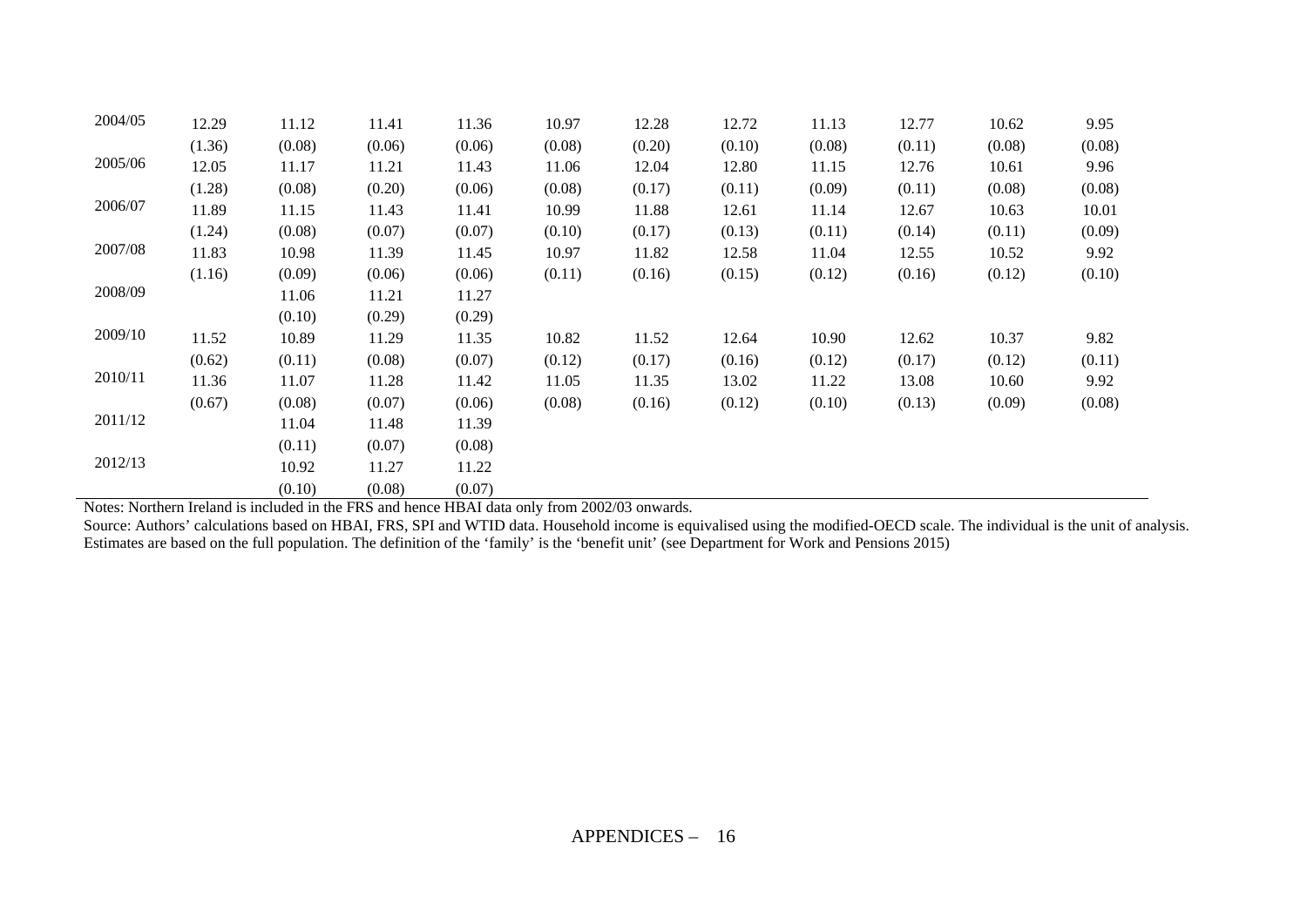| | | | | | | | | | | | |
|---|---|---|---|---|---|---|---|---|---|---|---|
| 2004/05 | 12.29 | 11.12 | 11.41 | 11.36 | 10.97 | 12.28 | 12.72 | 11.13 | 12.77 | 10.62 | 9.95 |
| | (1.36) | (0.08) | (0.06) | (0.06) | (0.08) | (0.20) | (0.10) | (0.08) | (0.11) | (0.08) | (0.08) |
| 2005/06 | 12.05 | 11.17 | 11.21 | 11.43 | 11.06 | 12.04 | 12.80 | 11.15 | 12.76 | 10.61 | 9.96 |
| | (1.28) | (0.08) | (0.20) | (0.06) | (0.08) | (0.17) | (0.11) | (0.09) | (0.11) | (0.08) | (0.08) |
| 2006/07 | 11.89 | 11.15 | 11.43 | 11.41 | 10.99 | 11.88 | 12.61 | 11.14 | 12.67 | 10.63 | 10.01 |
| | (1.24) | (0.08) | (0.07) | (0.07) | (0.10) | (0.17) | (0.13) | (0.11) | (0.14) | (0.11) | (0.09) |
| 2007/08 | 11.83 | 10.98 | 11.39 | 11.45 | 10.97 | 11.82 | 12.58 | 11.04 | 12.55 | 10.52 | 9.92 |
| | (1.16) | (0.09) | (0.06) | (0.06) | (0.11) | (0.16) | (0.15) | (0.12) | (0.16) | (0.12) | (0.10) |
| 2008/09 | | 11.06 | 11.21 | 11.27 | | | | | | | |
| | | (0.10) | (0.29) | (0.29) | | | | | | | |
| 2009/10 | 11.52 | 10.89 | 11.29 | 11.35 | 10.82 | 11.52 | 12.64 | 10.90 | 12.62 | 10.37 | 9.82 |
| | (0.62) | (0.11) | (0.08) | (0.07) | (0.12) | (0.17) | (0.16) | (0.12) | (0.17) | (0.12) | (0.11) |
| 2010/11 | 11.36 | 11.07 | 11.28 | 11.42 | 11.05 | 11.35 | 13.02 | 11.22 | 13.08 | 10.60 | 9.92 |
| | (0.67) | (0.08) | (0.07) | (0.06) | (0.08) | (0.16) | (0.12) | (0.10) | (0.13) | (0.09) | (0.08) |
| 2011/12 | | 11.04 | 11.48 | 11.39 | | | | | | | |
| | | (0.11) | (0.07) | (0.08) | | | | | | | |
| 2012/13 | | 10.92 | 11.27 | 11.22 | | | | | | | |
| | | (0.10) | (0.08) | (0.07) | | | | | | | |

Notes: Northern Ireland is included in the FRS and hence HBAI data only from 2002/03 onwards.

Source: Authors' calculations based on HBAI, FRS, SPI and WTID data. Household income is equivalised using the modified-OECD scale. The individual is the unit of analysis. Estimates are based on the full population. The definition of the 'family' is the 'benefit unit' (see Department for Work and Pensions 2015)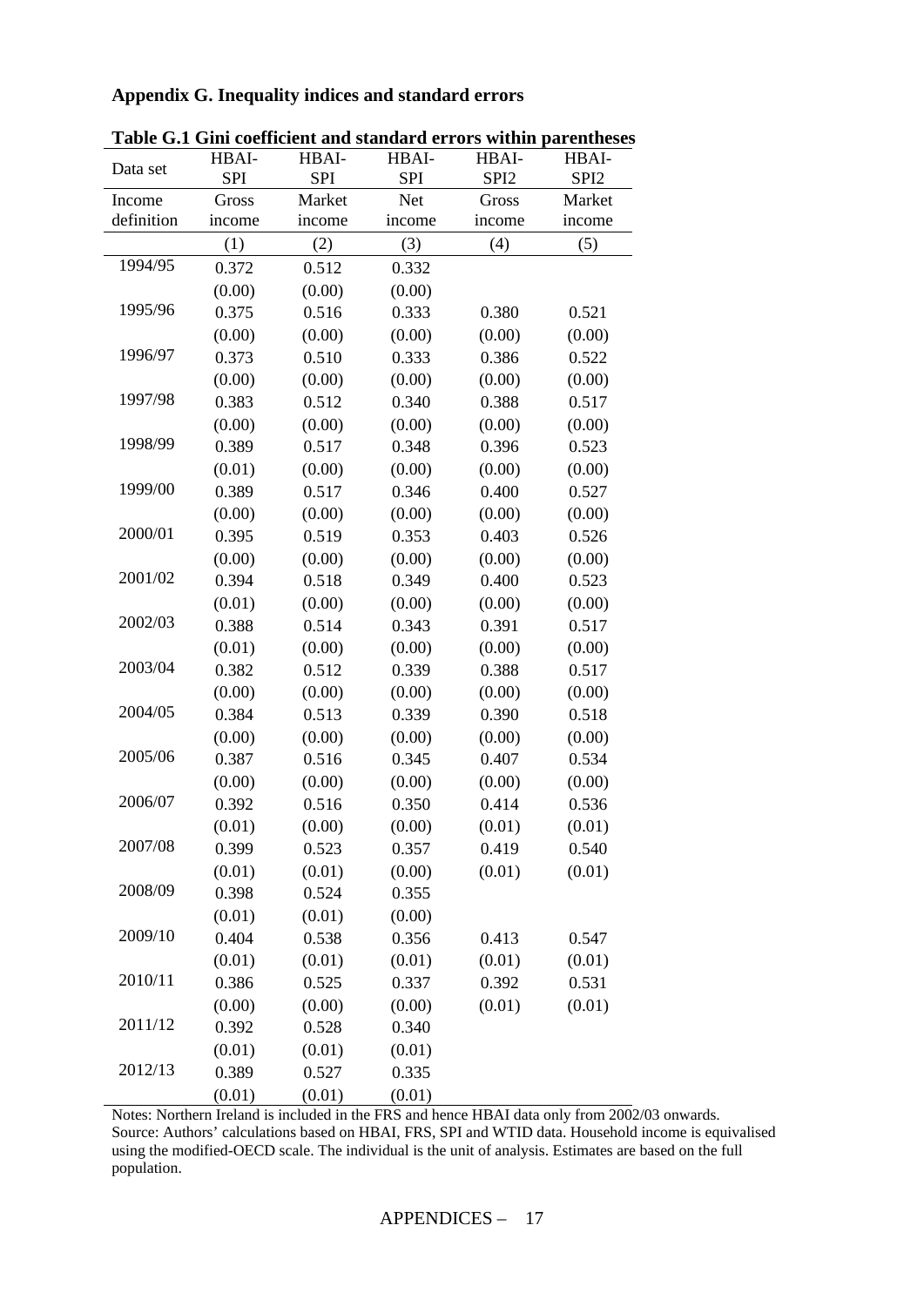## Appendix G. Inequality indices and standard errors

**Table G.1 Gini coefficient and standard errors within parentheses**

| Data set | HBAI-SPI | HBAI-SPI | HBAI-SPI | HBAI-SPI2 | HBAI-SPI2 |
|---|---|---|---|---|---|
| Income definition | Gross income | Market income | Net income | Gross income | Market income |
| | (1) | (2) | (3) | (4) | (5) |
| 1994/95 | 0.372 | 0.512 | 0.332 | | |
| | (0.00) | (0.00) | (0.00) | | |
| 1995/96 | 0.375 | 0.516 | 0.333 | 0.380 | 0.521 |
| | (0.00) | (0.00) | (0.00) | (0.00) | (0.00) |
| 1996/97 | 0.373 | 0.510 | 0.333 | 0.386 | 0.522 |
| | (0.00) | (0.00) | (0.00) | (0.00) | (0.00) |
| 1997/98 | 0.383 | 0.512 | 0.340 | 0.388 | 0.517 |
| | (0.00) | (0.00) | (0.00) | (0.00) | (0.00) |
| 1998/99 | 0.389 | 0.517 | 0.348 | 0.396 | 0.523 |
| | (0.01) | (0.00) | (0.00) | (0.00) | (0.00) |
| 1999/00 | 0.389 | 0.517 | 0.346 | 0.400 | 0.527 |
| | (0.00) | (0.00) | (0.00) | (0.00) | (0.00) |
| 2000/01 | 0.395 | 0.519 | 0.353 | 0.403 | 0.526 |
| | (0.00) | (0.00) | (0.00) | (0.00) | (0.00) |
| 2001/02 | 0.394 | 0.518 | 0.349 | 0.400 | 0.523 |
| | (0.01) | (0.00) | (0.00) | (0.00) | (0.00) |
| 2002/03 | 0.388 | 0.514 | 0.343 | 0.391 | 0.517 |
| | (0.01) | (0.00) | (0.00) | (0.00) | (0.00) |
| 2003/04 | 0.382 | 0.512 | 0.339 | 0.388 | 0.517 |
| | (0.00) | (0.00) | (0.00) | (0.00) | (0.00) |
| 2004/05 | 0.384 | 0.513 | 0.339 | 0.390 | 0.518 |
| | (0.00) | (0.00) | (0.00) | (0.00) | (0.00) |
| 2005/06 | 0.387 | 0.516 | 0.345 | 0.407 | 0.534 |
| | (0.00) | (0.00) | (0.00) | (0.00) | (0.00) |
| 2006/07 | 0.392 | 0.516 | 0.350 | 0.414 | 0.536 |
| | (0.01) | (0.00) | (0.00) | (0.01) | (0.01) |
| 2007/08 | 0.399 | 0.523 | 0.357 | 0.419 | 0.540 |
| | (0.01) | (0.01) | (0.00) | (0.01) | (0.01) |
| 2008/09 | 0.398 | 0.524 | 0.355 | | |
| | (0.01) | (0.01) | (0.00) | | |
| 2009/10 | 0.404 | 0.538 | 0.356 | 0.413 | 0.547 |
| | (0.01) | (0.01) | (0.01) | (0.01) | (0.01) |
| 2010/11 | 0.386 | 0.525 | 0.337 | 0.392 | 0.531 |
| | (0.00) | (0.00) | (0.00) | (0.01) | (0.01) |
| 2011/12 | 0.392 | 0.528 | 0.340 | | |
| | (0.01) | (0.01) | (0.01) | | |
| 2012/13 | 0.389 | 0.527 | 0.335 | | |
| | (0.01) | (0.01) | (0.01) | | |

Notes: Northern Ireland is included in the FRS and hence HBAI data only from 2002/03 onwards.
Source: Authors' calculations based on HBAI, FRS, SPI and WTID data. Household income is equivalised using the modified-OECD scale. The individual is the unit of analysis. Estimates are based on the full population.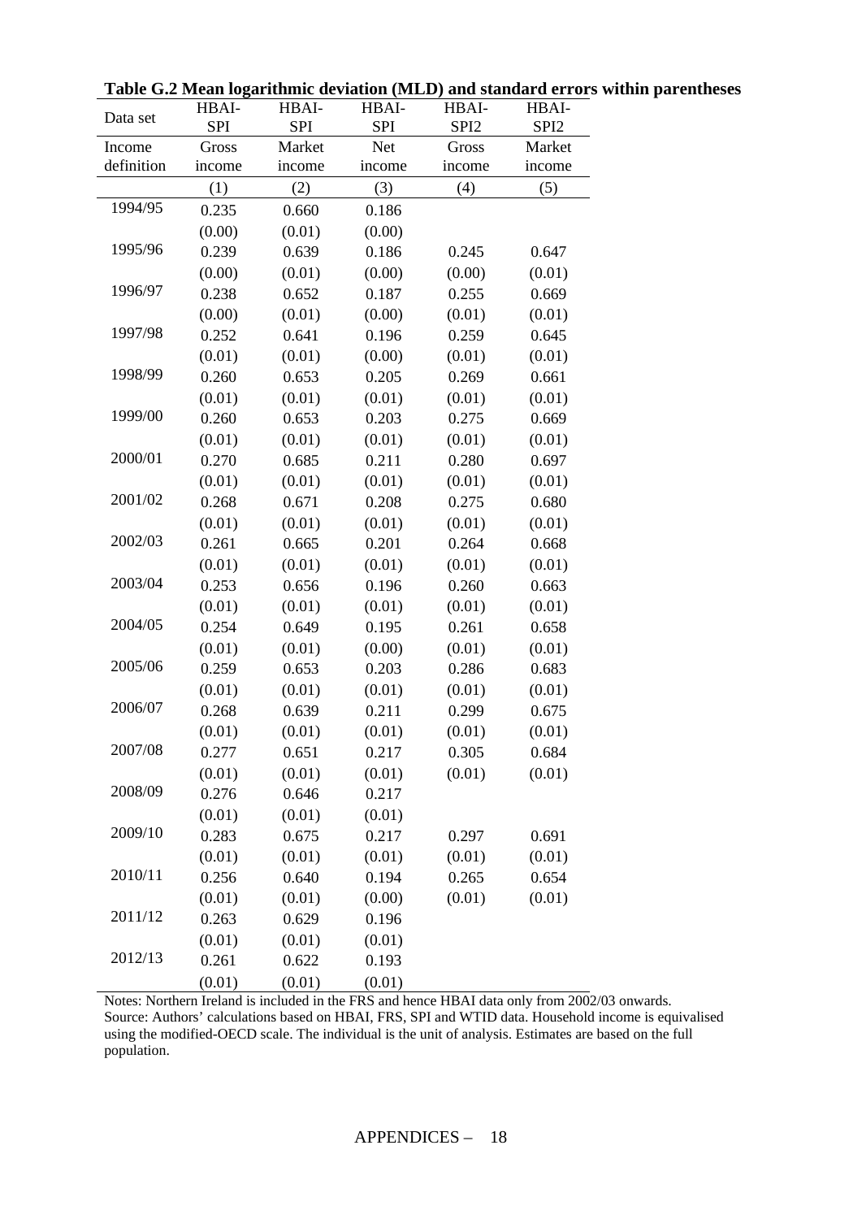**Table G.2 Mean logarithmic deviation (MLD) and standard errors within parentheses**

| Data set | HBAI-SPI | HBAI-SPI | HBAI-SPI | HBAI-SPI2 | HBAI-SPI2 |
|---|---|---|---|---|---|
| Income definition | Gross income | Market income | Net income | Gross income | Market income |
| | (1) | (2) | (3) | (4) | (5) |
| 1994/95 | 0.235 | 0.660 | 0.186 | | |
| | (0.00) | (0.01) | (0.00) | | |
| 1995/96 | 0.239 | 0.639 | 0.186 | 0.245 | 0.647 |
| | (0.00) | (0.01) | (0.00) | (0.00) | (0.01) |
| 1996/97 | 0.238 | 0.652 | 0.187 | 0.255 | 0.669 |
| | (0.00) | (0.01) | (0.00) | (0.01) | (0.01) |
| 1997/98 | 0.252 | 0.641 | 0.196 | 0.259 | 0.645 |
| | (0.01) | (0.01) | (0.00) | (0.01) | (0.01) |
| 1998/99 | 0.260 | 0.653 | 0.205 | 0.269 | 0.661 |
| | (0.01) | (0.01) | (0.01) | (0.01) | (0.01) |
| 1999/00 | 0.260 | 0.653 | 0.203 | 0.275 | 0.669 |
| | (0.01) | (0.01) | (0.01) | (0.01) | (0.01) |
| 2000/01 | 0.270 | 0.685 | 0.211 | 0.280 | 0.697 |
| | (0.01) | (0.01) | (0.01) | (0.01) | (0.01) |
| 2001/02 | 0.268 | 0.671 | 0.208 | 0.275 | 0.680 |
| | (0.01) | (0.01) | (0.01) | (0.01) | (0.01) |
| 2002/03 | 0.261 | 0.665 | 0.201 | 0.264 | 0.668 |
| | (0.01) | (0.01) | (0.01) | (0.01) | (0.01) |
| 2003/04 | 0.253 | 0.656 | 0.196 | 0.260 | 0.663 |
| | (0.01) | (0.01) | (0.01) | (0.01) | (0.01) |
| 2004/05 | 0.254 | 0.649 | 0.195 | 0.261 | 0.658 |
| | (0.01) | (0.01) | (0.00) | (0.01) | (0.01) |
| 2005/06 | 0.259 | 0.653 | 0.203 | 0.286 | 0.683 |
| | (0.01) | (0.01) | (0.01) | (0.01) | (0.01) |
| 2006/07 | 0.268 | 0.639 | 0.211 | 0.299 | 0.675 |
| | (0.01) | (0.01) | (0.01) | (0.01) | (0.01) |
| 2007/08 | 0.277 | 0.651 | 0.217 | 0.305 | 0.684 |
| | (0.01) | (0.01) | (0.01) | (0.01) | (0.01) |
| 2008/09 | 0.276 | 0.646 | 0.217 | | |
| | (0.01) | (0.01) | (0.01) | | |
| 2009/10 | 0.283 | 0.675 | 0.217 | 0.297 | 0.691 |
| | (0.01) | (0.01) | (0.01) | (0.01) | (0.01) |
| 2010/11 | 0.256 | 0.640 | 0.194 | 0.265 | 0.654 |
| | (0.01) | (0.01) | (0.00) | (0.01) | (0.01) |
| 2011/12 | 0.263 | 0.629 | 0.196 | | |
| | (0.01) | (0.01) | (0.01) | | |
| 2012/13 | 0.261 | 0.622 | 0.193 | | |
| | (0.01) | (0.01) | (0.01) | | |

Notes: Northern Ireland is included in the FRS and hence HBAI data only from 2002/03 onwards.
Source: Authors' calculations based on HBAI, FRS, SPI and WTID data. Household income is equivalised using the modified-OECD scale. The individual is the unit of analysis. Estimates are based on the full population.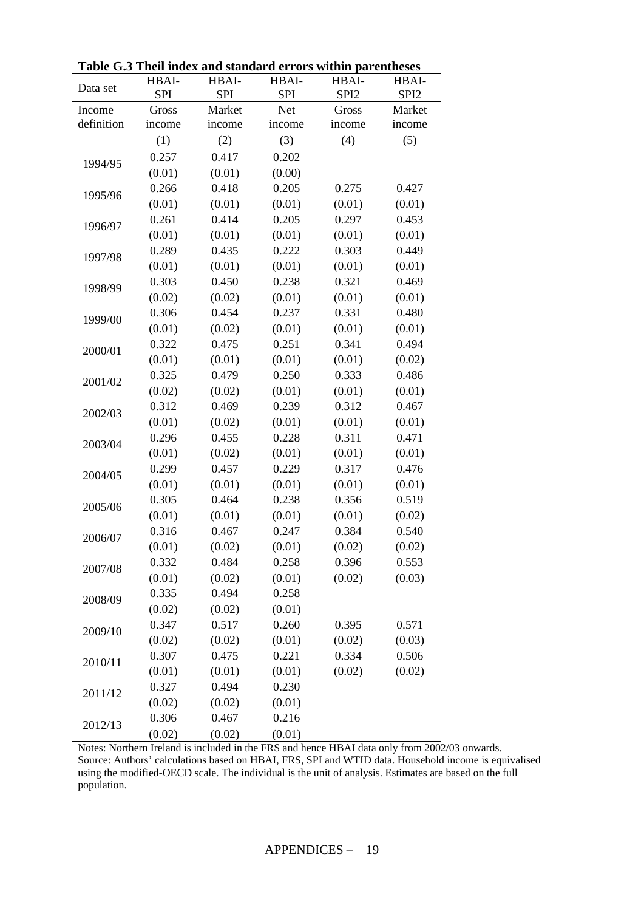**Table G.3 Theil index and standard errors within parentheses**

| Data set | HBAI-SPI | HBAI-SPI | HBAI-SPI | HBAI-SPI2 | HBAI-SPI2 |
|---|---|---|---|---|---|
| Income definition | Gross income | Market income | Net income | Gross income | Market income |
| | (1) | (2) | (3) | (4) | (5) |
| 1994/95 | 0.257 | 0.417 | 0.202 | | |
| | (0.01) | (0.01) | (0.00) | | |
| 1995/96 | 0.266 | 0.418 | 0.205 | 0.275 | 0.427 |
| | (0.01) | (0.01) | (0.01) | (0.01) | (0.01) |
| 1996/97 | 0.261 | 0.414 | 0.205 | 0.297 | 0.453 |
| | (0.01) | (0.01) | (0.01) | (0.01) | (0.01) |
| 1997/98 | 0.289 | 0.435 | 0.222 | 0.303 | 0.449 |
| | (0.01) | (0.01) | (0.01) | (0.01) | (0.01) |
| 1998/99 | 0.303 | 0.450 | 0.238 | 0.321 | 0.469 |
| | (0.02) | (0.02) | (0.01) | (0.01) | (0.01) |
| 1999/00 | 0.306 | 0.454 | 0.237 | 0.331 | 0.480 |
| | (0.01) | (0.02) | (0.01) | (0.01) | (0.01) |
| 2000/01 | 0.322 | 0.475 | 0.251 | 0.341 | 0.494 |
| | (0.01) | (0.01) | (0.01) | (0.01) | (0.02) |
| 2001/02 | 0.325 | 0.479 | 0.250 | 0.333 | 0.486 |
| | (0.02) | (0.02) | (0.01) | (0.01) | (0.01) |
| 2002/03 | 0.312 | 0.469 | 0.239 | 0.312 | 0.467 |
| | (0.01) | (0.02) | (0.01) | (0.01) | (0.01) |
| 2003/04 | 0.296 | 0.455 | 0.228 | 0.311 | 0.471 |
| | (0.01) | (0.02) | (0.01) | (0.01) | (0.01) |
| 2004/05 | 0.299 | 0.457 | 0.229 | 0.317 | 0.476 |
| | (0.01) | (0.01) | (0.01) | (0.01) | (0.01) |
| 2005/06 | 0.305 | 0.464 | 0.238 | 0.356 | 0.519 |
| | (0.01) | (0.01) | (0.01) | (0.01) | (0.02) |
| 2006/07 | 0.316 | 0.467 | 0.247 | 0.384 | 0.540 |
| | (0.01) | (0.02) | (0.01) | (0.02) | (0.02) |
| 2007/08 | 0.332 | 0.484 | 0.258 | 0.396 | 0.553 |
| | (0.01) | (0.02) | (0.01) | (0.02) | (0.03) |
| 2008/09 | 0.335 | 0.494 | 0.258 | | |
| | (0.02) | (0.02) | (0.01) | | |
| 2009/10 | 0.347 | 0.517 | 0.260 | 0.395 | 0.571 |
| | (0.02) | (0.02) | (0.01) | (0.02) | (0.03) |
| 2010/11 | 0.307 | 0.475 | 0.221 | 0.334 | 0.506 |
| | (0.01) | (0.01) | (0.01) | (0.02) | (0.02) |
| 2011/12 | 0.327 | 0.494 | 0.230 | | |
| | (0.02) | (0.02) | (0.01) | | |
| 2012/13 | 0.306 | 0.467 | 0.216 | | |
| | (0.02) | (0.02) | (0.01) | | |

Notes: Northern Ireland is included in the FRS and hence HBAI data only from 2002/03 onwards.
Source: Authors' calculations based on HBAI, FRS, SPI and WTID data. Household income is equivalised using the modified-OECD scale. The individual is the unit of analysis. Estimates are based on the full population.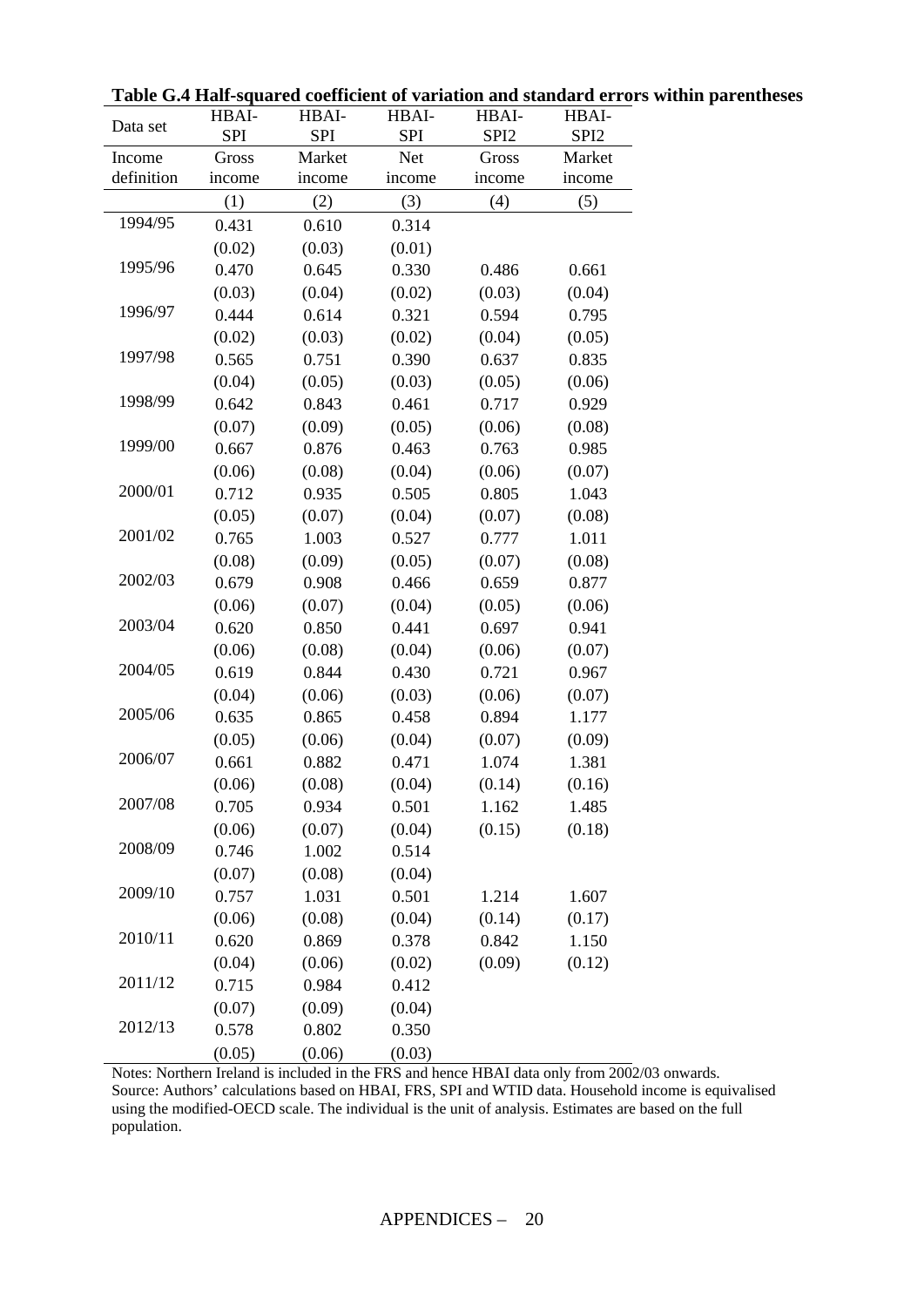**Table G.4 Half-squared coefficient of variation and standard errors within parentheses**

| Data set | HBAI-SPI | HBAI-SPI | HBAI-SPI | HBAI-SPI2 | HBAI-SPI2 |
|---|---|---|---|---|---|
| Income definition | Gross income | Market income | Net income | Gross income | Market income |
| | (1) | (2) | (3) | (4) | (5) |
| 1994/95 | 0.431 | 0.610 | 0.314 | | |
| | (0.02) | (0.03) | (0.01) | | |
| 1995/96 | 0.470 | 0.645 | 0.330 | 0.486 | 0.661 |
| | (0.03) | (0.04) | (0.02) | (0.03) | (0.04) |
| 1996/97 | 0.444 | 0.614 | 0.321 | 0.594 | 0.795 |
| | (0.02) | (0.03) | (0.02) | (0.04) | (0.05) |
| 1997/98 | 0.565 | 0.751 | 0.390 | 0.637 | 0.835 |
| | (0.04) | (0.05) | (0.03) | (0.05) | (0.06) |
| 1998/99 | 0.642 | 0.843 | 0.461 | 0.717 | 0.929 |
| | (0.07) | (0.09) | (0.05) | (0.06) | (0.08) |
| 1999/00 | 0.667 | 0.876 | 0.463 | 0.763 | 0.985 |
| | (0.06) | (0.08) | (0.04) | (0.06) | (0.07) |
| 2000/01 | 0.712 | 0.935 | 0.505 | 0.805 | 1.043 |
| | (0.05) | (0.07) | (0.04) | (0.07) | (0.08) |
| 2001/02 | 0.765 | 1.003 | 0.527 | 0.777 | 1.011 |
| | (0.08) | (0.09) | (0.05) | (0.07) | (0.08) |
| 2002/03 | 0.679 | 0.908 | 0.466 | 0.659 | 0.877 |
| | (0.06) | (0.07) | (0.04) | (0.05) | (0.06) |
| 2003/04 | 0.620 | 0.850 | 0.441 | 0.697 | 0.941 |
| | (0.06) | (0.08) | (0.04) | (0.06) | (0.07) |
| 2004/05 | 0.619 | 0.844 | 0.430 | 0.721 | 0.967 |
| | (0.04) | (0.06) | (0.03) | (0.06) | (0.07) |
| 2005/06 | 0.635 | 0.865 | 0.458 | 0.894 | 1.177 |
| | (0.05) | (0.06) | (0.04) | (0.07) | (0.09) |
| 2006/07 | 0.661 | 0.882 | 0.471 | 1.074 | 1.381 |
| | (0.06) | (0.08) | (0.04) | (0.14) | (0.16) |
| 2007/08 | 0.705 | 0.934 | 0.501 | 1.162 | 1.485 |
| | (0.06) | (0.07) | (0.04) | (0.15) | (0.18) |
| 2008/09 | 0.746 | 1.002 | 0.514 | | |
| | (0.07) | (0.08) | (0.04) | | |
| 2009/10 | 0.757 | 1.031 | 0.501 | 1.214 | 1.607 |
| | (0.06) | (0.08) | (0.04) | (0.14) | (0.17) |
| 2010/11 | 0.620 | 0.869 | 0.378 | 0.842 | 1.150 |
| | (0.04) | (0.06) | (0.02) | (0.09) | (0.12) |
| 2011/12 | 0.715 | 0.984 | 0.412 | | |
| | (0.07) | (0.09) | (0.04) | | |
| 2012/13 | 0.578 | 0.802 | 0.350 | | |
| | (0.05) | (0.06) | (0.03) | | |

Notes: Northern Ireland is included in the FRS and hence HBAI data only from 2002/03 onwards.
Source: Authors' calculations based on HBAI, FRS, SPI and WTID data. Household income is equivalised using the modified-OECD scale. The individual is the unit of analysis. Estimates are based on the full population.